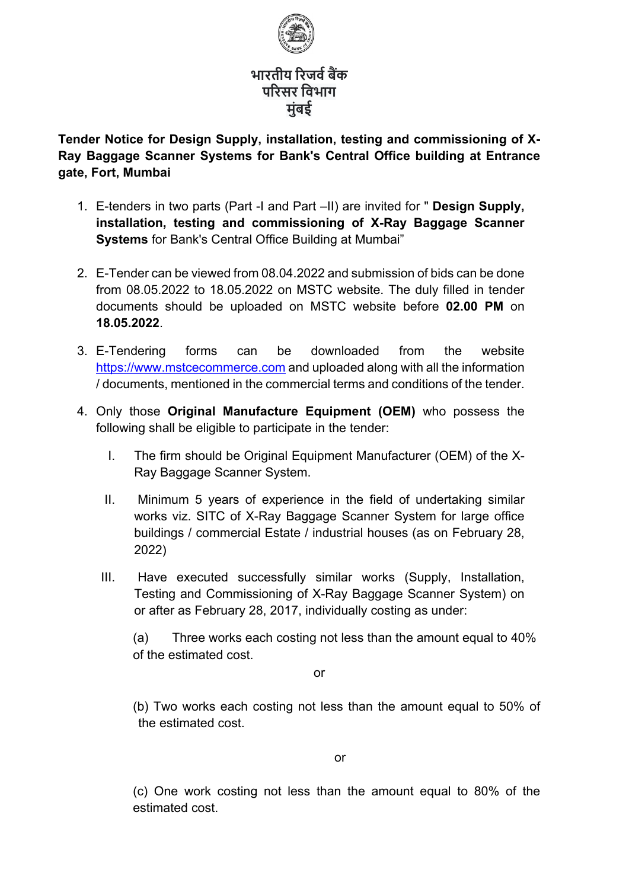भारतीय रिज़र्व बैंक
परिसर विभाग
मुंबई

**Tender Notice for Design Supply, installation, testing and commissioning of X-Ray Baggage Scanner Systems for Bank's Central Office building at Entrance gate, Fort, Mumbai**

1. E-tenders in two parts (Part -I and Part –II) are invited for " **Design Supply, installation, testing and commissioning of X-Ray Baggage Scanner Systems** for Bank's Central Office Building at Mumbai"

2. E-Tender can be viewed from 08.04.2022 and submission of bids can be done from 08.05.2022 to 18.05.2022 on MSTC website. The duly filled in tender documents should be uploaded on MSTC website before **02.00 PM** on **18.05.2022**.

3. E-Tendering forms can be downloaded from the website https://www.mstcecommerce.com and uploaded along with all the information / documents, mentioned in the commercial terms and conditions of the tender.

4. Only those **Original Manufacture Equipment (OEM)** who possess the following shall be eligible to participate in the tender:

   I. The firm should be Original Equipment Manufacturer (OEM) of the X-Ray Baggage Scanner System.

   II. Minimum 5 years of experience in the field of undertaking similar works viz. SITC of X-Ray Baggage Scanner System for large office buildings / commercial Estate / industrial houses (as on February 28, 2022)

   III. Have executed successfully similar works (Supply, Installation, Testing and Commissioning of X-Ray Baggage Scanner System) on or after as February 28, 2017, individually costing as under:

      (a) Three works each costing not less than the amount equal to 40% of the estimated cost.

      or

      (b) Two works each costing not less than the amount equal to 50% of the estimated cost.

      or

      (c) One work costing not less than the amount equal to 80% of the estimated cost.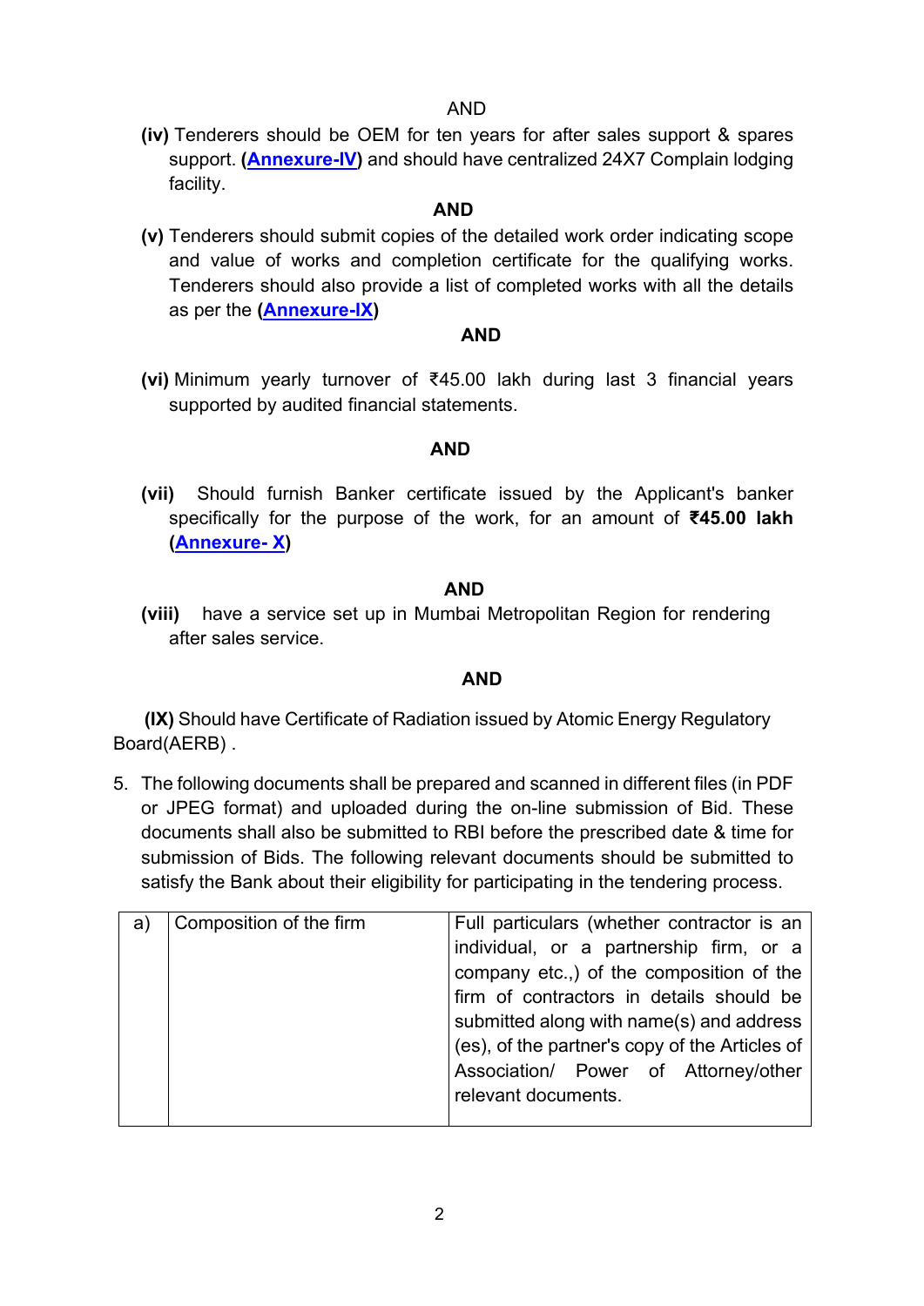AND

**(iv)** Tenderers should be OEM for ten years for after sales support & spares support. **(Annexure-IV)** and should have centralized 24X7 Complain lodging facility.

**AND**

**(v)** Tenderers should submit copies of the detailed work order indicating scope and value of works and completion certificate for the qualifying works. Tenderers should also provide a list of completed works with all the details as per the **(Annexure-IX)**

**AND**

**(vi)** Minimum yearly turnover of ₹45.00 lakh during last 3 financial years supported by audited financial statements.

**AND**

**(vii)** Should furnish Banker certificate issued by the Applicant's banker specifically for the purpose of the work, for an amount of **₹45.00 lakh (Annexure- X)**

**AND**

**(viii)** have a service set up in Mumbai Metropolitan Region for rendering after sales service.

**AND**

**(IX)** Should have Certificate of Radiation issued by Atomic Energy Regulatory Board(AERB) .

5. The following documents shall be prepared and scanned in different files (in PDF or JPEG format) and uploaded during the on-line submission of Bid. These documents shall also be submitted to RBI before the prescribed date & time for submission of Bids. The following relevant documents should be submitted to satisfy the Bank about their eligibility for participating in the tendering process.

| | | |
|---|---|---|
| a) | Composition of the firm | Full particulars (whether contractor is an individual, or a partnership firm, or a company etc.,) of the composition of the firm of contractors in details should be submitted along with name(s) and address (es), of the partner's copy of the Articles of Association/ Power of Attorney/other relevant documents. |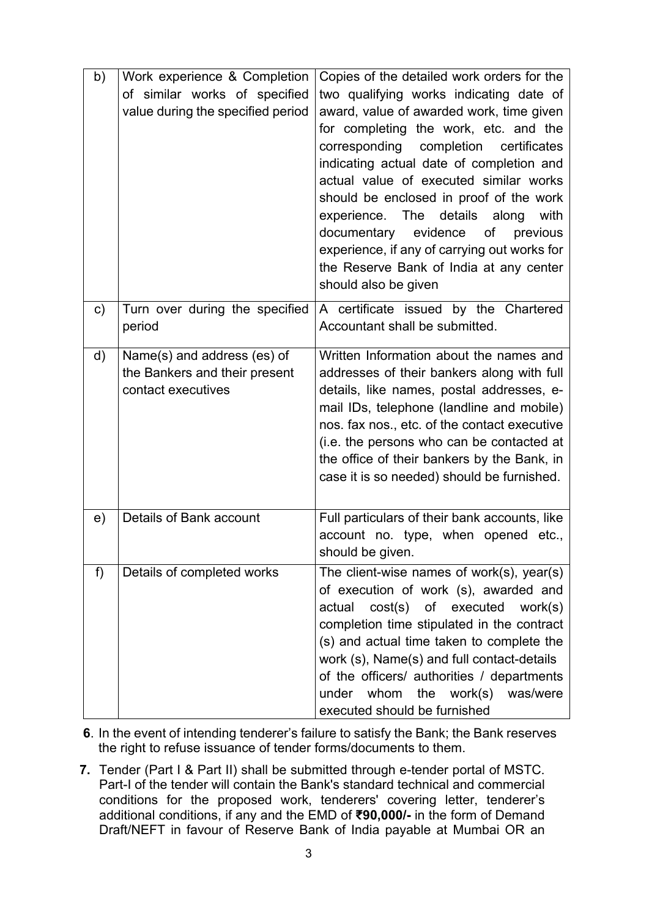| | | |
|---|---|---|
| b) | Work experience & Completion of similar works of specified value during the specified period | Copies of the detailed work orders for the two qualifying works indicating date of award, value of awarded work, time given for completing the work, etc. and the corresponding completion certificates indicating actual date of completion and actual value of executed similar works should be enclosed in proof of the work experience. The details along with documentary evidence of previous experience, if any of carrying out works for the Reserve Bank of India at any center should also be given |
| c) | Turn over during the specified period | A certificate issued by the Chartered Accountant shall be submitted. |
| d) | Name(s) and address (es) of the Bankers and their present contact executives | Written Information about the names and addresses of their bankers along with full details, like names, postal addresses, e-mail IDs, telephone (landline and mobile) nos. fax nos., etc. of the contact executive (i.e. the persons who can be contacted at the office of their bankers by the Bank, in case it is so needed) should be furnished. |
| e) | Details of Bank account | Full particulars of their bank accounts, like account no. type, when opened etc., should be given. |
| f) | Details of completed works | The client-wise names of work(s), year(s) of execution of work (s), awarded and actual cost(s) of executed work(s) completion time stipulated in the contract (s) and actual time taken to complete the work (s), Name(s) and full contact-details of the officers/ authorities / departments under whom the work(s) was/were executed should be furnished |

**6**. In the event of intending tenderer's failure to satisfy the Bank; the Bank reserves the right to refuse issuance of tender forms/documents to them.

**7.** Tender (Part I & Part II) shall be submitted through e-tender portal of MSTC. Part-I of the tender will contain the Bank's standard technical and commercial conditions for the proposed work, tenderers' covering letter, tenderer's additional conditions, if any and the EMD of **₹90,000/-** in the form of Demand Draft/NEFT in favour of Reserve Bank of India payable at Mumbai OR an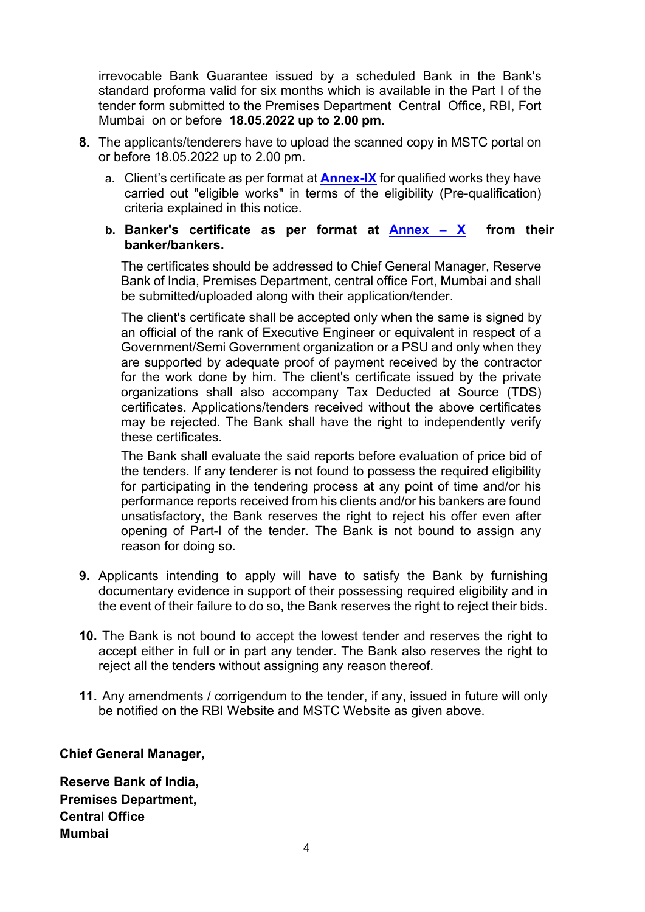irrevocable Bank Guarantee issued by a scheduled Bank in the Bank's standard proforma valid for six months which is available in the Part I of the tender form submitted to the Premises Department Central Office, RBI, Fort Mumbai on or before **18.05.2022 up to 2.00 pm.**

**8.** The applicants/tenderers have to upload the scanned copy in MSTC portal on or before 18.05.2022 up to 2.00 pm.

   a. Client's certificate as per format at **Annex-IX** for qualified works they have carried out "eligible works" in terms of the eligibility (Pre-qualification) criteria explained in this notice.

   b. **Banker's certificate as per format at Annex – X from their banker/bankers.**

   The certificates should be addressed to Chief General Manager, Reserve Bank of India, Premises Department, central office Fort, Mumbai and shall be submitted/uploaded along with their application/tender.

   The client's certificate shall be accepted only when the same is signed by an official of the rank of Executive Engineer or equivalent in respect of a Government/Semi Government organization or a PSU and only when they are supported by adequate proof of payment received by the contractor for the work done by him. The client's certificate issued by the private organizations shall also accompany Tax Deducted at Source (TDS) certificates. Applications/tenders received without the above certificates may be rejected. The Bank shall have the right to independently verify these certificates.

   The Bank shall evaluate the said reports before evaluation of price bid of the tenders. If any tenderer is not found to possess the required eligibility for participating in the tendering process at any point of time and/or his performance reports received from his clients and/or his bankers are found unsatisfactory, the Bank reserves the right to reject his offer even after opening of Part-I of the tender. The Bank is not bound to assign any reason for doing so.

**9.** Applicants intending to apply will have to satisfy the Bank by furnishing documentary evidence in support of their possessing required eligibility and in the event of their failure to do so, the Bank reserves the right to reject their bids.

**10.** The Bank is not bound to accept the lowest tender and reserves the right to accept either in full or in part any tender. The Bank also reserves the right to reject all the tenders without assigning any reason thereof.

**11.** Any amendments / corrigendum to the tender, if any, issued in future will only be notified on the RBI Website and MSTC Website as given above.

**Chief General Manager,**

**Reserve Bank of India,**
**Premises Department,**
**Central Office**
**Mumbai**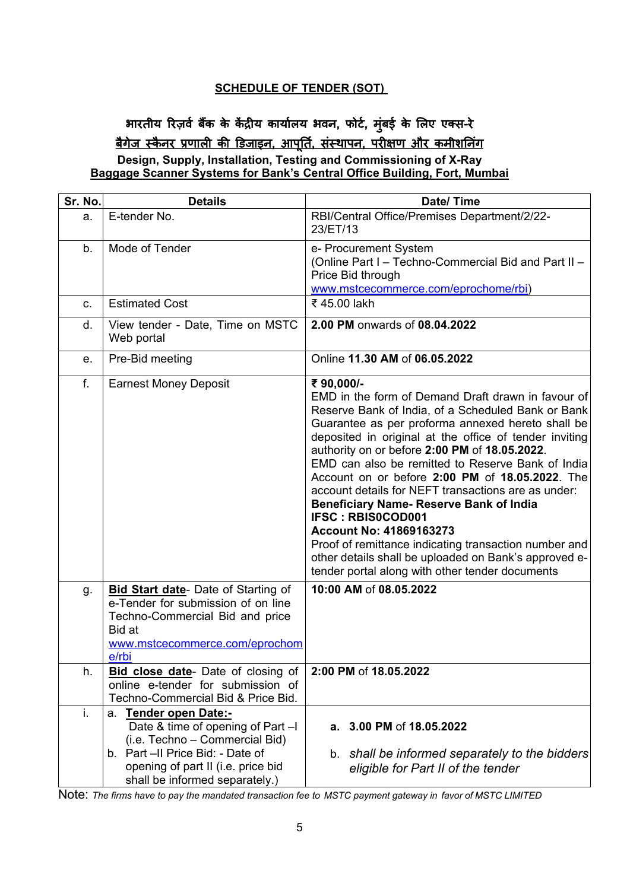## SCHEDULE OF TENDER (SOT)

### भारतीय रिज़र्व बैंक के केंद्रीय कार्यालय भवन, फोर्ट, मुंबई के लिए एक्स-रे बैगेज स्कैनर प्रणाली की डिजाइन, आपूर्ति, संस्थापन, परीक्षण और कमीशनिंग

### Design, Supply, Installation, Testing and Commissioning of X-Ray Baggage Scanner Systems for Bank's Central Office Building, Fort, Mumbai

| Sr. No. | Details | Date/ Time |
|---|---|---|
| a. | E-tender No. | RBI/Central Office/Premises Department/2/22-23/ET/13 |
| b. | Mode of Tender | e- Procurement System (Online Part I – Techno-Commercial Bid and Part II – Price Bid through www.mstcecommerce.com/eprochome/rbi) |
| c. | Estimated Cost | ₹ 45.00 lakh |
| d. | View tender - Date, Time on MSTC Web portal | **2.00 PM** onwards of **08.04.2022** |
| e. | Pre-Bid meeting | Online **11.30 AM** of **06.05.2022** |
| f. | Earnest Money Deposit | **₹ 90,000/-**<br>EMD in the form of Demand Draft drawn in favour of Reserve Bank of India, of a Scheduled Bank or Bank Guarantee as per proforma annexed hereto shall be deposited in original at the office of tender inviting authority on or before **2:00 PM** of **18.05.2022**.<br>EMD can also be remitted to Reserve Bank of India Account on or before **2:00 PM** of **18.05.2022**. The account details for NEFT transactions are as under:<br>**Beneficiary Name- Reserve Bank of India**<br>**IFSC : RBIS0COD001**<br>**Account No: 41869163273**<br>Proof of remittance indicating transaction number and other details shall be uploaded on Bank's approved e-tender portal along with other tender documents |
| g. | **Bid Start date**- Date of Starting of e-Tender for submission of on line Techno-Commercial Bid and price Bid at www.mstcecommerce.com/eprochome/rbi | **10:00 AM** of **08.05.2022** |
| h. | **Bid close date**- Date of closing of online e-tender for submission of Techno-Commercial Bid & Price Bid. | **2:00 PM** of **18.05.2022** |
| i. | a. **Tender open Date:-** Date & time of opening of Part –I (i.e. Techno – Commercial Bid)<br>b. Part –II Price Bid: - Date of opening of part II (i.e. price bid shall be informed separately.) | a. **3.00 PM** of **18.05.2022**<br>b. *shall be informed separately to the bidders eligible for Part II of the tender* |

Note: *The firms have to pay the mandated transaction fee to MSTC payment gateway in favor of MSTC LIMITED*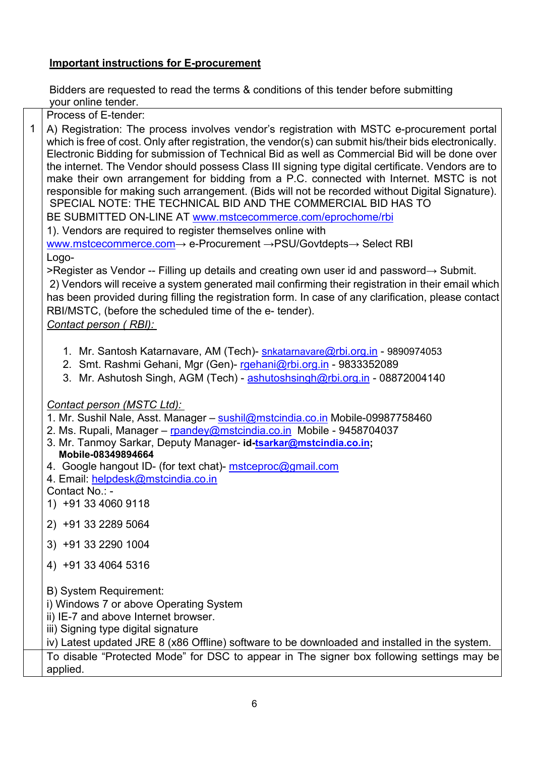**Important instructions for E-procurement**

Bidders are requested to read the terms & conditions of this tender before submitting your online tender.

| | |
|---|---|
| 1 | Process of E-tender:<br>A) Registration: The process involves vendor's registration with MSTC e-procurement portal which is free of cost. Only after registration, the vendor(s) can submit his/their bids electronically. Electronic Bidding for submission of Technical Bid as well as Commercial Bid will be done over the internet. The Vendor should possess Class III signing type digital certificate. Vendors are to make their own arrangement for bidding from a P.C. connected with Internet. MSTC is not responsible for making such arrangement. (Bids will not be recorded without Digital Signature).<br>SPECIAL NOTE: THE TECHNICAL BID AND THE COMMERCIAL BID HAS TO BE SUBMITTED ON-LINE AT www.mstcecommerce.com/eprochome/rbi<br>1). Vendors are required to register themselves online with www.mstcecommerce.com→ e-Procurement →PSU/Govtdepts→ Select RBI Logo-<br>>Register as Vendor -- Filling up details and creating own user id and password→ Submit.<br>2) Vendors will receive a system generated mail confirming their registration in their email which has been provided during filling the registration form. In case of any clarification, please contact RBI/MSTC, (before the scheduled time of the e- tender).<br>*Contact person ( RBI):*<br>1. Mr. Santosh Katarnavare, AM (Tech)- snkatarnavare@rbi.org.in - 9890974053<br>2. Smt. Rashmi Gehani, Mgr (Gen)- rgehani@rbi.org.in - 9833352089<br>3. Mr. Ashutosh Singh, AGM (Tech) - ashutoshsingh@rbi.org.in - 08872004140<br><br>*Contact person (MSTC Ltd):*<br>1. Mr. Sushil Nale, Asst. Manager – sushil@mstcindia.co.in Mobile-09987758460<br>2. Ms. Rupali, Manager – rpandey@mstcindia.co.in Mobile - 9458704037<br>3. Mr. Tanmoy Sarkar, Deputy Manager- **id-tsarkar@mstcindia.co.in; Mobile-08349894664**<br>4. Google hangout ID- (for text chat)- mstceproc@gmail.com<br>4. Email: helpdesk@mstcindia.co.in<br>Contact No.: -<br>1) +91 33 4060 9118<br>2) +91 33 2289 5064<br>3) +91 33 2290 1004<br>4) +91 33 4064 5316<br><br>B) System Requirement:<br>i) Windows 7 or above Operating System<br>ii) IE-7 and above Internet browser.<br>iii) Signing type digital signature<br>iv) Latest updated JRE 8 (x86 Offline) software to be downloaded and installed in the system. |
| | To disable "Protected Mode" for DSC to appear in The signer box following settings may be applied. |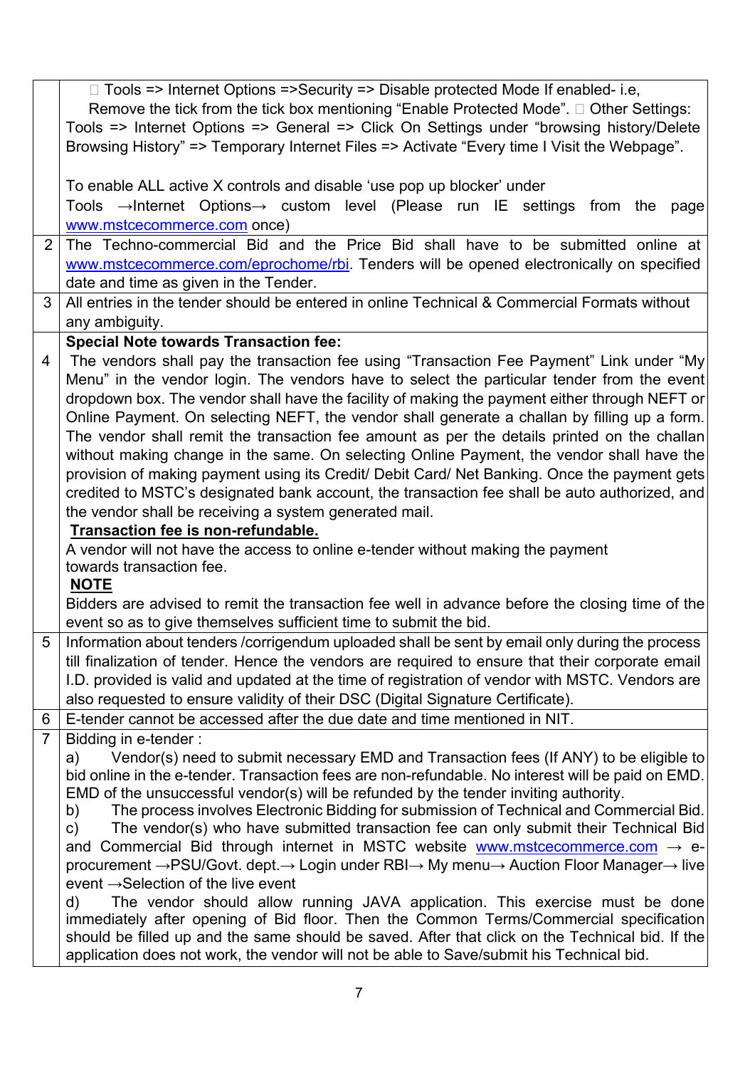| | |
|---|---|
| | Tools => Internet Options =>Security => Disable protected Mode If enabled- i.e, Remove the tick from the tick box mentioning "Enable Protected Mode". Other Settings: Tools => Internet Options => General => Click On Settings under "browsing history/Delete Browsing History" => Temporary Internet Files => Activate "Every time I Visit the Webpage".<br><br>To enable ALL active X controls and disable 'use pop up blocker' under Tools →Internet Options→ custom level (Please run IE settings from the page www.mstcecommerce.com once) |
| 2 | The Techno-commercial Bid and the Price Bid shall have to be submitted online at www.mstcecommerce.com/eprochome/rbi. Tenders will be opened electronically on specified date and time as given in the Tender. |
| 3 | All entries in the tender should be entered in online Technical & Commercial Formats without any ambiguity. |
| 4 | **Special Note towards Transaction fee:**<br>The vendors shall pay the transaction fee using "Transaction Fee Payment" Link under "My Menu" in the vendor login. The vendors have to select the particular tender from the event dropdown box. The vendor shall have the facility of making the payment either through NEFT or Online Payment. On selecting NEFT, the vendor shall generate a challan by filling up a form. The vendor shall remit the transaction fee amount as per the details printed on the challan without making change in the same. On selecting Online Payment, the vendor shall have the provision of making payment using its Credit/ Debit Card/ Net Banking. Once the payment gets credited to MSTC's designated bank account, the transaction fee shall be auto authorized, and the vendor shall be receiving a system generated mail.<br>**<u>Transaction fee is non-refundable.</u>**<br>A vendor will not have the access to online e-tender without making the payment towards transaction fee.<br>**<u>NOTE</u>**<br>Bidders are advised to remit the transaction fee well in advance before the closing time of the event so as to give themselves sufficient time to submit the bid. |
| 5 | Information about tenders /corrigendum uploaded shall be sent by email only during the process till finalization of tender. Hence the vendors are required to ensure that their corporate email I.D. provided is valid and updated at the time of registration of vendor with MSTC. Vendors are also requested to ensure validity of their DSC (Digital Signature Certificate). |
| 6 | E-tender cannot be accessed after the due date and time mentioned in NIT. |
| 7 | Bidding in e-tender :<br>a) Vendor(s) need to submit necessary EMD and Transaction fees (If ANY) to be eligible to bid online in the e-tender. Transaction fees are non-refundable. No interest will be paid on EMD. EMD of the unsuccessful vendor(s) will be refunded by the tender inviting authority.<br>b) The process involves Electronic Bidding for submission of Technical and Commercial Bid.<br>c) The vendor(s) who have submitted transaction fee can only submit their Technical Bid and Commercial Bid through internet in MSTC website www.mstcecommerce.com → e-procurement →PSU/Govt. dept.→ Login under RBI→ My menu→ Auction Floor Manager→ live event →Selection of the live event<br>d) The vendor should allow running JAVA application. This exercise must be done immediately after opening of Bid floor. Then the Common Terms/Commercial specification should be filled up and the same should be saved. After that click on the Technical bid. If the application does not work, the vendor will not be able to Save/submit his Technical bid. |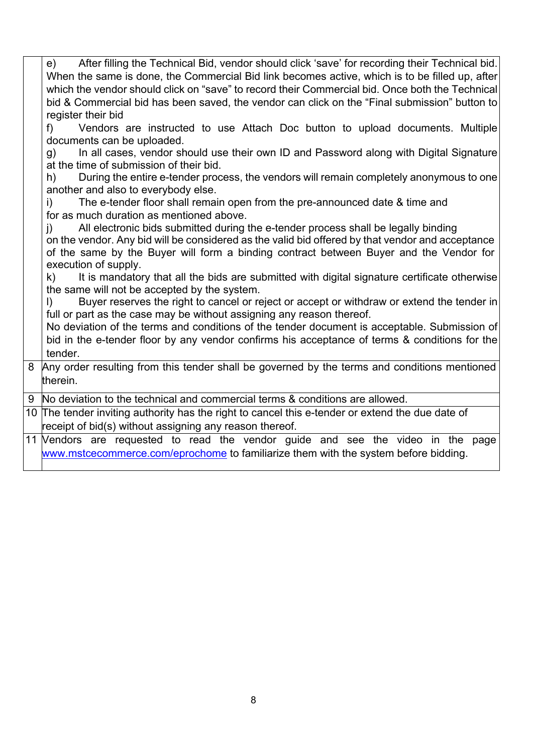| | |
|---|---|
| | e) After filling the Technical Bid, vendor should click 'save' for recording their Technical bid. When the same is done, the Commercial Bid link becomes active, which is to be filled up, after which the vendor should click on "save" to record their Commercial bid. Once both the Technical bid & Commercial bid has been saved, the vendor can click on the "Final submission" button to register their bid<br>f) Vendors are instructed to use Attach Doc button to upload documents. Multiple documents can be uploaded.<br>g) In all cases, vendor should use their own ID and Password along with Digital Signature at the time of submission of their bid.<br>h) During the entire e-tender process, the vendors will remain completely anonymous to one another and also to everybody else.<br>i) The e-tender floor shall remain open from the pre-announced date & time and for as much duration as mentioned above.<br>j) All electronic bids submitted during the e-tender process shall be legally binding on the vendor. Any bid will be considered as the valid bid offered by that vendor and acceptance of the same by the Buyer will form a binding contract between Buyer and the Vendor for execution of supply.<br>k) It is mandatory that all the bids are submitted with digital signature certificate otherwise the same will not be accepted by the system.<br>l) Buyer reserves the right to cancel or reject or accept or withdraw or extend the tender in full or part as the case may be without assigning any reason thereof.<br>No deviation of the terms and conditions of the tender document is acceptable. Submission of bid in the e-tender floor by any vendor confirms his acceptance of terms & conditions for the tender. |
| 8 | Any order resulting from this tender shall be governed by the terms and conditions mentioned therein. |
| 9 | No deviation to the technical and commercial terms & conditions are allowed. |
| 10 | The tender inviting authority has the right to cancel this e-tender or extend the due date of receipt of bid(s) without assigning any reason thereof. |
| 11 | Vendors are requested to read the vendor guide and see the video in the page www.mstcecommerce.com/eprochome to familiarize them with the system before bidding. |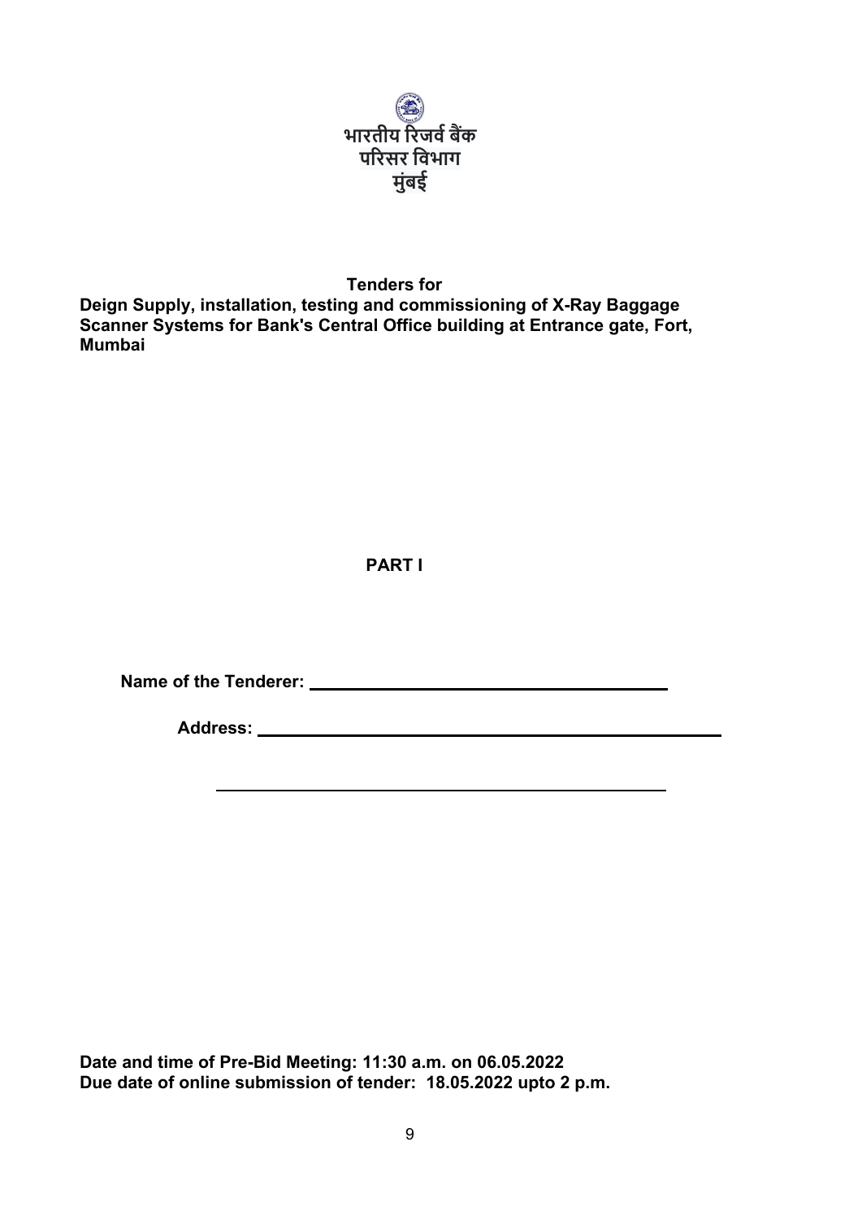भारतीय रिजर्व बैंक
परिसर विभाग
मुंबई

**Tenders for**

**Deign Supply, installation, testing and commissioning of X-Ray Baggage Scanner Systems for Bank's Central Office building at Entrance gate, Fort, Mumbai**

**PART I**

**Name of the Tenderer:** ______________________________

**Address:** ______________________________

______________________________

**Date and time of Pre-Bid Meeting: 11:30 a.m. on 06.05.2022**
**Due date of online submission of tender: 18.05.2022 upto 2 p.m.**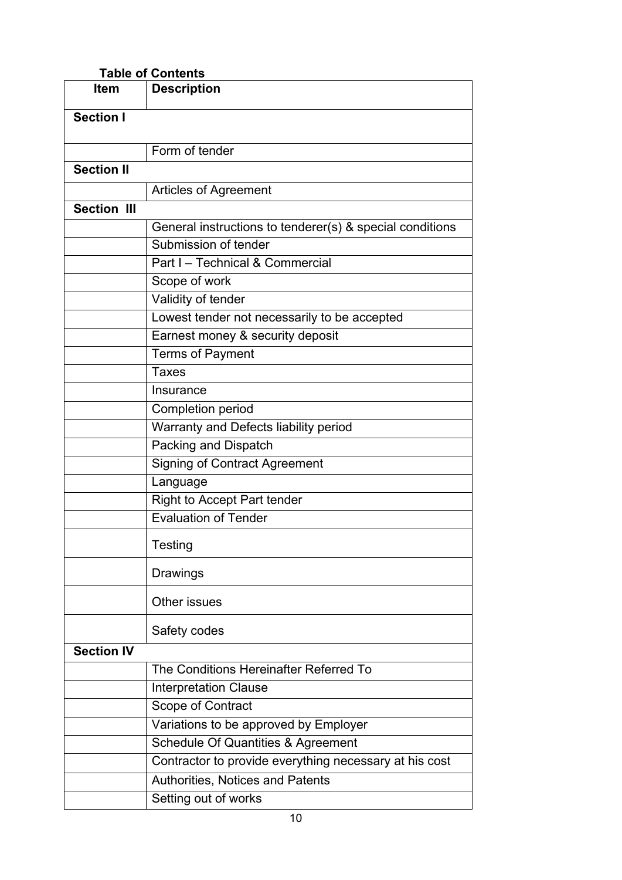**Table of Contents**

| Item | Description |
|---|---|
| **Section I** | |
| | Form of tender |
| **Section II** | |
| | Articles of Agreement |
| **Section III** | |
| | General instructions to tenderer(s) & special conditions |
| | Submission of tender |
| | Part I – Technical & Commercial |
| | Scope of work |
| | Validity of tender |
| | Lowest tender not necessarily to be accepted |
| | Earnest money & security deposit |
| | Terms of Payment |
| | Taxes |
| | Insurance |
| | Completion period |
| | Warranty and Defects liability period |
| | Packing and Dispatch |
| | Signing of Contract Agreement |
| | Language |
| | Right to Accept Part tender |
| | Evaluation of Tender |
| | Testing |
| | Drawings |
| | Other issues |
| | Safety codes |
| **Section IV** | |
| | The Conditions Hereinafter Referred To |
| | Interpretation Clause |
| | Scope of Contract |
| | Variations to be approved by Employer |
| | Schedule Of Quantities & Agreement |
| | Contractor to provide everything necessary at his cost |
| | Authorities, Notices and Patents |
| | Setting out of works |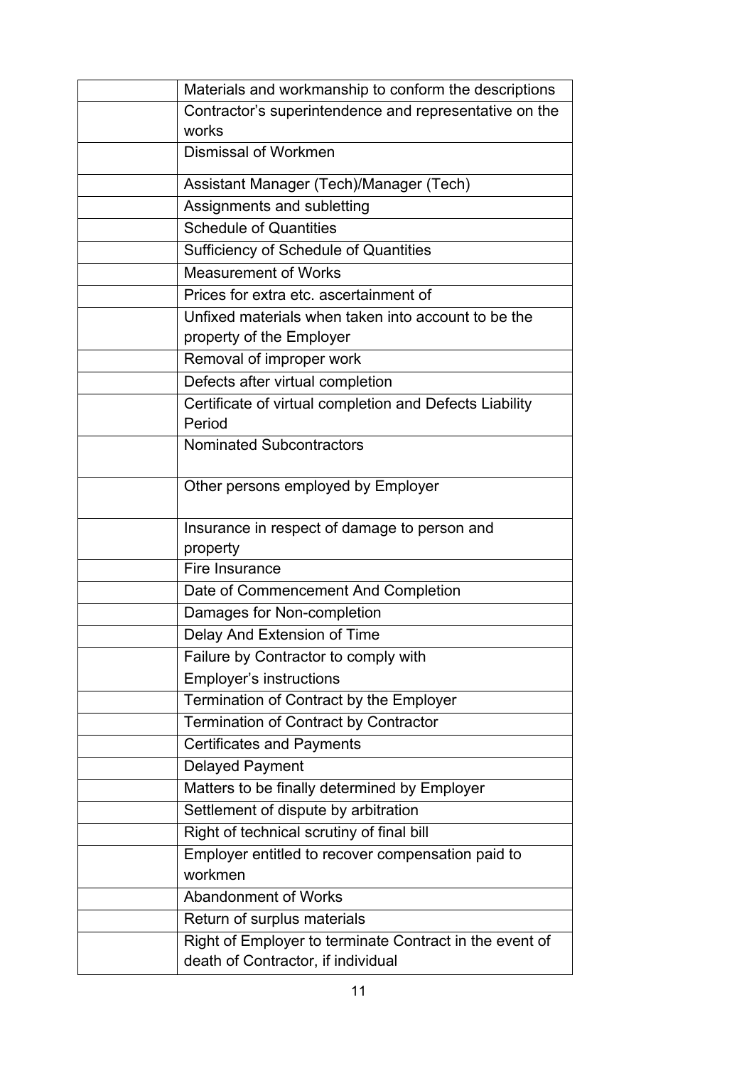| | |
|---|---|
| | Materials and workmanship to conform the descriptions |
| | Contractor's superintendence and representative on the works |
| | Dismissal of Workmen |
| | Assistant Manager (Tech)/Manager (Tech) |
| | Assignments and subletting |
| | Schedule of Quantities |
| | Sufficiency of Schedule of Quantities |
| | Measurement of Works |
| | Prices for extra etc. ascertainment of |
| | Unfixed materials when taken into account to be the property of the Employer |
| | Removal of improper work |
| | Defects after virtual completion |
| | Certificate of virtual completion and Defects Liability Period |
| | Nominated Subcontractors |
| | Other persons employed by Employer |
| | Insurance in respect of damage to person and property |
| | Fire Insurance |
| | Date of Commencement And Completion |
| | Damages for Non-completion |
| | Delay And Extension of Time |
| | Failure by Contractor to comply with Employer's instructions |
| | Termination of Contract by the Employer |
| | Termination of Contract by Contractor |
| | Certificates and Payments |
| | Delayed Payment |
| | Matters to be finally determined by Employer |
| | Settlement of dispute by arbitration |
| | Right of technical scrutiny of final bill |
| | Employer entitled to recover compensation paid to workmen |
| | Abandonment of Works |
| | Return of surplus materials |
| | Right of Employer to terminate Contract in the event of death of Contractor, if individual |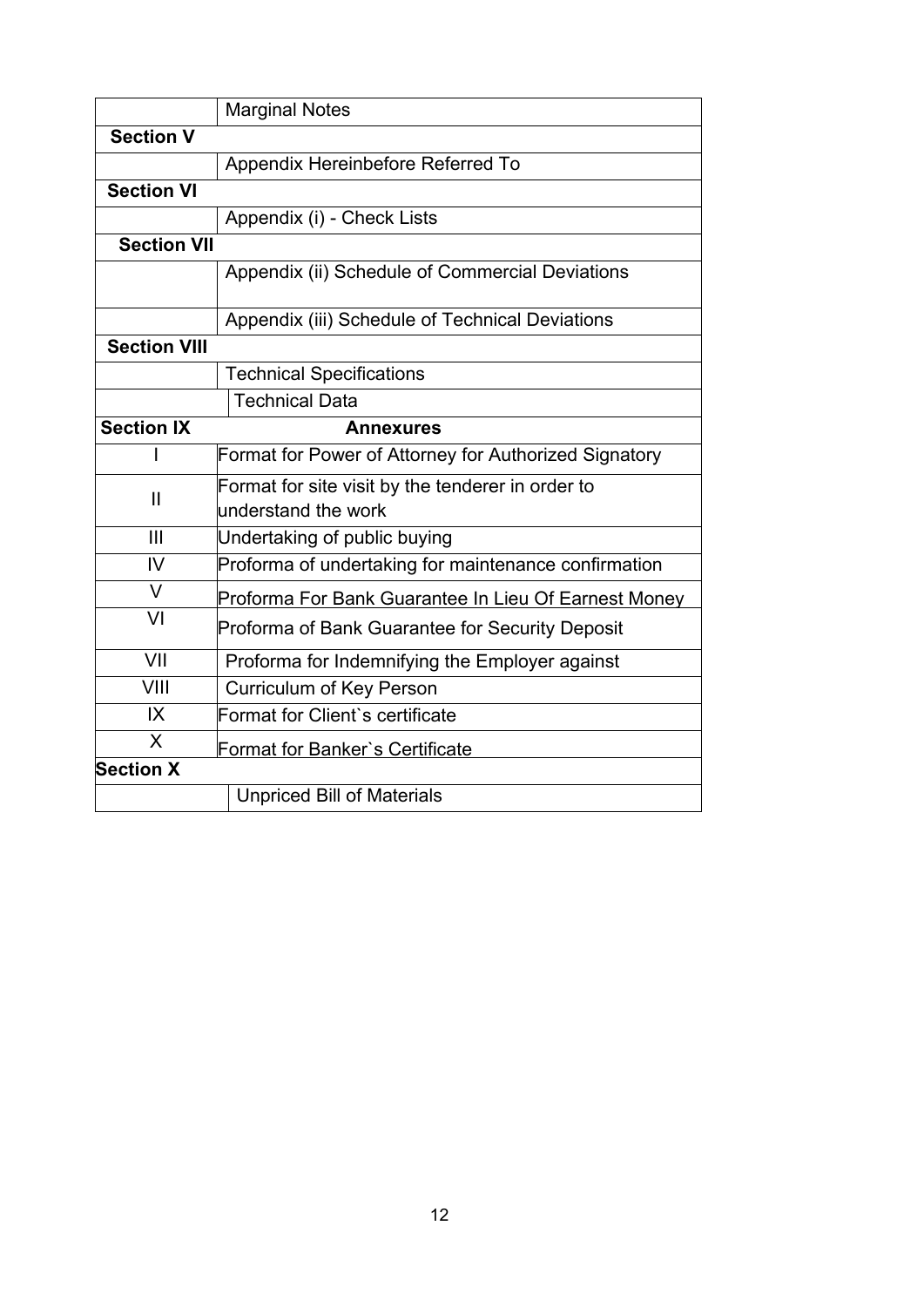| | |
|---|---|
| | Marginal Notes |
| **Section V** | |
| | Appendix Hereinbefore Referred To |
| **Section VI** | |
| | Appendix (i) - Check Lists |
| **Section VII** | |
| | Appendix (ii) Schedule of Commercial Deviations |
| | Appendix (iii) Schedule of Technical Deviations |
| **Section VIII** | |
| | Technical Specifications |
| | Technical Data |
| **Section IX** | **Annexures** |
| I | Format for Power of Attorney for Authorized Signatory |
| II | Format for site visit by the tenderer in order to understand the work |
| III | Undertaking of public buying |
| IV | Proforma of undertaking for maintenance confirmation |
| V | Proforma For Bank Guarantee In Lieu Of Earnest Money |
| VI | Proforma of Bank Guarantee for Security Deposit |
| VII | Proforma for Indemnifying the Employer against |
| VIII | Curriculum of Key Person |
| IX | Format for Client`s certificate |
| X | Format for Banker`s Certificate |
| **Section X** | |
| | Unpriced Bill of Materials |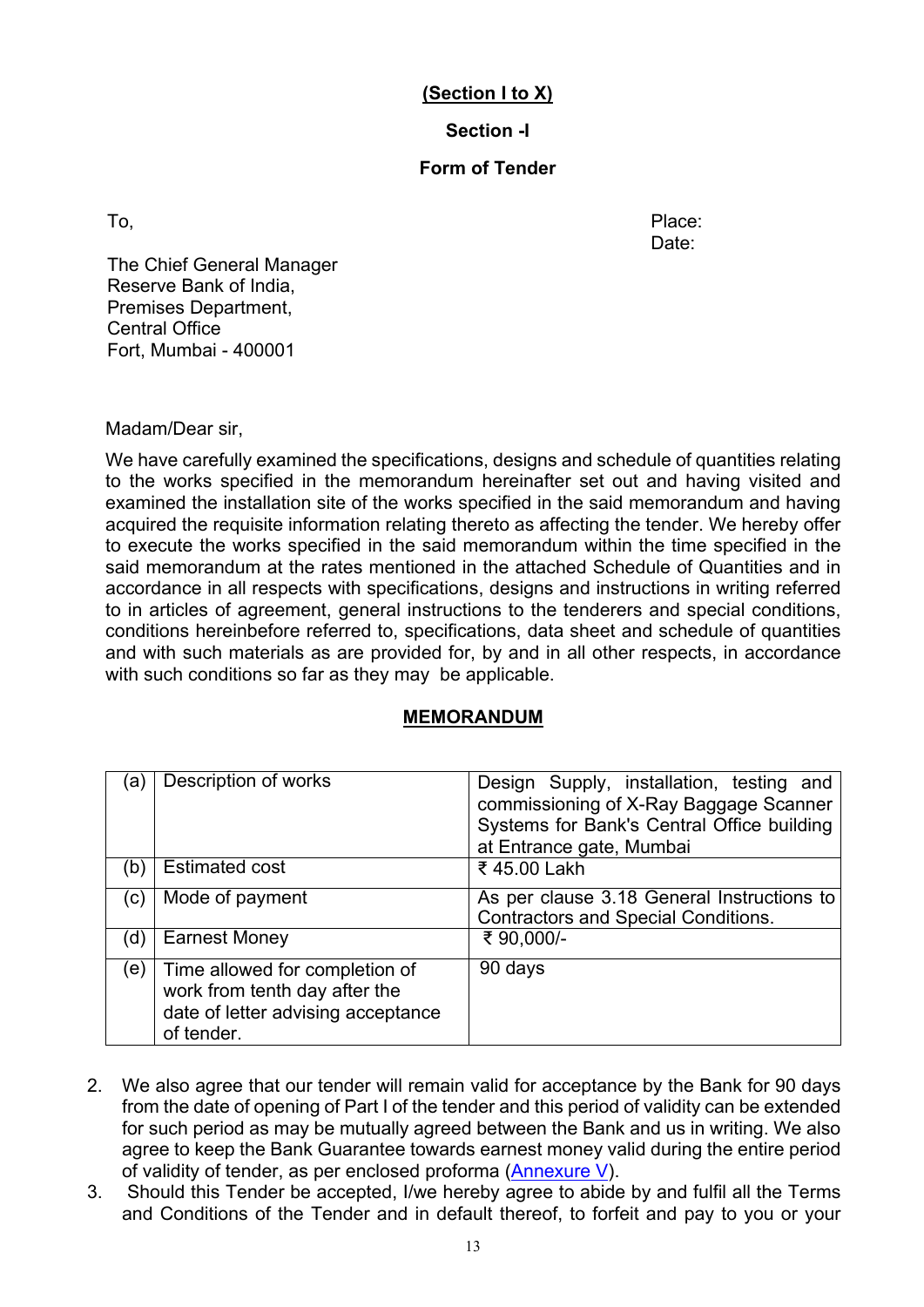**(Section I to X)**

**Section -I**

**Form of Tender**

To,

Place:
Date:

The Chief General Manager
Reserve Bank of India,
Premises Department,
Central Office
Fort, Mumbai - 400001

Madam/Dear sir,

We have carefully examined the specifications, designs and schedule of quantities relating to the works specified in the memorandum hereinafter set out and having visited and examined the installation site of the works specified in the said memorandum and having acquired the requisite information relating thereto as affecting the tender. We hereby offer to execute the works specified in the said memorandum within the time specified in the said memorandum at the rates mentioned in the attached Schedule of Quantities and in accordance in all respects with specifications, designs and instructions in writing referred to in articles of agreement, general instructions to the tenderers and special conditions, conditions hereinbefore referred to, specifications, data sheet and schedule of quantities and with such materials as are provided for, by and in all other respects, in accordance with such conditions so far as they may be applicable.

**MEMORANDUM**

| | | |
|---|---|---|
| (a) | Description of works | Design Supply, installation, testing and commissioning of X-Ray Baggage Scanner Systems for Bank's Central Office building at Entrance gate, Mumbai |
| (b) | Estimated cost | ₹ 45.00 Lakh |
| (c) | Mode of payment | As per clause 3.18 General Instructions to Contractors and Special Conditions. |
| (d) | Earnest Money | ₹ 90,000/- |
| (e) | Time allowed for completion of work from tenth day after the date of letter advising acceptance of tender. | 90 days |

2. We also agree that our tender will remain valid for acceptance by the Bank for 90 days from the date of opening of Part I of the tender and this period of validity can be extended for such period as may be mutually agreed between the Bank and us in writing. We also agree to keep the Bank Guarantee towards earnest money valid during the entire period of validity of tender, as per enclosed proforma (Annexure V).
3. Should this Tender be accepted, I/we hereby agree to abide by and fulfil all the Terms and Conditions of the Tender and in default thereof, to forfeit and pay to you or your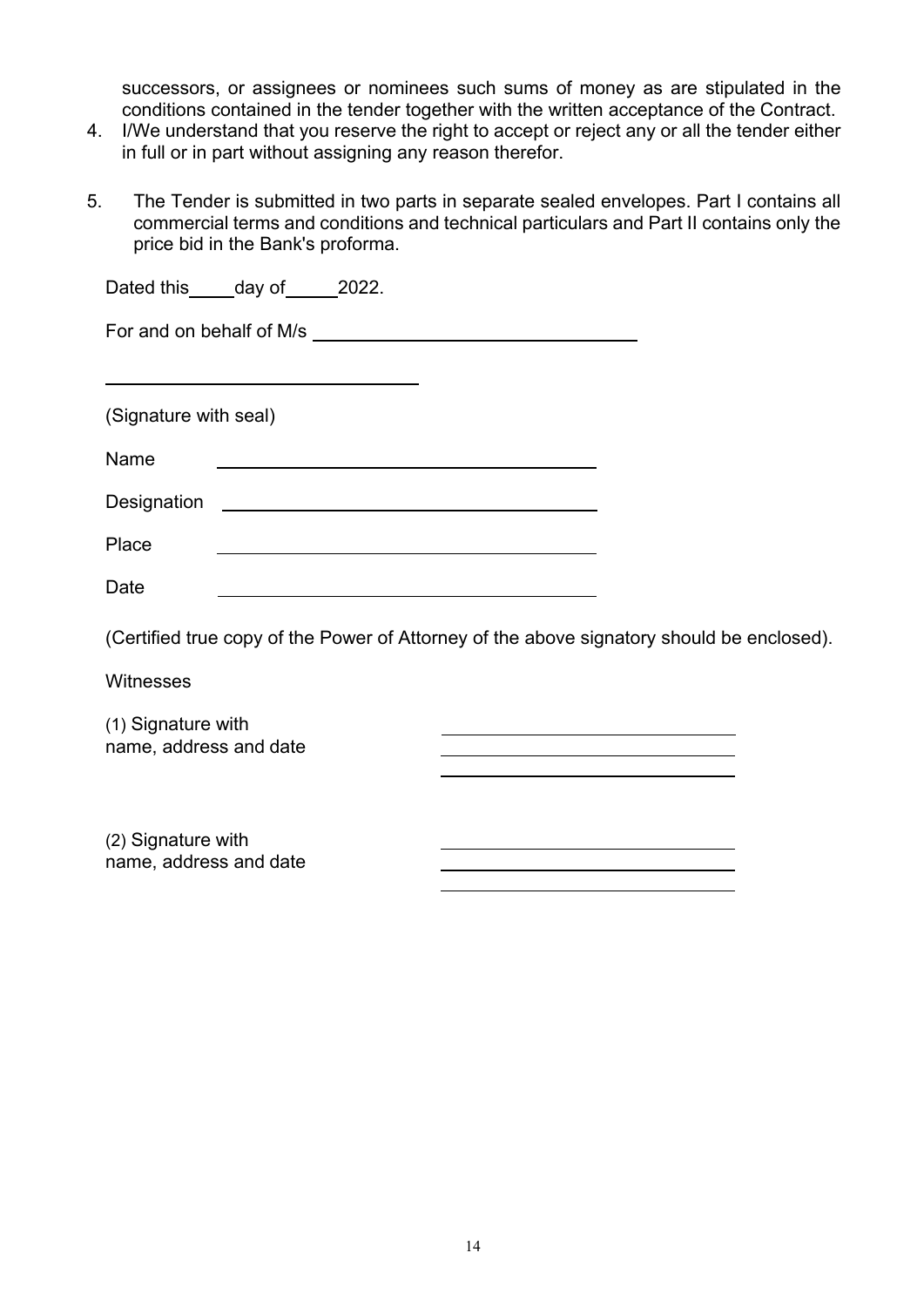successors, or assignees or nominees such sums of money as are stipulated in the conditions contained in the tender together with the written acceptance of the Contract.

4. I/We understand that you reserve the right to accept or reject any or all the tender either in full or in part without assigning any reason therefor.

5. The Tender is submitted in two parts in separate sealed envelopes. Part I contains all commercial terms and conditions and technical particulars and Part II contains only the price bid in the Bank's proforma.

Dated this_____day of_____2022.

For and on behalf of M/s ________________________________

________________________________

(Signature with seal)

Name ________________________________

Designation ________________________________

Place ________________________________

Date ________________________________

(Certified true copy of the Power of Attorney of the above signatory should be enclosed).

Witnesses

(1) Signature with name, address and date ________________________________

________________________________

________________________________

(2) Signature with name, address and date ________________________________

________________________________

________________________________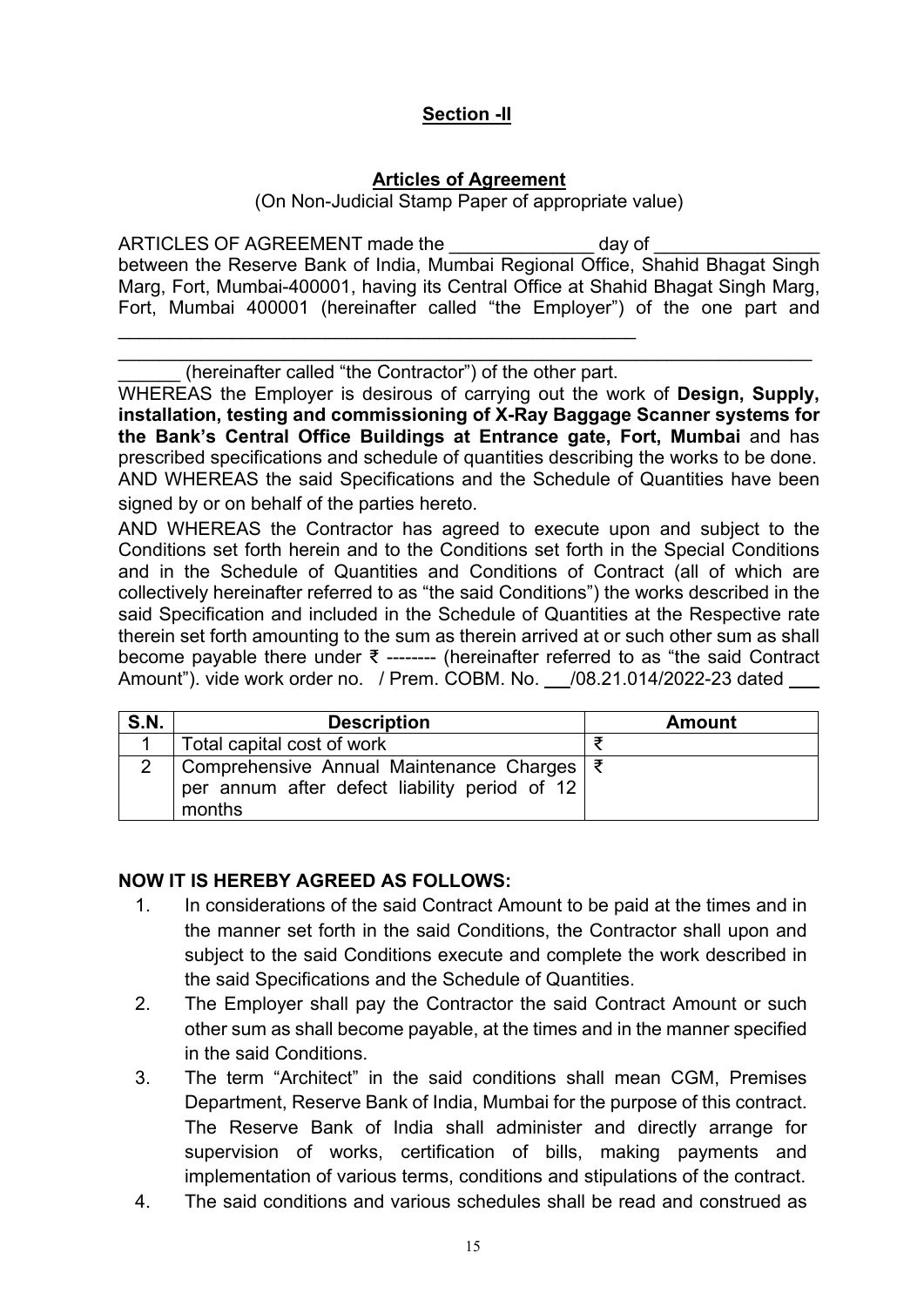**Section -II**

**Articles of Agreement**

(On Non-Judicial Stamp Paper of appropriate value)

ARTICLES OF AGREEMENT made the ______________ day of ________________ between the Reserve Bank of India, Mumbai Regional Office, Shahid Bhagat Singh Marg, Fort, Mumbai-400001, having its Central Office at Shahid Bhagat Singh Marg, Fort, Mumbai 400001 (hereinafter called "the Employer") of the one part and ____________________________________________________
______________________________________________________________________ (hereinafter called "the Contractor") of the other part.

WHEREAS the Employer is desirous of carrying out the work of **Design, Supply, installation, testing and commissioning of X-Ray Baggage Scanner systems for the Bank's Central Office Buildings at Entrance gate, Fort, Mumbai** and has prescribed specifications and schedule of quantities describing the works to be done.

AND WHEREAS the said Specifications and the Schedule of Quantities have been signed by or on behalf of the parties hereto.

AND WHEREAS the Contractor has agreed to execute upon and subject to the Conditions set forth herein and to the Conditions set forth in the Special Conditions and in the Schedule of Quantities and Conditions of Contract (all of which are collectively hereinafter referred to as "the said Conditions") the works described in the said Specification and included in the Schedule of Quantities at the Respective rate therein set forth amounting to the sum as therein arrived at or such other sum as shall become payable there under ₹ -------- (hereinafter referred to as "the said Contract Amount"). vide work order no. / Prem. COBM. No. ___/08.21.014/2022-23 dated ___

| S.N. | Description | Amount |
|---|---|---|
| 1 | Total capital cost of work | ₹ |
| 2 | Comprehensive Annual Maintenance Charges per annum after defect liability period of 12 months | ₹ |

**NOW IT IS HEREBY AGREED AS FOLLOWS:**

1. In considerations of the said Contract Amount to be paid at the times and in the manner set forth in the said Conditions, the Contractor shall upon and subject to the said Conditions execute and complete the work described in the said Specifications and the Schedule of Quantities.
2. The Employer shall pay the Contractor the said Contract Amount or such other sum as shall become payable, at the times and in the manner specified in the said Conditions.
3. The term "Architect" in the said conditions shall mean CGM, Premises Department, Reserve Bank of India, Mumbai for the purpose of this contract. The Reserve Bank of India shall administer and directly arrange for supervision of works, certification of bills, making payments and implementation of various terms, conditions and stipulations of the contract.
4. The said conditions and various schedules shall be read and construed as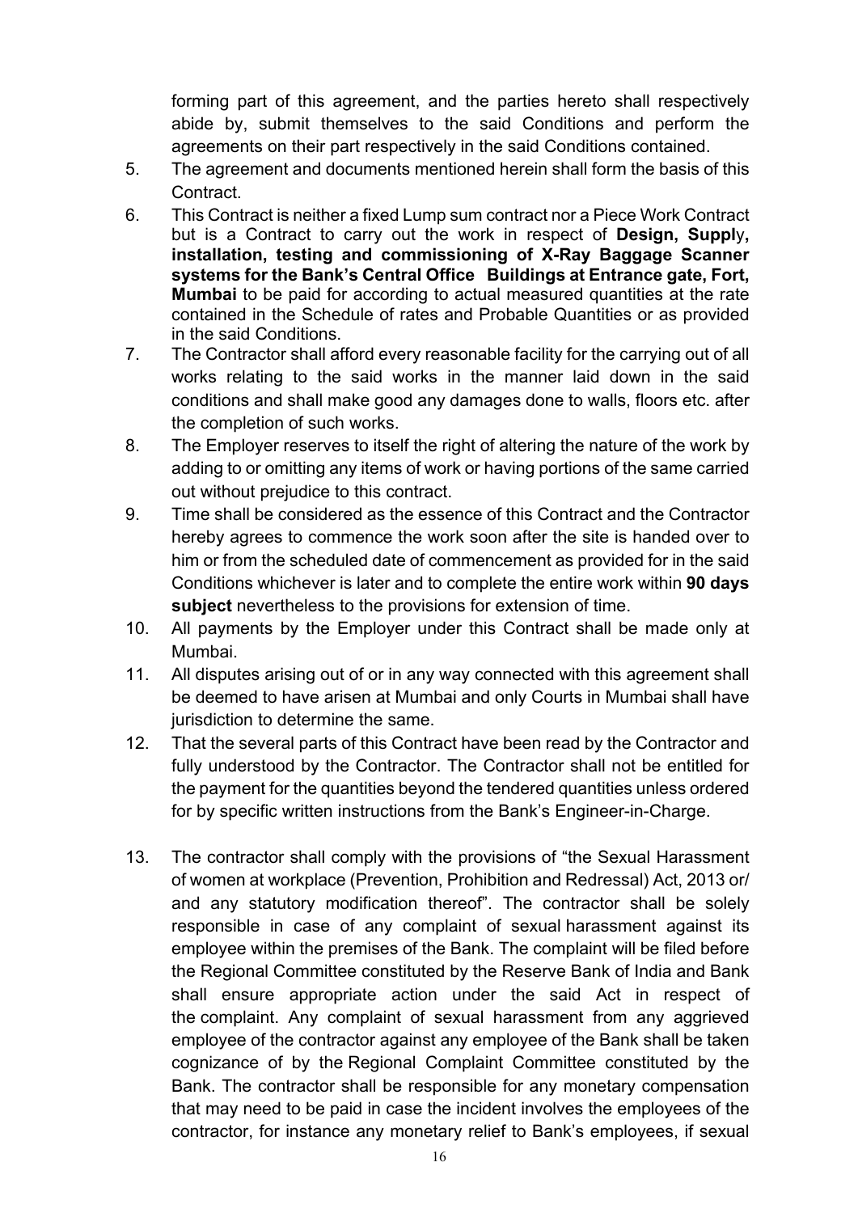forming part of this agreement, and the parties hereto shall respectively abide by, submit themselves to the said Conditions and perform the agreements on their part respectively in the said Conditions contained.

5. The agreement and documents mentioned herein shall form the basis of this Contract.
6. This Contract is neither a fixed Lump sum contract nor a Piece Work Contract but is a Contract to carry out the work in respect of **Design, Supply, installation, testing and commissioning of X-Ray Baggage Scanner systems for the Bank's Central Office Buildings at Entrance gate, Fort, Mumbai** to be paid for according to actual measured quantities at the rate contained in the Schedule of rates and Probable Quantities or as provided in the said Conditions.
7. The Contractor shall afford every reasonable facility for the carrying out of all works relating to the said works in the manner laid down in the said conditions and shall make good any damages done to walls, floors etc. after the completion of such works.
8. The Employer reserves to itself the right of altering the nature of the work by adding to or omitting any items of work or having portions of the same carried out without prejudice to this contract.
9. Time shall be considered as the essence of this Contract and the Contractor hereby agrees to commence the work soon after the site is handed over to him or from the scheduled date of commencement as provided for in the said Conditions whichever is later and to complete the entire work within **90 days subject** nevertheless to the provisions for extension of time.
10. All payments by the Employer under this Contract shall be made only at Mumbai.
11. All disputes arising out of or in any way connected with this agreement shall be deemed to have arisen at Mumbai and only Courts in Mumbai shall have jurisdiction to determine the same.
12. That the several parts of this Contract have been read by the Contractor and fully understood by the Contractor. The Contractor shall not be entitled for the payment for the quantities beyond the tendered quantities unless ordered for by specific written instructions from the Bank's Engineer-in-Charge.
13. The contractor shall comply with the provisions of "the Sexual Harassment of women at workplace (Prevention, Prohibition and Redressal) Act, 2013 or/ and any statutory modification thereof". The contractor shall be solely responsible in case of any complaint of sexual harassment against its employee within the premises of the Bank. The complaint will be filed before the Regional Committee constituted by the Reserve Bank of India and Bank shall ensure appropriate action under the said Act in respect of the complaint. Any complaint of sexual harassment from any aggrieved employee of the contractor against any employee of the Bank shall be taken cognizance of by the Regional Complaint Committee constituted by the Bank. The contractor shall be responsible for any monetary compensation that may need to be paid in case the incident involves the employees of the contractor, for instance any monetary relief to Bank's employees, if sexual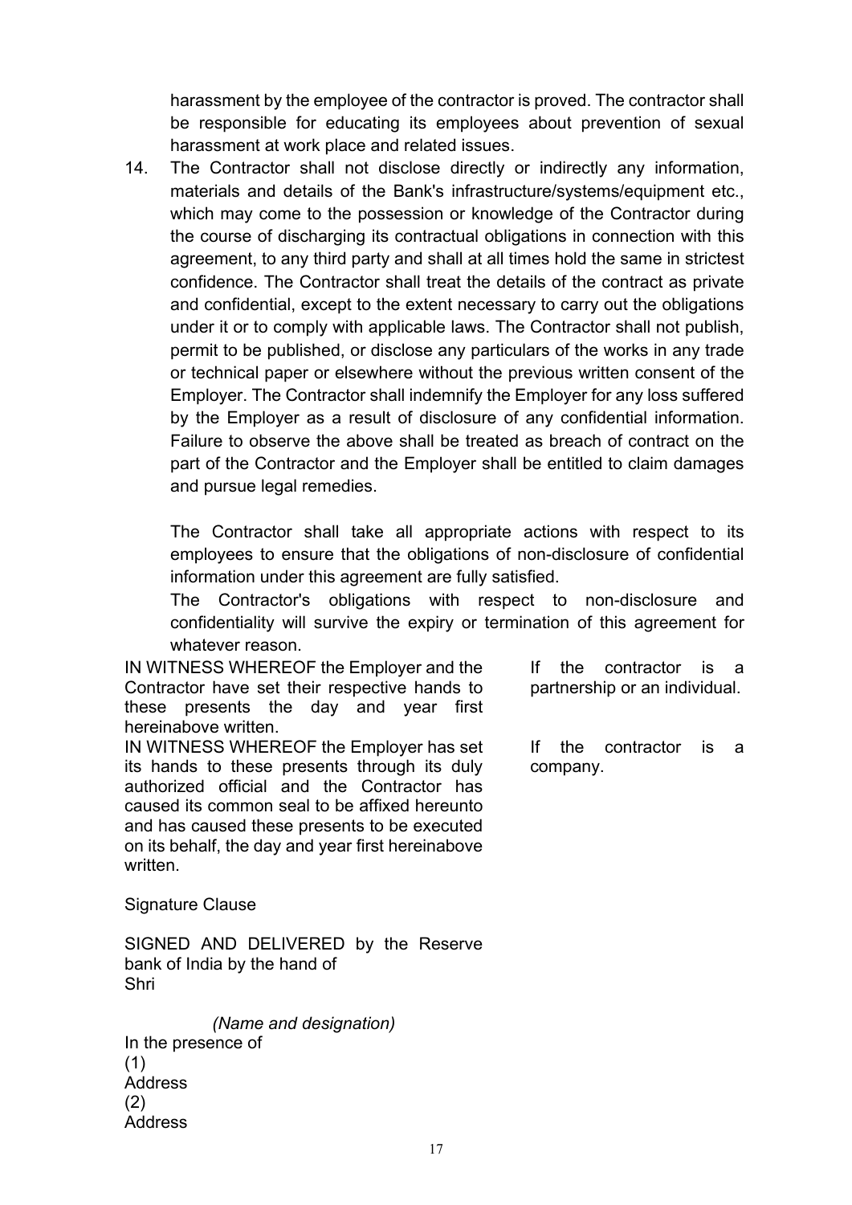harassment by the employee of the contractor is proved. The contractor shall be responsible for educating its employees about prevention of sexual harassment at work place and related issues.

14. The Contractor shall not disclose directly or indirectly any information, materials and details of the Bank's infrastructure/systems/equipment etc., which may come to the possession or knowledge of the Contractor during the course of discharging its contractual obligations in connection with this agreement, to any third party and shall at all times hold the same in strictest confidence. The Contractor shall treat the details of the contract as private and confidential, except to the extent necessary to carry out the obligations under it or to comply with applicable laws. The Contractor shall not publish, permit to be published, or disclose any particulars of the works in any trade or technical paper or elsewhere without the previous written consent of the Employer. The Contractor shall indemnify the Employer for any loss suffered by the Employer as a result of disclosure of any confidential information. Failure to observe the above shall be treated as breach of contract on the part of the Contractor and the Employer shall be entitled to claim damages and pursue legal remedies.

    The Contractor shall take all appropriate actions with respect to its employees to ensure that the obligations of non-disclosure of confidential information under this agreement are fully satisfied.

    The Contractor's obligations with respect to non-disclosure and confidentiality will survive the expiry or termination of this agreement for whatever reason.

IN WITNESS WHEREOF the Employer and the Contractor have set their respective hands to these presents the day and year first hereinabove written.

*If the contractor is a partnership or an individual.*

IN WITNESS WHEREOF the Employer has set its hands to these presents through its duly authorized official and the Contractor has caused its common seal to be affixed hereunto and has caused these presents to be executed on its behalf, the day and year first hereinabove written.

*If the contractor is a company.*

Signature Clause

SIGNED AND DELIVERED by the Reserve bank of India by the hand of
Shri

*(Name and designation)*

In the presence of
(1)
Address
(2)
Address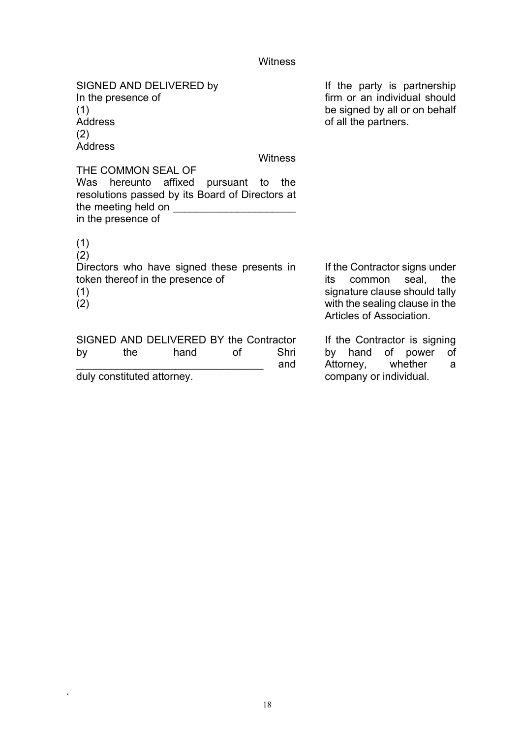Witness

SIGNED AND DELIVERED by
In the presence of
(1)
Address
(2)
Address

If the party is partnership firm or an individual should be signed by all or on behalf of all the partners.

Witness

THE COMMON SEAL OF
Was hereunto affixed pursuant to the resolutions passed by its Board of Directors at the meeting held on ____________________
in the presence of

(1)
(2)
Directors who have signed these presents in token thereof in the presence of
(1)
(2)

If the Contractor signs under its common seal, the signature clause should tally with the sealing clause in the Articles of Association.

SIGNED AND DELIVERED BY the Contractor by the hand of Shri _______________________________ and duly constituted attorney.

If the Contractor is signing by hand of power of Attorney, whether a company or individual.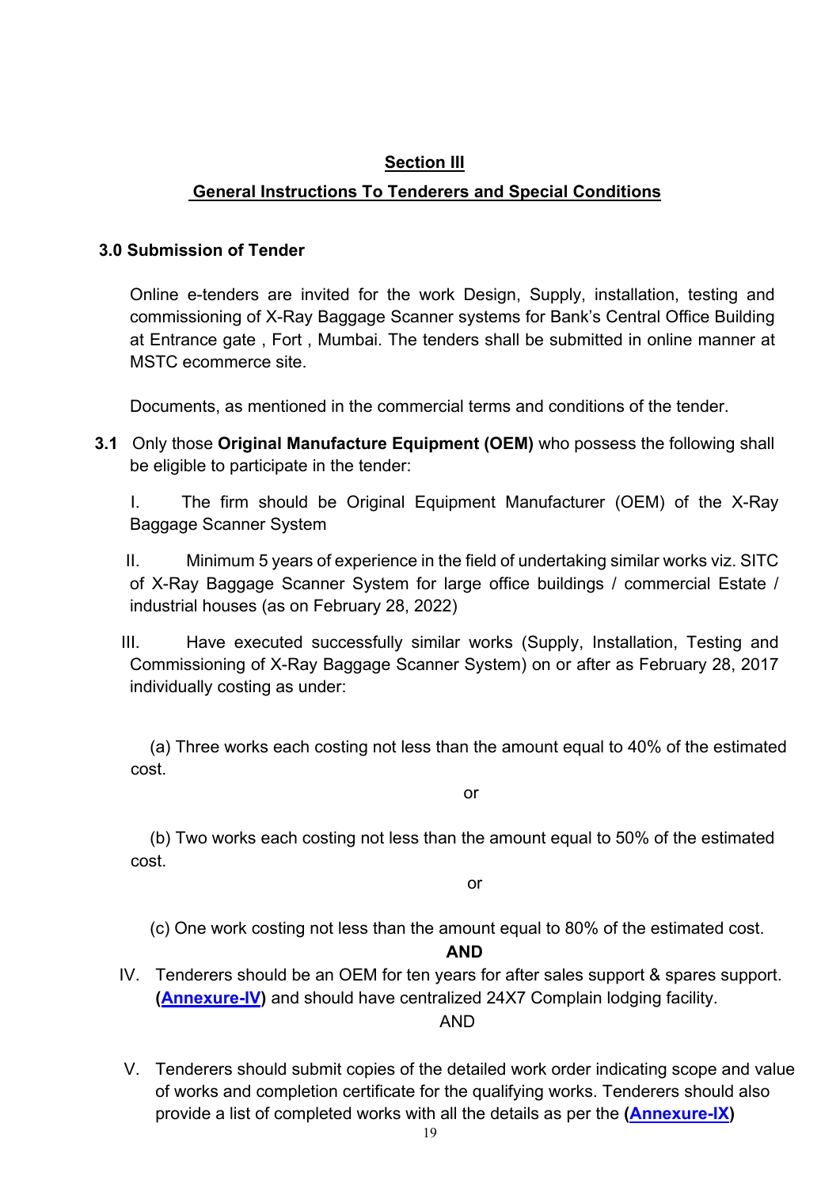## Section III

## General Instructions To Tenderers and Special Conditions

### 3.0 Submission of Tender

Online e-tenders are invited for the work Design, Supply, installation, testing and commissioning of X-Ray Baggage Scanner systems for Bank's Central Office Building at Entrance gate , Fort , Mumbai. The tenders shall be submitted in online manner at MSTC ecommerce site.

Documents, as mentioned in the commercial terms and conditions of the tender.

**3.1** Only those **Original Manufacture Equipment (OEM)** who possess the following shall be eligible to participate in the tender:

I. The firm should be Original Equipment Manufacturer (OEM) of the X-Ray Baggage Scanner System

II. Minimum 5 years of experience in the field of undertaking similar works viz. SITC of X-Ray Baggage Scanner System for large office buildings / commercial Estate / industrial houses (as on February 28, 2022)

III. Have executed successfully similar works (Supply, Installation, Testing and Commissioning of X-Ray Baggage Scanner System) on or after as February 28, 2017 individually costing as under:

(a) Three works each costing not less than the amount equal to 40% of the estimated cost.

or

(b) Two works each costing not less than the amount equal to 50% of the estimated cost.

or

(c) One work costing not less than the amount equal to 80% of the estimated cost.

**AND**

IV. Tenderers should be an OEM for ten years for after sales support & spares support. **(Annexure-IV)** and should have centralized 24X7 Complain lodging facility.

AND

V. Tenderers should submit copies of the detailed work order indicating scope and value of works and completion certificate for the qualifying works. Tenderers should also provide a list of completed works with all the details as per the **(Annexure-IX)**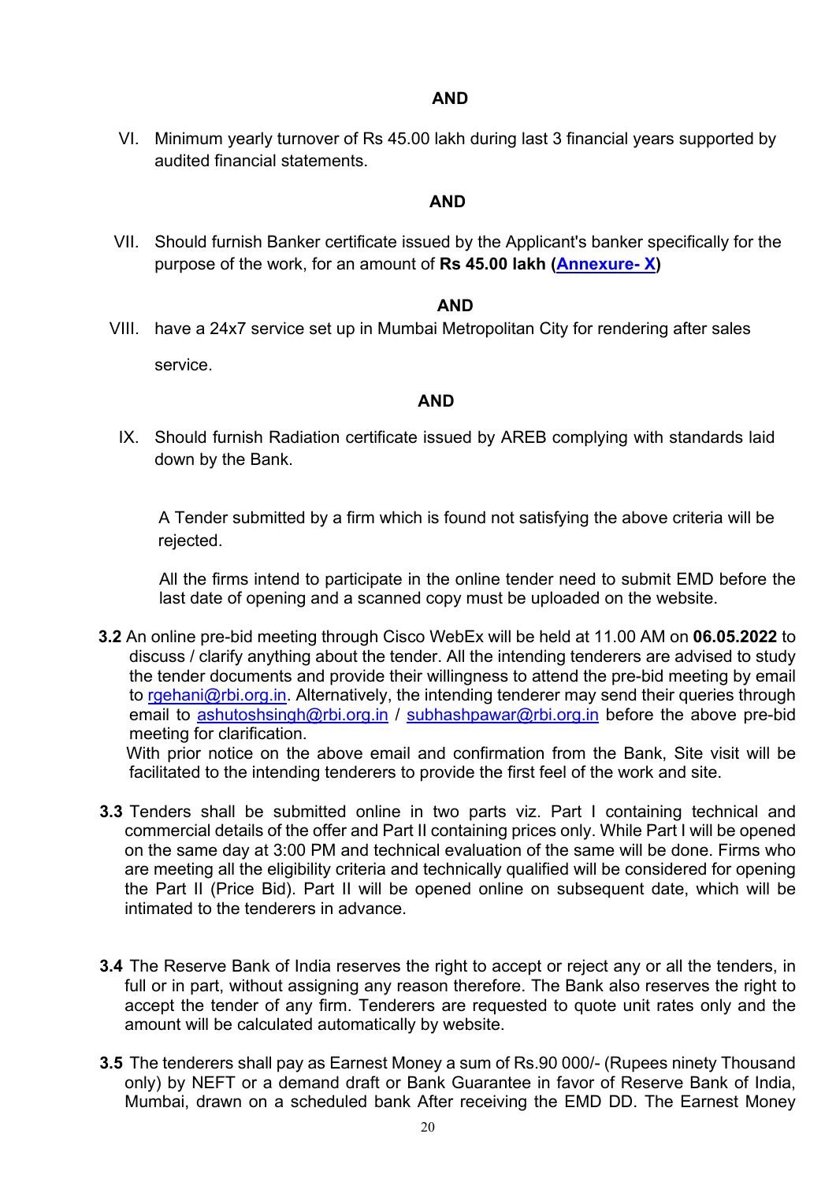**AND**

VI. Minimum yearly turnover of Rs 45.00 lakh during last 3 financial years supported by audited financial statements.

**AND**

VII. Should furnish Banker certificate issued by the Applicant's banker specifically for the purpose of the work, for an amount of **Rs 45.00 lakh (Annexure- X)**

**AND**

VIII. have a 24x7 service set up in Mumbai Metropolitan City for rendering after sales service.

**AND**

IX. Should furnish Radiation certificate issued by AREB complying with standards laid down by the Bank.

A Tender submitted by a firm which is found not satisfying the above criteria will be rejected.

All the firms intend to participate in the online tender need to submit EMD before the last date of opening and a scanned copy must be uploaded on the website.

**3.2** An online pre-bid meeting through Cisco WebEx will be held at 11.00 AM on **06.05.2022** to discuss / clarify anything about the tender. All the intending tenderers are advised to study the tender documents and provide their willingness to attend the pre-bid meeting by email to rgehani@rbi.org.in. Alternatively, the intending tenderer may send their queries through email to ashutoshsingh@rbi.org.in / subhashpawar@rbi.org.in before the above pre-bid meeting for clarification.
With prior notice on the above email and confirmation from the Bank, Site visit will be facilitated to the intending tenderers to provide the first feel of the work and site.

**3.3** Tenders shall be submitted online in two parts viz. Part I containing technical and commercial details of the offer and Part II containing prices only. While Part I will be opened on the same day at 3:00 PM and technical evaluation of the same will be done. Firms who are meeting all the eligibility criteria and technically qualified will be considered for opening the Part II (Price Bid). Part II will be opened online on subsequent date, which will be intimated to the tenderers in advance.

**3.4** The Reserve Bank of India reserves the right to accept or reject any or all the tenders, in full or in part, without assigning any reason therefore. The Bank also reserves the right to accept the tender of any firm. Tenderers are requested to quote unit rates only and the amount will be calculated automatically by website.

**3.5** The tenderers shall pay as Earnest Money a sum of Rs.90 000/- (Rupees ninety Thousand only) by NEFT or a demand draft or Bank Guarantee in favor of Reserve Bank of India, Mumbai, drawn on a scheduled bank After receiving the EMD DD. The Earnest Money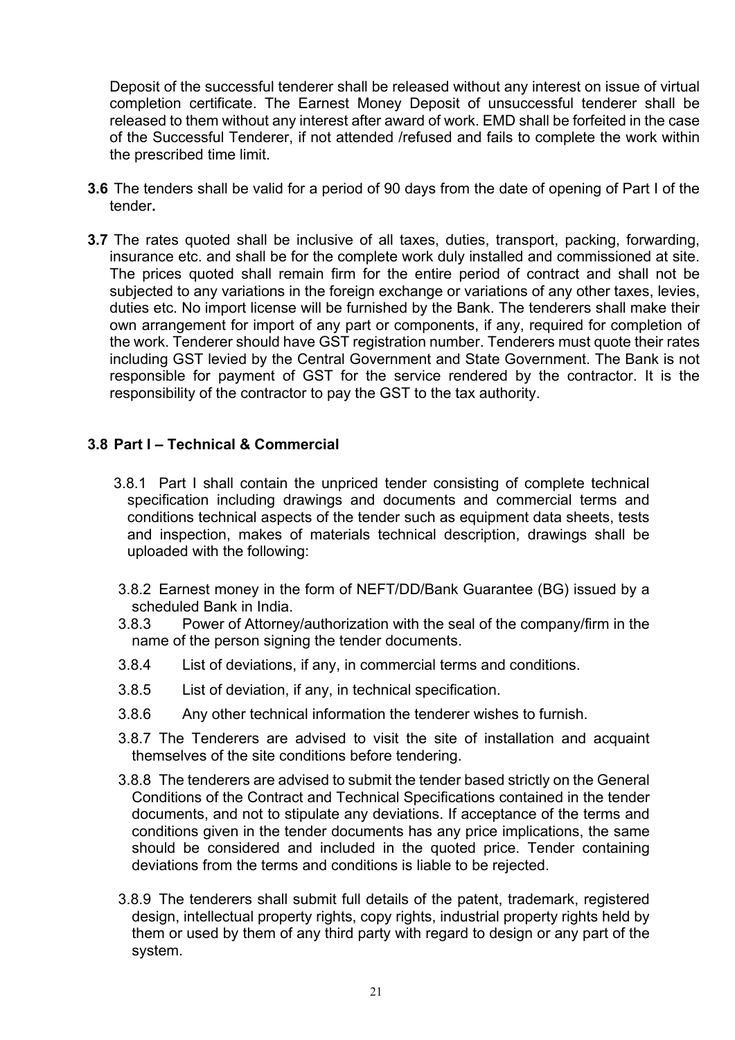Deposit of the successful tenderer shall be released without any interest on issue of virtual completion certificate. The Earnest Money Deposit of unsuccessful tenderer shall be released to them without any interest after award of work. EMD shall be forfeited in the case of the Successful Tenderer, if not attended /refused and fails to complete the work within the prescribed time limit.

**3.6** The tenders shall be valid for a period of 90 days from the date of opening of Part I of the tender**.**

**3.7** The rates quoted shall be inclusive of all taxes, duties, transport, packing, forwarding, insurance etc. and shall be for the complete work duly installed and commissioned at site. The prices quoted shall remain firm for the entire period of contract and shall not be subjected to any variations in the foreign exchange or variations of any other taxes, levies, duties etc. No import license will be furnished by the Bank. The tenderers shall make their own arrangement for import of any part or components, if any, required for completion of the work. Tenderer should have GST registration number. Tenderers must quote their rates including GST levied by the Central Government and State Government. The Bank is not responsible for payment of GST for the service rendered by the contractor. It is the responsibility of the contractor to pay the GST to the tax authority.

### 3.8 Part I – Technical & Commercial

3.8.1 Part I shall contain the unpriced tender consisting of complete technical specification including drawings and documents and commercial terms and conditions technical aspects of the tender such as equipment data sheets, tests and inspection, makes of materials technical description, drawings shall be uploaded with the following:

3.8.2 Earnest money in the form of NEFT/DD/Bank Guarantee (BG) issued by a scheduled Bank in India.

3.8.3 Power of Attorney/authorization with the seal of the company/firm in the name of the person signing the tender documents.

3.8.4 List of deviations, if any, in commercial terms and conditions.

3.8.5 List of deviation, if any, in technical specification.

3.8.6 Any other technical information the tenderer wishes to furnish.

3.8.7 The Tenderers are advised to visit the site of installation and acquaint themselves of the site conditions before tendering.

3.8.8 The tenderers are advised to submit the tender based strictly on the General Conditions of the Contract and Technical Specifications contained in the tender documents, and not to stipulate any deviations. If acceptance of the terms and conditions given in the tender documents has any price implications, the same should be considered and included in the quoted price. Tender containing deviations from the terms and conditions is liable to be rejected.

3.8.9 The tenderers shall submit full details of the patent, trademark, registered design, intellectual property rights, copy rights, industrial property rights held by them or used by them of any third party with regard to design or any part of the system.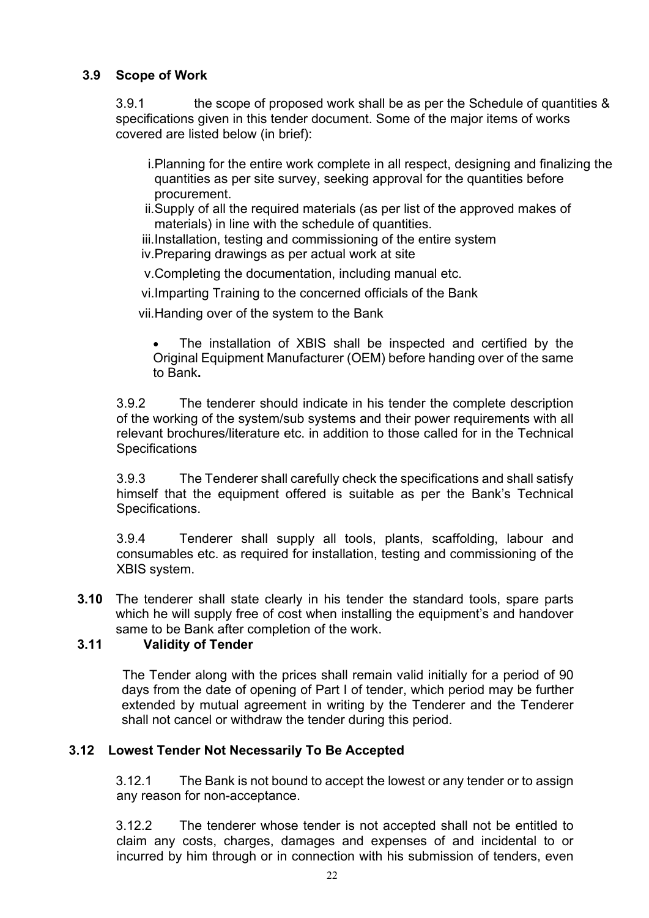### 3.9 Scope of Work

3.9.1 the scope of proposed work shall be as per the Schedule of quantities & specifications given in this tender document. Some of the major items of works covered are listed below (in brief):

i. Planning for the entire work complete in all respect, designing and finalizing the quantities as per site survey, seeking approval for the quantities before procurement.
ii. Supply of all the required materials (as per list of the approved makes of materials) in line with the schedule of quantities.
iii. Installation, testing and commissioning of the entire system
iv. Preparing drawings as per actual work at site
v. Completing the documentation, including manual etc.
vi. Imparting Training to the concerned officials of the Bank
vii. Handing over of the system to the Bank

- The installation of XBIS shall be inspected and certified by the Original Equipment Manufacturer (OEM) before handing over of the same to Bank**.**

3.9.2 The tenderer should indicate in his tender the complete description of the working of the system/sub systems and their power requirements with all relevant brochures/literature etc. in addition to those called for in the Technical Specifications

3.9.3 The Tenderer shall carefully check the specifications and shall satisfy himself that the equipment offered is suitable as per the Bank's Technical Specifications.

3.9.4 Tenderer shall supply all tools, plants, scaffolding, labour and consumables etc. as required for installation, testing and commissioning of the XBIS system.

**3.10** The tenderer shall state clearly in his tender the standard tools, spare parts which he will supply free of cost when installing the equipment's and handover same to be Bank after completion of the work.

### 3.11 Validity of Tender

The Tender along with the prices shall remain valid initially for a period of 90 days from the date of opening of Part I of tender, which period may be further extended by mutual agreement in writing by the Tenderer and the Tenderer shall not cancel or withdraw the tender during this period.

### 3.12 Lowest Tender Not Necessarily To Be Accepted

3.12.1 The Bank is not bound to accept the lowest or any tender or to assign any reason for non-acceptance.

3.12.2 The tenderer whose tender is not accepted shall not be entitled to claim any costs, charges, damages and expenses of and incidental to or incurred by him through or in connection with his submission of tenders, even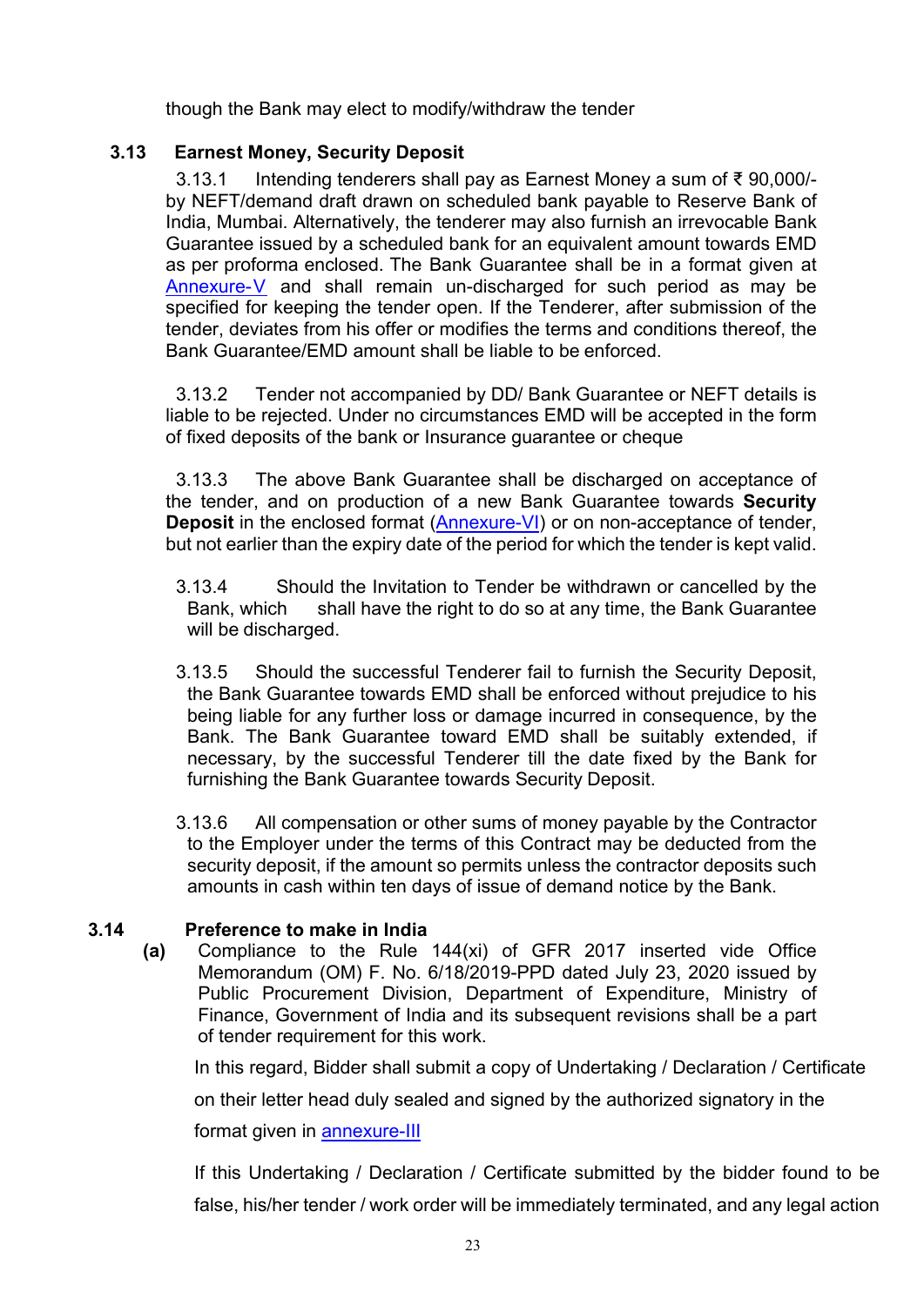though the Bank may elect to modify/withdraw the tender

### 3.13 Earnest Money, Security Deposit

3.13.1 Intending tenderers shall pay as Earnest Money a sum of ₹ 90,000/- by NEFT/demand draft drawn on scheduled bank payable to Reserve Bank of India, Mumbai. Alternatively, the tenderer may also furnish an irrevocable Bank Guarantee issued by a scheduled bank for an equivalent amount towards EMD as per proforma enclosed. The Bank Guarantee shall be in a format given at Annexure-V and shall remain un-discharged for such period as may be specified for keeping the tender open. If the Tenderer, after submission of the tender, deviates from his offer or modifies the terms and conditions thereof, the Bank Guarantee/EMD amount shall be liable to be enforced.

3.13.2 Tender not accompanied by DD/ Bank Guarantee or NEFT details is liable to be rejected. Under no circumstances EMD will be accepted in the form of fixed deposits of the bank or Insurance guarantee or cheque

3.13.3 The above Bank Guarantee shall be discharged on acceptance of the tender, and on production of a new Bank Guarantee towards **Security Deposit** in the enclosed format (Annexure-VI) or on non-acceptance of tender, but not earlier than the expiry date of the period for which the tender is kept valid.

3.13.4 Should the Invitation to Tender be withdrawn or cancelled by the Bank, which shall have the right to do so at any time, the Bank Guarantee will be discharged.

3.13.5 Should the successful Tenderer fail to furnish the Security Deposit, the Bank Guarantee towards EMD shall be enforced without prejudice to his being liable for any further loss or damage incurred in consequence, by the Bank. The Bank Guarantee toward EMD shall be suitably extended, if necessary, by the successful Tenderer till the date fixed by the Bank for furnishing the Bank Guarantee towards Security Deposit.

3.13.6 All compensation or other sums of money payable by the Contractor to the Employer under the terms of this Contract may be deducted from the security deposit, if the amount so permits unless the contractor deposits such amounts in cash within ten days of issue of demand notice by the Bank.

### 3.14 Preference to make in India

**(a)** Compliance to the Rule 144(xi) of GFR 2017 inserted vide Office Memorandum (OM) F. No. 6/18/2019-PPD dated July 23, 2020 issued by Public Procurement Division, Department of Expenditure, Ministry of Finance, Government of India and its subsequent revisions shall be a part of tender requirement for this work.

In this regard, Bidder shall submit a copy of Undertaking / Declaration / Certificate on their letter head duly sealed and signed by the authorized signatory in the format given in annexure-III

If this Undertaking / Declaration / Certificate submitted by the bidder found to be false, his/her tender / work order will be immediately terminated, and any legal action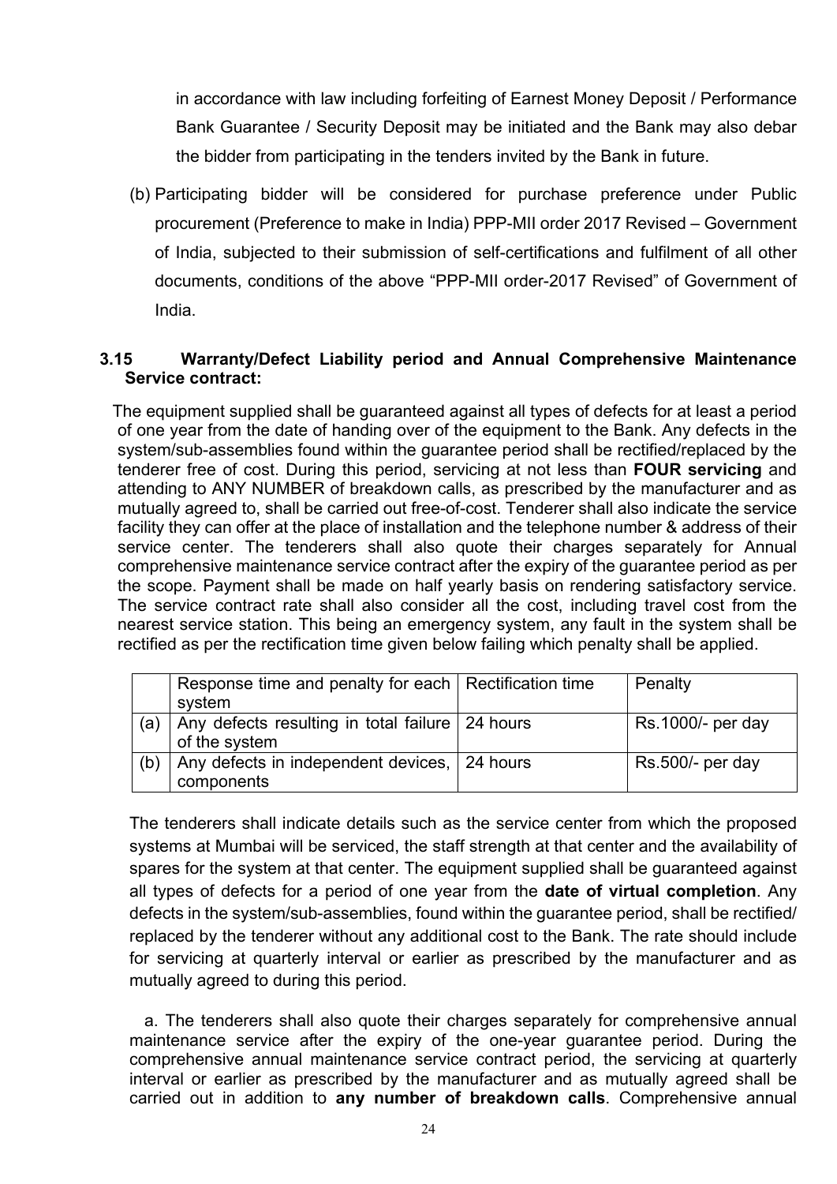in accordance with law including forfeiting of Earnest Money Deposit / Performance Bank Guarantee / Security Deposit may be initiated and the Bank may also debar the bidder from participating in the tenders invited by the Bank in future.

(b) Participating bidder will be considered for purchase preference under Public procurement (Preference to make in India) PPP-MII order 2017 Revised – Government of India, subjected to their submission of self-certifications and fulfilment of all other documents, conditions of the above "PPP-MII order-2017 Revised" of Government of India.

### 3.15 Warranty/Defect Liability period and Annual Comprehensive Maintenance Service contract:

The equipment supplied shall be guaranteed against all types of defects for at least a period of one year from the date of handing over of the equipment to the Bank. Any defects in the system/sub-assemblies found within the guarantee period shall be rectified/replaced by the tenderer free of cost. During this period, servicing at not less than **FOUR servicing** and attending to ANY NUMBER of breakdown calls, as prescribed by the manufacturer and as mutually agreed to, shall be carried out free-of-cost. Tenderer shall also indicate the service facility they can offer at the place of installation and the telephone number & address of their service center. The tenderers shall also quote their charges separately for Annual comprehensive maintenance service contract after the expiry of the guarantee period as per the scope. Payment shall be made on half yearly basis on rendering satisfactory service. The service contract rate shall also consider all the cost, including travel cost from the nearest service station. This being an emergency system, any fault in the system shall be rectified as per the rectification time given below failing which penalty shall be applied.

| | Response time and penalty for each system | Rectification time | Penalty |
|---|---|---|---|
| (a) | Any defects resulting in total failure of the system | 24 hours | Rs.1000/- per day |
| (b) | Any defects in independent devices, components | 24 hours | Rs.500/- per day |

The tenderers shall indicate details such as the service center from which the proposed systems at Mumbai will be serviced, the staff strength at that center and the availability of spares for the system at that center. The equipment supplied shall be guaranteed against all types of defects for a period of one year from the **date of virtual completion**. Any defects in the system/sub-assemblies, found within the guarantee period, shall be rectified/ replaced by the tenderer without any additional cost to the Bank. The rate should include for servicing at quarterly interval or earlier as prescribed by the manufacturer and as mutually agreed to during this period.

a. The tenderers shall also quote their charges separately for comprehensive annual maintenance service after the expiry of the one-year guarantee period. During the comprehensive annual maintenance service contract period, the servicing at quarterly interval or earlier as prescribed by the manufacturer and as mutually agreed shall be carried out in addition to **any number of breakdown calls**. Comprehensive annual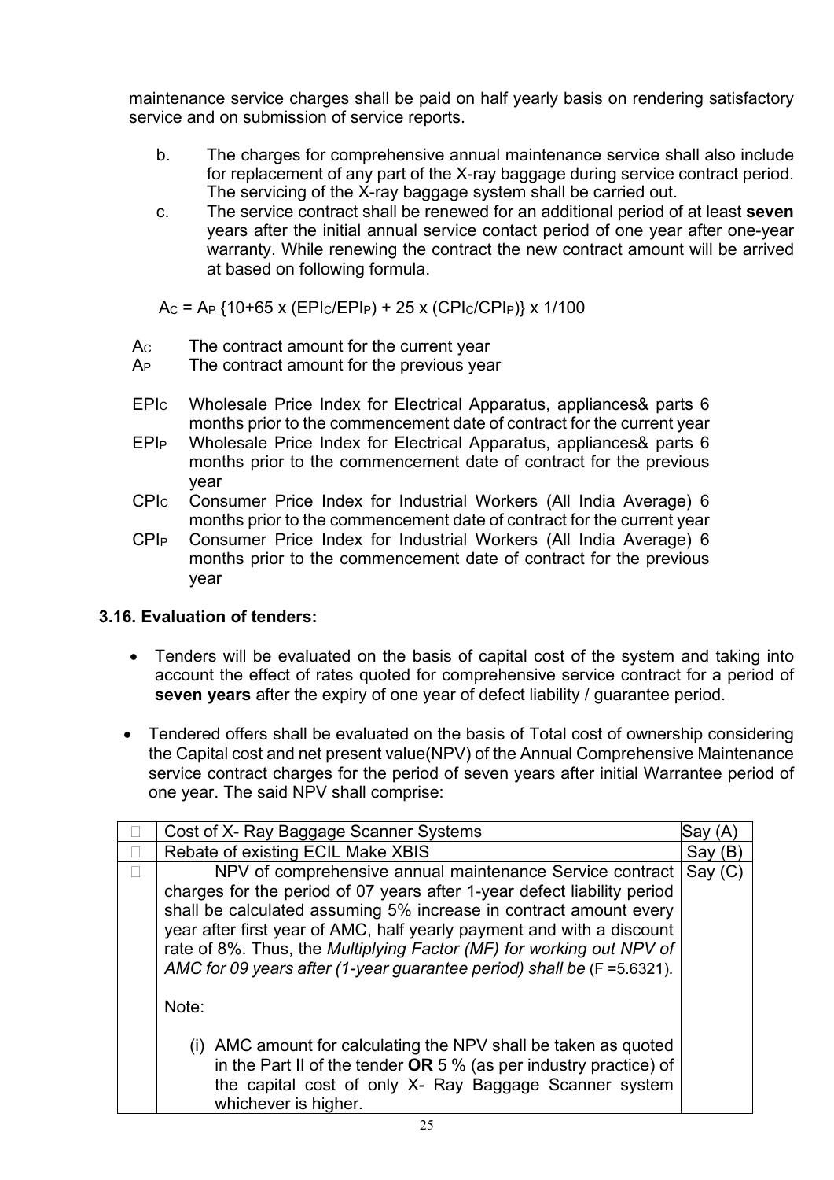maintenance service charges shall be paid on half yearly basis on rendering satisfactory service and on submission of service reports.

b. The charges for comprehensive annual maintenance service shall also include for replacement of any part of the X-ray baggage during service contract period. The servicing of the X-ray baggage system shall be carried out.

c. The service contract shall be renewed for an additional period of at least **seven** years after the initial annual service contact period of one year after one-year warranty. While renewing the contract the new contract amount will be arrived at based on following formula.

$A_C = A_P \{10+65 \times (EPI_C/EPI_P) + 25 \times (CPI_C/CPI_P)\} \times 1/100$

$A_C$ The contract amount for the current year

$A_P$ The contract amount for the previous year

$EPI_C$ Wholesale Price Index for Electrical Apparatus, appliances& parts 6 months prior to the commencement date of contract for the current year

$EPI_P$ Wholesale Price Index for Electrical Apparatus, appliances& parts 6 months prior to the commencement date of contract for the previous year

$CPI_C$ Consumer Price Index for Industrial Workers (All India Average) 6 months prior to the commencement date of contract for the current year

$CPI_P$ Consumer Price Index for Industrial Workers (All India Average) 6 months prior to the commencement date of contract for the previous year

### 3.16. Evaluation of tenders:

- Tenders will be evaluated on the basis of capital cost of the system and taking into account the effect of rates quoted for comprehensive service contract for a period of **seven years** after the expiry of one year of defect liability / guarantee period.
- Tendered offers shall be evaluated on the basis of Total cost of ownership considering the Capital cost and net present value(NPV) of the Annual Comprehensive Maintenance service contract charges for the period of seven years after initial Warrantee period of one year. The said NPV shall comprise:

| | | |
|---|---|---|
| | Cost of X- Ray Baggage Scanner Systems | Say (A) |
| | Rebate of existing ECIL Make XBIS | Say (B) |
| | NPV of comprehensive annual maintenance Service contract charges for the period of 07 years after 1-year defect liability period shall be calculated assuming 5% increase in contract amount every year after first year of AMC, half yearly payment and with a discount rate of 8%. Thus, the *Multiplying Factor (MF) for working out NPV of AMC for 09 years after (1-year guarantee period) shall be* (F =5.6321).<br><br>Note:<br><br>(i) AMC amount for calculating the NPV shall be taken as quoted in the Part II of the tender **OR** 5 % (as per industry practice) of the capital cost of only X- Ray Baggage Scanner system whichever is higher. | Say (C) |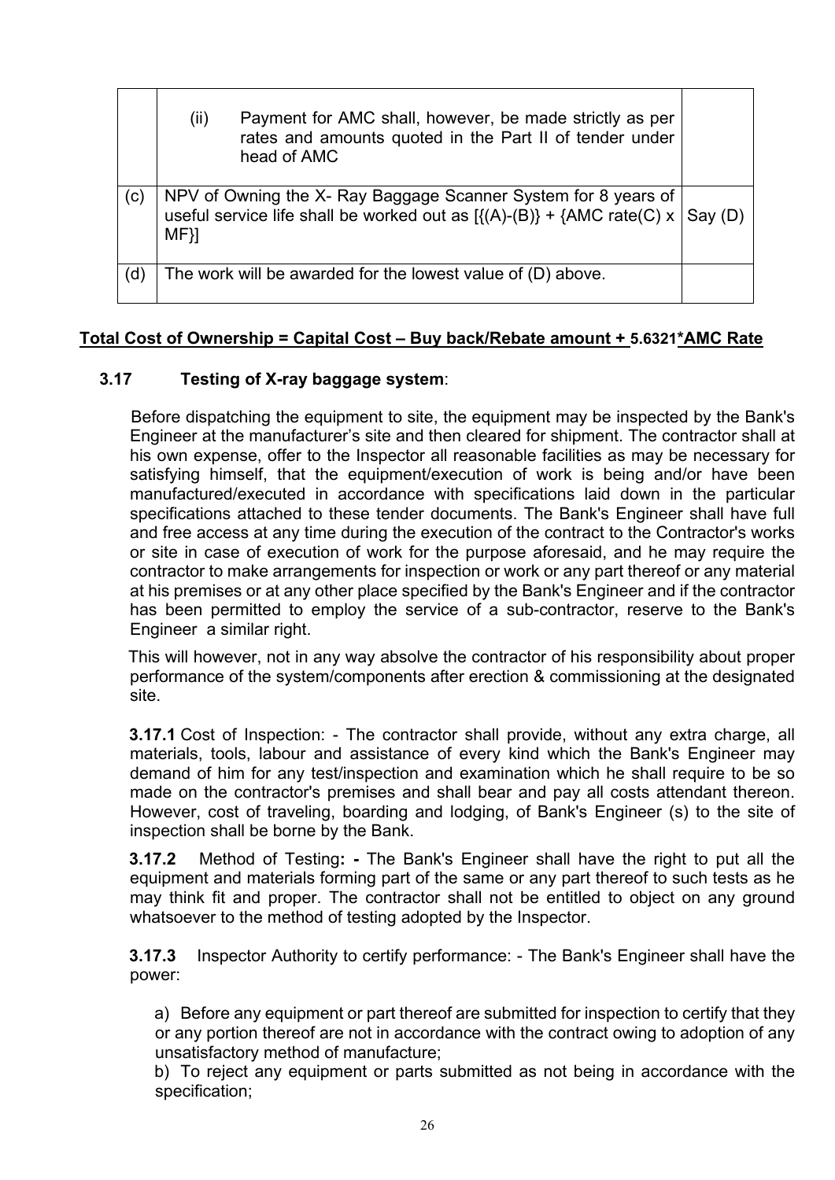| | | |
|---|---|---|
| | (ii) Payment for AMC shall, however, be made strictly as per rates and amounts quoted in the Part II of tender under head of AMC | |
| (c) | NPV of Owning the X- Ray Baggage Scanner System for 8 years of useful service life shall be worked out as [{(A)-(B)} + {AMC rate(C) x MF}] | Say (D) |
| (d) | The work will be awarded for the lowest value of (D) above. | |

**Total Cost of Ownership = Capital Cost – Buy back/Rebate amount + 5.6321*AMC Rate**

### 3.17 Testing of X-ray baggage system:

Before dispatching the equipment to site, the equipment may be inspected by the Bank's Engineer at the manufacturer's site and then cleared for shipment. The contractor shall at his own expense, offer to the Inspector all reasonable facilities as may be necessary for satisfying himself, that the equipment/execution of work is being and/or have been manufactured/executed in accordance with specifications laid down in the particular specifications attached to these tender documents. The Bank's Engineer shall have full and free access at any time during the execution of the contract to the Contractor's works or site in case of execution of work for the purpose aforesaid, and he may require the contractor to make arrangements for inspection or work or any part thereof or any material at his premises or at any other place specified by the Bank's Engineer and if the contractor has been permitted to employ the service of a sub-contractor, reserve to the Bank's Engineer a similar right.

This will however, not in any way absolve the contractor of his responsibility about proper performance of the system/components after erection & commissioning at the designated site.

**3.17.1** Cost of Inspection: - The contractor shall provide, without any extra charge, all materials, tools, labour and assistance of every kind which the Bank's Engineer may demand of him for any test/inspection and examination which he shall require to be so made on the contractor's premises and shall bear and pay all costs attendant thereon. However, cost of traveling, boarding and lodging, of Bank's Engineer (s) to the site of inspection shall be borne by the Bank.

**3.17.2** Method of Testing**: -** The Bank's Engineer shall have the right to put all the equipment and materials forming part of the same or any part thereof to such tests as he may think fit and proper. The contractor shall not be entitled to object on any ground whatsoever to the method of testing adopted by the Inspector.

**3.17.3** Inspector Authority to certify performance: - The Bank's Engineer shall have the power:

a) Before any equipment or part thereof are submitted for inspection to certify that they or any portion thereof are not in accordance with the contract owing to adoption of any unsatisfactory method of manufacture;

b) To reject any equipment or parts submitted as not being in accordance with the specification;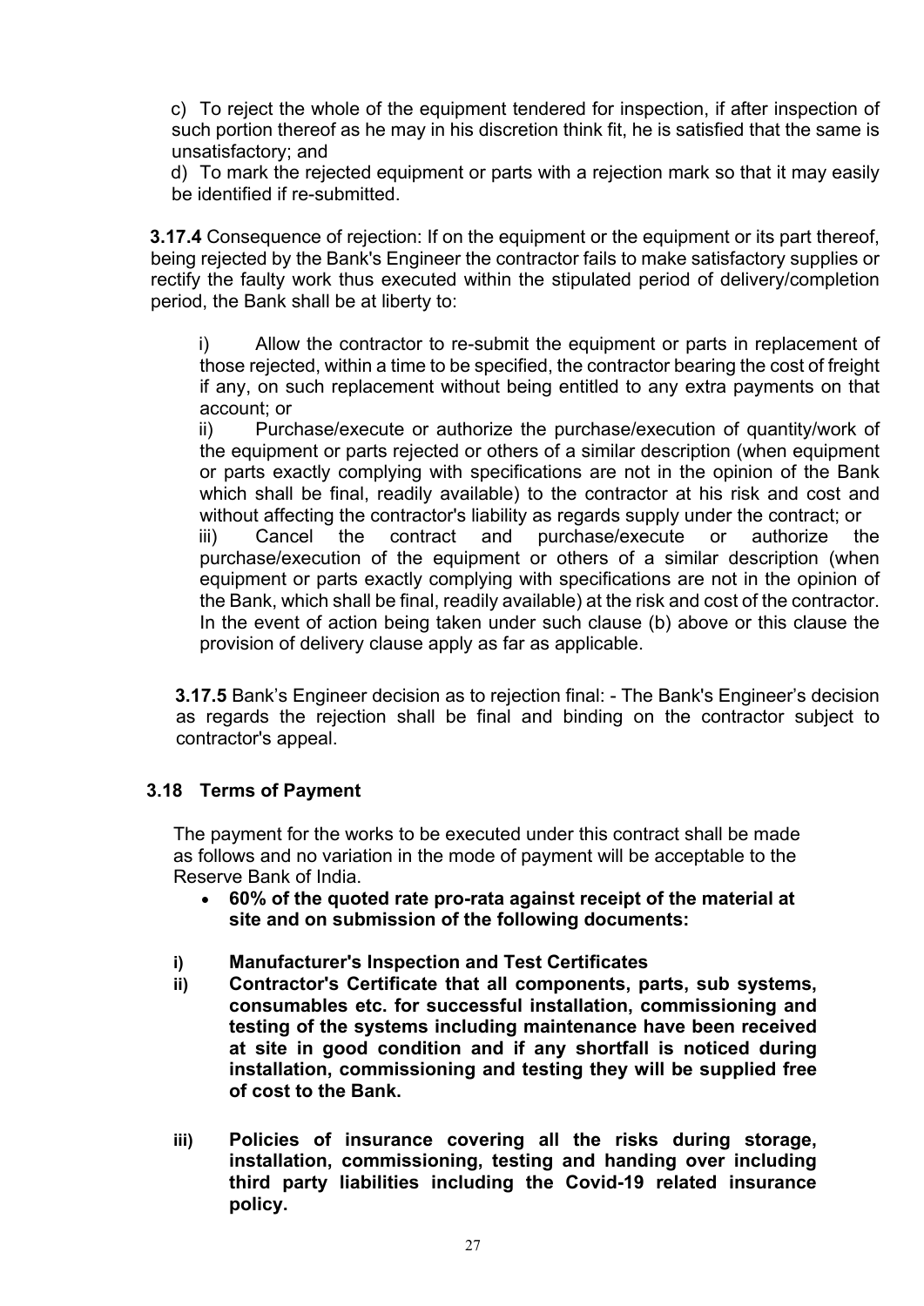c) To reject the whole of the equipment tendered for inspection, if after inspection of such portion thereof as he may in his discretion think fit, he is satisfied that the same is unsatisfactory; and

d) To mark the rejected equipment or parts with a rejection mark so that it may easily be identified if re-submitted.

**3.17.4** Consequence of rejection: If on the equipment or the equipment or its part thereof, being rejected by the Bank's Engineer the contractor fails to make satisfactory supplies or rectify the faulty work thus executed within the stipulated period of delivery/completion period, the Bank shall be at liberty to:

i) Allow the contractor to re-submit the equipment or parts in replacement of those rejected, within a time to be specified, the contractor bearing the cost of freight if any, on such replacement without being entitled to any extra payments on that account; or

ii) Purchase/execute or authorize the purchase/execution of quantity/work of the equipment or parts rejected or others of a similar description (when equipment or parts exactly complying with specifications are not in the opinion of the Bank which shall be final, readily available) to the contractor at his risk and cost and without affecting the contractor's liability as regards supply under the contract; or

iii) Cancel the contract and purchase/execute or authorize the purchase/execution of the equipment or others of a similar description (when equipment or parts exactly complying with specifications are not in the opinion of the Bank, which shall be final, readily available) at the risk and cost of the contractor. In the event of action being taken under such clause (b) above or this clause the provision of delivery clause apply as far as applicable.

**3.17.5** Bank's Engineer decision as to rejection final: - The Bank's Engineer's decision as regards the rejection shall be final and binding on the contractor subject to contractor's appeal.

## 3.18 Terms of Payment

The payment for the works to be executed under this contract shall be made as follows and no variation in the mode of payment will be acceptable to the Reserve Bank of India.

- **60% of the quoted rate pro-rata against receipt of the material at site and on submission of the following documents:**

**i) Manufacturer's Inspection and Test Certificates**

**ii) Contractor's Certificate that all components, parts, sub systems, consumables etc. for successful installation, commissioning and testing of the systems including maintenance have been received at site in good condition and if any shortfall is noticed during installation, commissioning and testing they will be supplied free of cost to the Bank.**

**iii) Policies of insurance covering all the risks during storage, installation, commissioning, testing and handing over including third party liabilities including the Covid-19 related insurance policy.**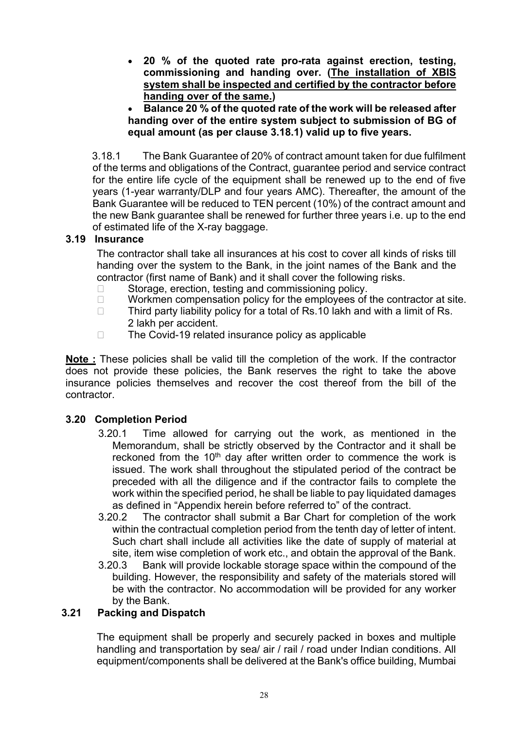- **20 % of the quoted rate pro-rata against erection, testing, commissioning and handing over. (<u>The installation of XBIS system shall be inspected and certified by the contractor before handing over of the same.</u>)**
- **Balance 20 % of the quoted rate of the work will be released after handing over of the entire system subject to submission of BG of equal amount (as per clause 3.18.1) valid up to five years.**

3.18.1 The Bank Guarantee of 20% of contract amount taken for due fulfilment of the terms and obligations of the Contract, guarantee period and service contract for the entire life cycle of the equipment shall be renewed up to the end of five years (1-year warranty/DLP and four years AMC). Thereafter, the amount of the Bank Guarantee will be reduced to TEN percent (10%) of the contract amount and the new Bank guarantee shall be renewed for further three years i.e. up to the end of estimated life of the X-ray baggage.

### 3.19 Insurance

The contractor shall take all insurances at his cost to cover all kinds of risks till handing over the system to the Bank, in the joint names of the Bank and the contractor (first name of Bank) and it shall cover the following risks.

- Storage, erection, testing and commissioning policy.
- Workmen compensation policy for the employees of the contractor at site.
- Third party liability policy for a total of Rs.10 lakh and with a limit of Rs. 2 lakh per accident.
- The Covid-19 related insurance policy as applicable

**<u>Note :</u>** These policies shall be valid till the completion of the work. If the contractor does not provide these policies, the Bank reserves the right to take the above insurance policies themselves and recover the cost thereof from the bill of the contractor.

### 3.20 Completion Period

3.20.1 Time allowed for carrying out the work, as mentioned in the Memorandum, shall be strictly observed by the Contractor and it shall be reckoned from the 10th day after written order to commence the work is issued. The work shall throughout the stipulated period of the contract be preceded with all the diligence and if the contractor fails to complete the work within the specified period, he shall be liable to pay liquidated damages as defined in "Appendix herein before referred to" of the contract.

3.20.2 The contractor shall submit a Bar Chart for completion of the work within the contractual completion period from the tenth day of letter of intent. Such chart shall include all activities like the date of supply of material at site, item wise completion of work etc., and obtain the approval of the Bank.

3.20.3 Bank will provide lockable storage space within the compound of the building. However, the responsibility and safety of the materials stored will be with the contractor. No accommodation will be provided for any worker by the Bank.

### 3.21 Packing and Dispatch

The equipment shall be properly and securely packed in boxes and multiple handling and transportation by sea/ air / rail / road under Indian conditions. All equipment/components shall be delivered at the Bank's office building, Mumbai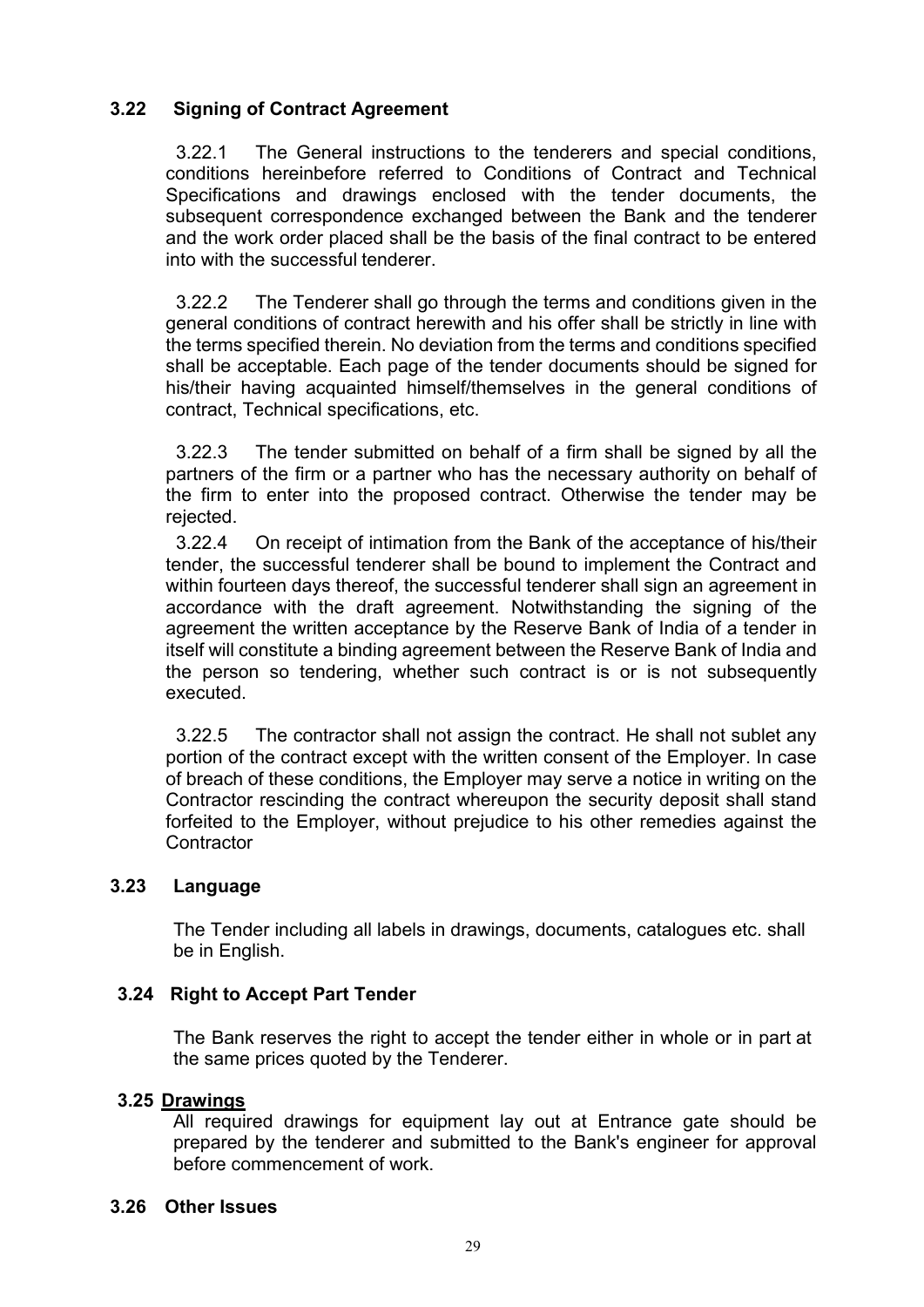### 3.22 Signing of Contract Agreement

3.22.1 The General instructions to the tenderers and special conditions, conditions hereinbefore referred to Conditions of Contract and Technical Specifications and drawings enclosed with the tender documents, the subsequent correspondence exchanged between the Bank and the tenderer and the work order placed shall be the basis of the final contract to be entered into with the successful tenderer.

3.22.2 The Tenderer shall go through the terms and conditions given in the general conditions of contract herewith and his offer shall be strictly in line with the terms specified therein. No deviation from the terms and conditions specified shall be acceptable. Each page of the tender documents should be signed for his/their having acquainted himself/themselves in the general conditions of contract, Technical specifications, etc.

3.22.3 The tender submitted on behalf of a firm shall be signed by all the partners of the firm or a partner who has the necessary authority on behalf of the firm to enter into the proposed contract. Otherwise the tender may be rejected.

3.22.4 On receipt of intimation from the Bank of the acceptance of his/their tender, the successful tenderer shall be bound to implement the Contract and within fourteen days thereof, the successful tenderer shall sign an agreement in accordance with the draft agreement. Notwithstanding the signing of the agreement the written acceptance by the Reserve Bank of India of a tender in itself will constitute a binding agreement between the Reserve Bank of India and the person so tendering, whether such contract is or is not subsequently executed.

3.22.5 The contractor shall not assign the contract. He shall not sublet any portion of the contract except with the written consent of the Employer. In case of breach of these conditions, the Employer may serve a notice in writing on the Contractor rescinding the contract whereupon the security deposit shall stand forfeited to the Employer, without prejudice to his other remedies against the Contractor

### 3.23 Language

The Tender including all labels in drawings, documents, catalogues etc. shall be in English.

### 3.24 Right to Accept Part Tender

The Bank reserves the right to accept the tender either in whole or in part at the same prices quoted by the Tenderer.

### 3.25 Drawings

All required drawings for equipment lay out at Entrance gate should be prepared by the tenderer and submitted to the Bank's engineer for approval before commencement of work.

### 3.26 Other Issues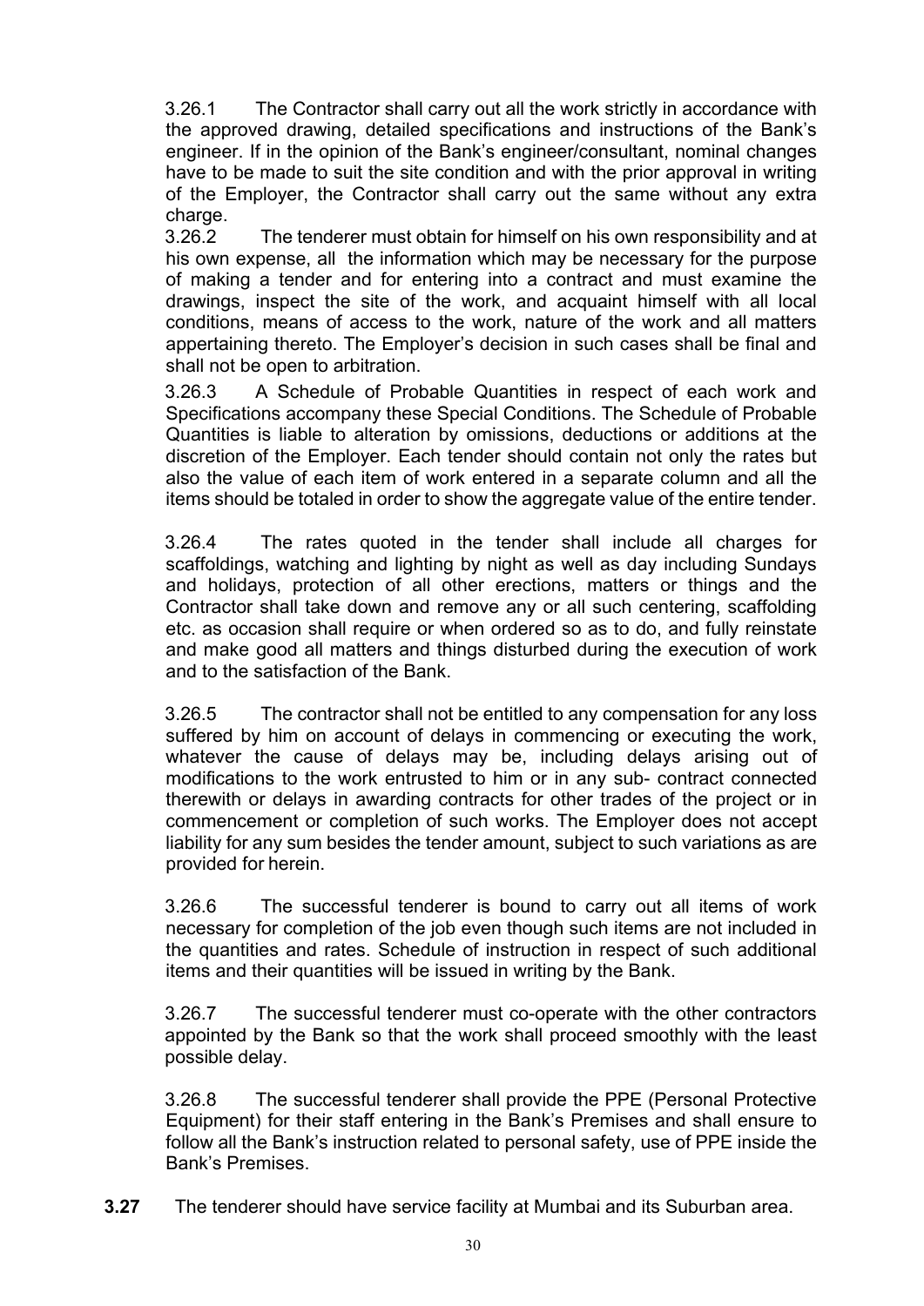3.26.1 The Contractor shall carry out all the work strictly in accordance with the approved drawing, detailed specifications and instructions of the Bank's engineer. If in the opinion of the Bank's engineer/consultant, nominal changes have to be made to suit the site condition and with the prior approval in writing of the Employer, the Contractor shall carry out the same without any extra charge.

3.26.2 The tenderer must obtain for himself on his own responsibility and at his own expense, all the information which may be necessary for the purpose of making a tender and for entering into a contract and must examine the drawings, inspect the site of the work, and acquaint himself with all local conditions, means of access to the work, nature of the work and all matters appertaining thereto. The Employer's decision in such cases shall be final and shall not be open to arbitration.

3.26.3 A Schedule of Probable Quantities in respect of each work and Specifications accompany these Special Conditions. The Schedule of Probable Quantities is liable to alteration by omissions, deductions or additions at the discretion of the Employer. Each tender should contain not only the rates but also the value of each item of work entered in a separate column and all the items should be totaled in order to show the aggregate value of the entire tender.

3.26.4 The rates quoted in the tender shall include all charges for scaffoldings, watching and lighting by night as well as day including Sundays and holidays, protection of all other erections, matters or things and the Contractor shall take down and remove any or all such centering, scaffolding etc. as occasion shall require or when ordered so as to do, and fully reinstate and make good all matters and things disturbed during the execution of work and to the satisfaction of the Bank.

3.26.5 The contractor shall not be entitled to any compensation for any loss suffered by him on account of delays in commencing or executing the work, whatever the cause of delays may be, including delays arising out of modifications to the work entrusted to him or in any sub- contract connected therewith or delays in awarding contracts for other trades of the project or in commencement or completion of such works. The Employer does not accept liability for any sum besides the tender amount, subject to such variations as are provided for herein.

3.26.6 The successful tenderer is bound to carry out all items of work necessary for completion of the job even though such items are not included in the quantities and rates. Schedule of instruction in respect of such additional items and their quantities will be issued in writing by the Bank.

3.26.7 The successful tenderer must co-operate with the other contractors appointed by the Bank so that the work shall proceed smoothly with the least possible delay.

3.26.8 The successful tenderer shall provide the PPE (Personal Protective Equipment) for their staff entering in the Bank's Premises and shall ensure to follow all the Bank's instruction related to personal safety, use of PPE inside the Bank's Premises.

**3.27** The tenderer should have service facility at Mumbai and its Suburban area.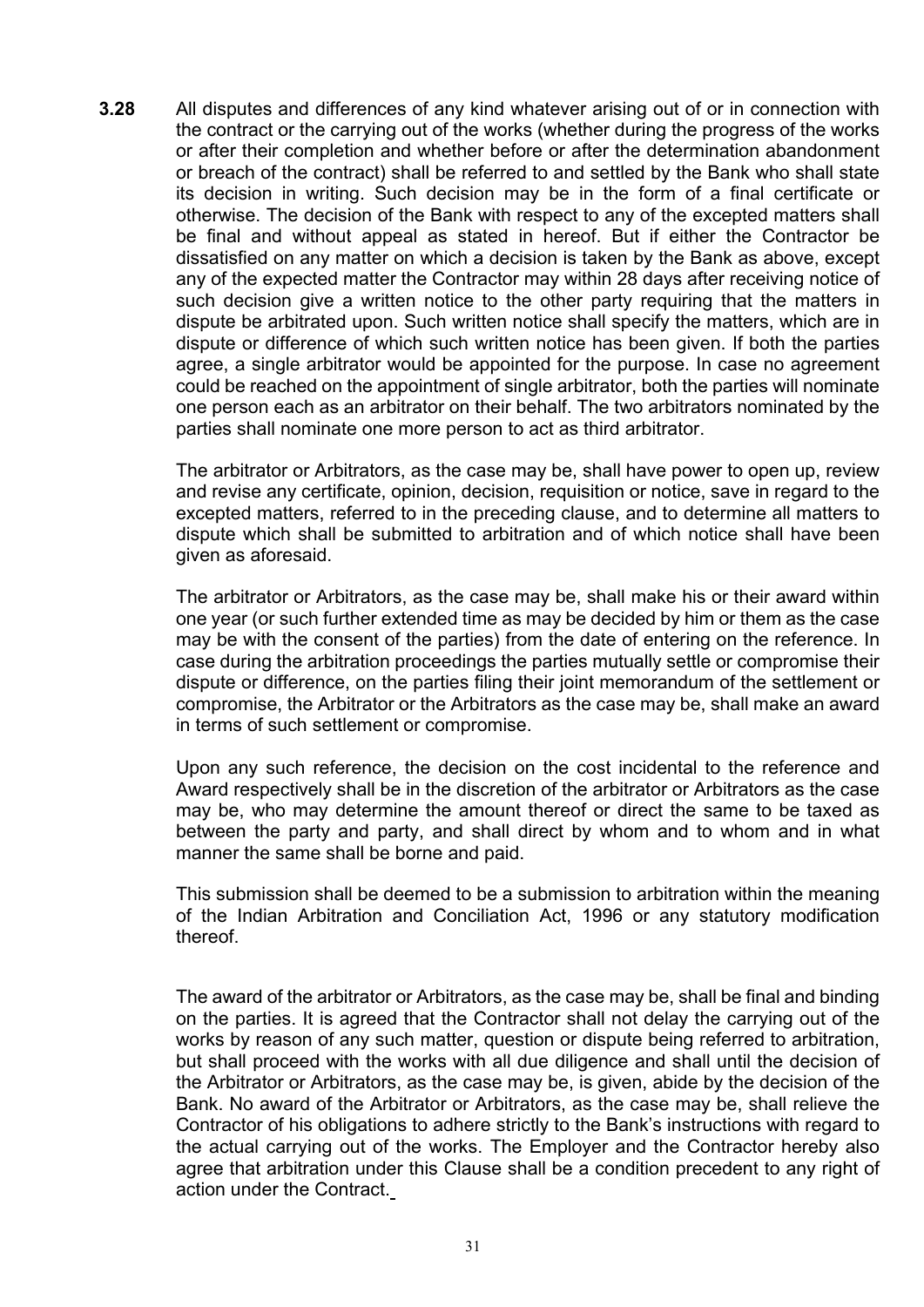**3.28** All disputes and differences of any kind whatever arising out of or in connection with the contract or the carrying out of the works (whether during the progress of the works or after their completion and whether before or after the determination abandonment or breach of the contract) shall be referred to and settled by the Bank who shall state its decision in writing. Such decision may be in the form of a final certificate or otherwise. The decision of the Bank with respect to any of the excepted matters shall be final and without appeal as stated in hereof. But if either the Contractor be dissatisfied on any matter on which a decision is taken by the Bank as above, except any of the expected matter the Contractor may within 28 days after receiving notice of such decision give a written notice to the other party requiring that the matters in dispute be arbitrated upon. Such written notice shall specify the matters, which are in dispute or difference of which such written notice has been given. If both the parties agree, a single arbitrator would be appointed for the purpose. In case no agreement could be reached on the appointment of single arbitrator, both the parties will nominate one person each as an arbitrator on their behalf. The two arbitrators nominated by the parties shall nominate one more person to act as third arbitrator.

The arbitrator or Arbitrators, as the case may be, shall have power to open up, review and revise any certificate, opinion, decision, requisition or notice, save in regard to the excepted matters, referred to in the preceding clause, and to determine all matters to dispute which shall be submitted to arbitration and of which notice shall have been given as aforesaid.

The arbitrator or Arbitrators, as the case may be, shall make his or their award within one year (or such further extended time as may be decided by him or them as the case may be with the consent of the parties) from the date of entering on the reference. In case during the arbitration proceedings the parties mutually settle or compromise their dispute or difference, on the parties filing their joint memorandum of the settlement or compromise, the Arbitrator or the Arbitrators as the case may be, shall make an award in terms of such settlement or compromise.

Upon any such reference, the decision on the cost incidental to the reference and Award respectively shall be in the discretion of the arbitrator or Arbitrators as the case may be, who may determine the amount thereof or direct the same to be taxed as between the party and party, and shall direct by whom and to whom and in what manner the same shall be borne and paid.

This submission shall be deemed to be a submission to arbitration within the meaning of the Indian Arbitration and Conciliation Act, 1996 or any statutory modification thereof.

The award of the arbitrator or Arbitrators, as the case may be, shall be final and binding on the parties. It is agreed that the Contractor shall not delay the carrying out of the works by reason of any such matter, question or dispute being referred to arbitration, but shall proceed with the works with all due diligence and shall until the decision of the Arbitrator or Arbitrators, as the case may be, is given, abide by the decision of the Bank. No award of the Arbitrator or Arbitrators, as the case may be, shall relieve the Contractor of his obligations to adhere strictly to the Bank's instructions with regard to the actual carrying out of the works. The Employer and the Contractor hereby also agree that arbitration under this Clause shall be a condition precedent to any right of action under the Contract.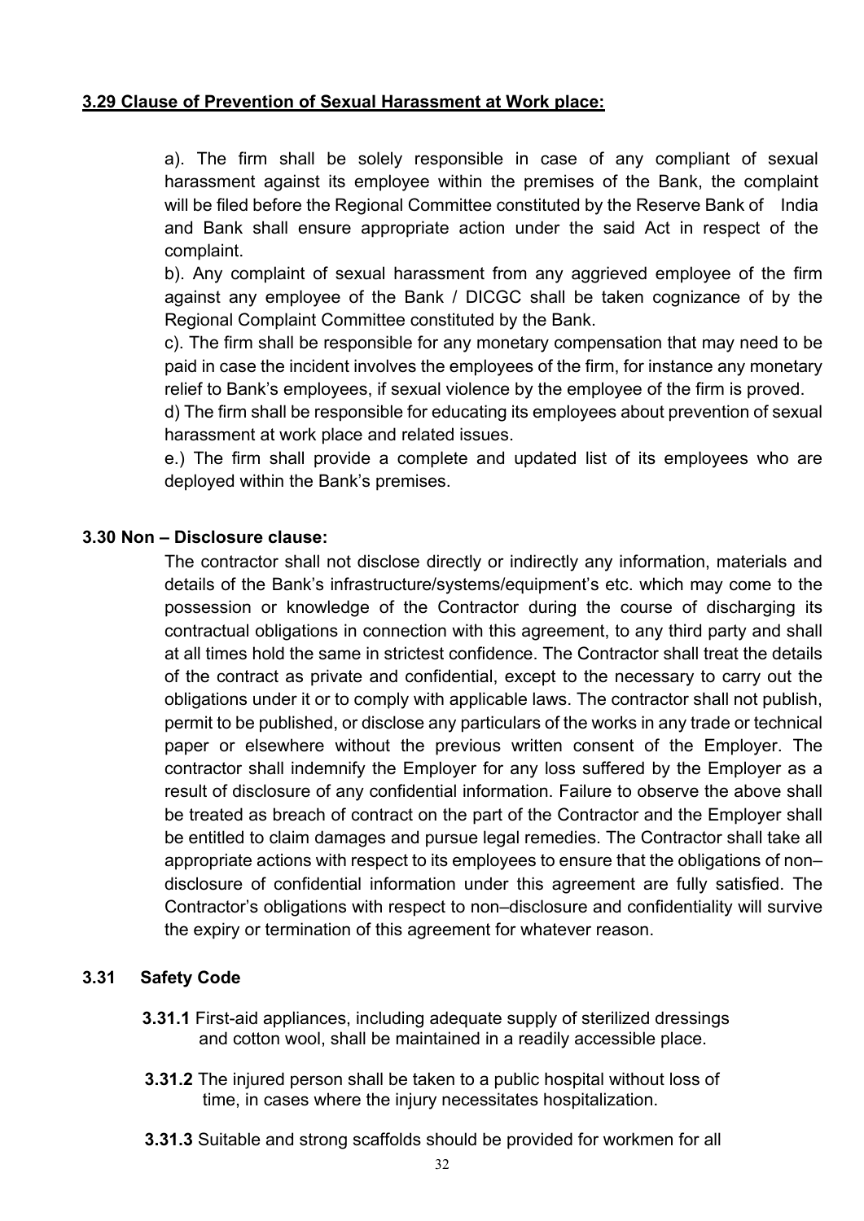**3.29 Clause of Prevention of Sexual Harassment at Work place:**

a). The firm shall be solely responsible in case of any compliant of sexual harassment against its employee within the premises of the Bank, the complaint will be filed before the Regional Committee constituted by the Reserve Bank of India and Bank shall ensure appropriate action under the said Act in respect of the complaint.

b). Any complaint of sexual harassment from any aggrieved employee of the firm against any employee of the Bank / DICGC shall be taken cognizance of by the Regional Complaint Committee constituted by the Bank.

c). The firm shall be responsible for any monetary compensation that may need to be paid in case the incident involves the employees of the firm, for instance any monetary relief to Bank's employees, if sexual violence by the employee of the firm is proved.

d) The firm shall be responsible for educating its employees about prevention of sexual harassment at work place and related issues.

e.) The firm shall provide a complete and updated list of its employees who are deployed within the Bank's premises.

**3.30 Non – Disclosure clause:**

The contractor shall not disclose directly or indirectly any information, materials and details of the Bank's infrastructure/systems/equipment's etc. which may come to the possession or knowledge of the Contractor during the course of discharging its contractual obligations in connection with this agreement, to any third party and shall at all times hold the same in strictest confidence. The Contractor shall treat the details of the contract as private and confidential, except to the necessary to carry out the obligations under it or to comply with applicable laws. The contractor shall not publish, permit to be published, or disclose any particulars of the works in any trade or technical paper or elsewhere without the previous written consent of the Employer. The contractor shall indemnify the Employer for any loss suffered by the Employer as a result of disclosure of any confidential information. Failure to observe the above shall be treated as breach of contract on the part of the Contractor and the Employer shall be entitled to claim damages and pursue legal remedies. The Contractor shall take all appropriate actions with respect to its employees to ensure that the obligations of non–disclosure of confidential information under this agreement are fully satisfied. The Contractor's obligations with respect to non–disclosure and confidentiality will survive the expiry or termination of this agreement for whatever reason.

**3.31 Safety Code**

**3.31.1** First-aid appliances, including adequate supply of sterilized dressings and cotton wool, shall be maintained in a readily accessible place.

**3.31.2** The injured person shall be taken to a public hospital without loss of time, in cases where the injury necessitates hospitalization.

**3.31.3** Suitable and strong scaffolds should be provided for workmen for all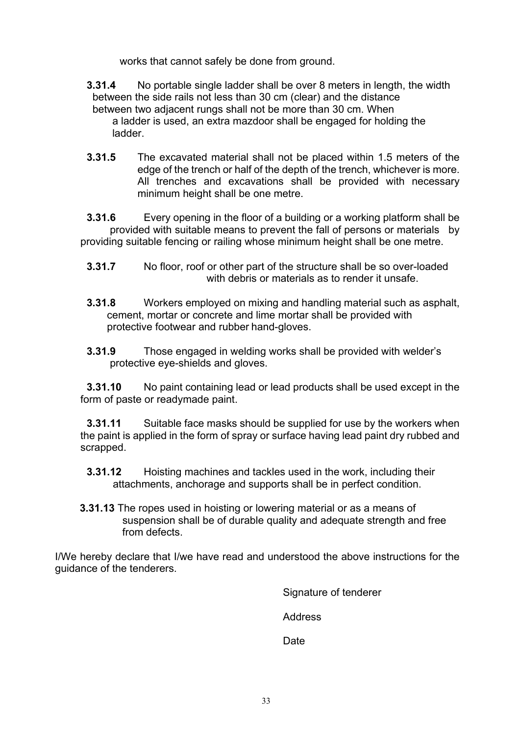works that cannot safely be done from ground.

**3.31.4** No portable single ladder shall be over 8 meters in length, the width between the side rails not less than 30 cm (clear) and the distance between two adjacent rungs shall not be more than 30 cm. When a ladder is used, an extra mazdoor shall be engaged for holding the ladder.

**3.31.5** The excavated material shall not be placed within 1.5 meters of the edge of the trench or half of the depth of the trench, whichever is more. All trenches and excavations shall be provided with necessary minimum height shall be one metre.

**3.31.6** Every opening in the floor of a building or a working platform shall be provided with suitable means to prevent the fall of persons or materials by providing suitable fencing or railing whose minimum height shall be one metre.

**3.31.7** No floor, roof or other part of the structure shall be so over-loaded with debris or materials as to render it unsafe.

**3.31.8** Workers employed on mixing and handling material such as asphalt, cement, mortar or concrete and lime mortar shall be provided with protective footwear and rubber hand-gloves.

**3.31.9** Those engaged in welding works shall be provided with welder's protective eye-shields and gloves.

**3.31.10** No paint containing lead or lead products shall be used except in the form of paste or readymade paint.

**3.31.11** Suitable face masks should be supplied for use by the workers when the paint is applied in the form of spray or surface having lead paint dry rubbed and scrapped.

**3.31.12** Hoisting machines and tackles used in the work, including their attachments, anchorage and supports shall be in perfect condition.

**3.31.13** The ropes used in hoisting or lowering material or as a means of suspension shall be of durable quality and adequate strength and free from defects.

I/We hereby declare that I/we have read and understood the above instructions for the guidance of the tenderers.

Signature of tenderer

Address

Date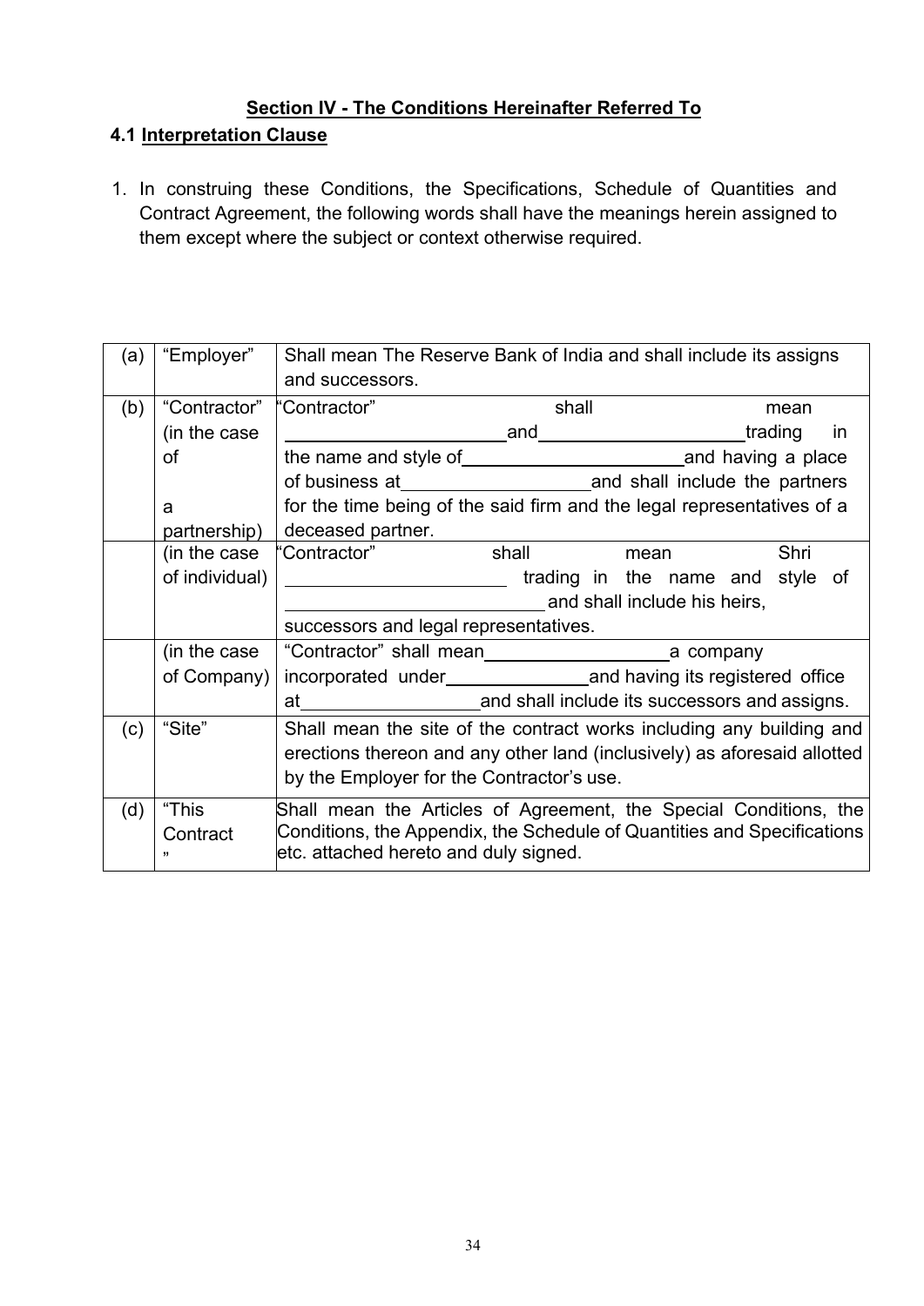## Section IV - The Conditions Hereinafter Referred To

### 4.1 Interpretation Clause

1. In construing these Conditions, the Specifications, Schedule of Quantities and Contract Agreement, the following words shall have the meanings herein assigned to them except where the subject or context otherwise required.

| | | |
|---|---|---|
| (a) | "Employer" | Shall mean The Reserve Bank of India and shall include its assigns and successors. |
| (b) | "Contractor" (in the case of a partnership) | "Contractor" shall mean ____________________ and ____________________ trading in the name and style of ____________________ and having a place of business at ____________________ and shall include the partners for the time being of the said firm and the legal representatives of a deceased partner. |
| | (in the case of individual) | "Contractor" shall mean Shri ____________________ trading in the name and style of ____________________ and shall include his heirs, successors and legal representatives. |
| | (in the case of Company) | "Contractor" shall mean ____________________ a company incorporated under ____________________ and having its registered office at ____________________ and shall include its successors and assigns. |
| (c) | "Site" | Shall mean the site of the contract works including any building and erections thereon and any other land (inclusively) as aforesaid allotted by the Employer for the Contractor's use. |
| (d) | "This Contract" | Shall mean the Articles of Agreement, the Special Conditions, the Conditions, the Appendix, the Schedule of Quantities and Specifications etc. attached hereto and duly signed. |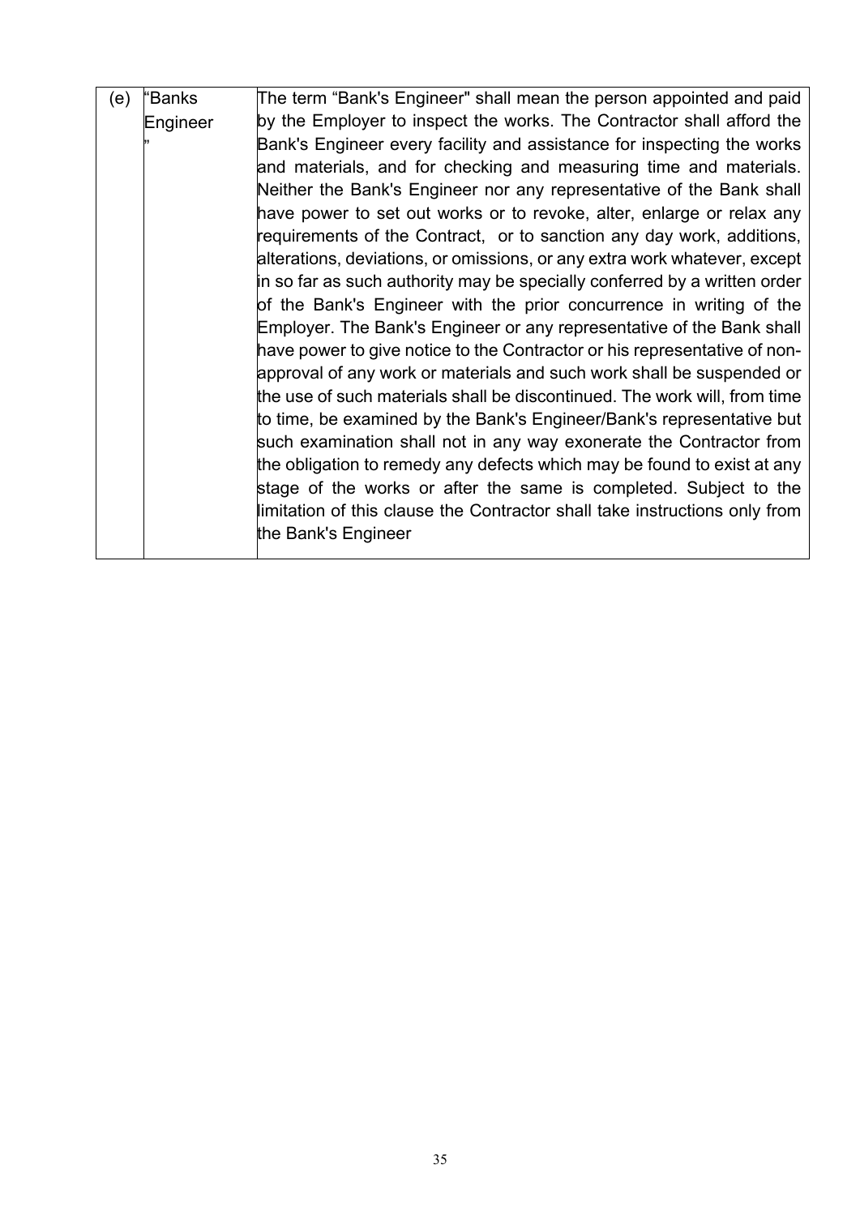| (e) | "Banks Engineer" | The term "Bank's Engineer" shall mean the person appointed and paid by the Employer to inspect the works. The Contractor shall afford the Bank's Engineer every facility and assistance for inspecting the works and materials, and for checking and measuring time and materials. Neither the Bank's Engineer nor any representative of the Bank shall have power to set out works or to revoke, alter, enlarge or relax any requirements of the Contract, or to sanction any day work, additions, alterations, deviations, or omissions, or any extra work whatever, except in so far as such authority may be specially conferred by a written order of the Bank's Engineer with the prior concurrence in writing of the Employer. The Bank's Engineer or any representative of the Bank shall have power to give notice to the Contractor or his representative of non-approval of any work or materials and such work shall be suspended or the use of such materials shall be discontinued. The work will, from time to time, be examined by the Bank's Engineer/Bank's representative but such examination shall not in any way exonerate the Contractor from the obligation to remedy any defects which may be found to exist at any stage of the works or after the same is completed. Subject to the limitation of this clause the Contractor shall take instructions only from the Bank's Engineer |
|---|---|---|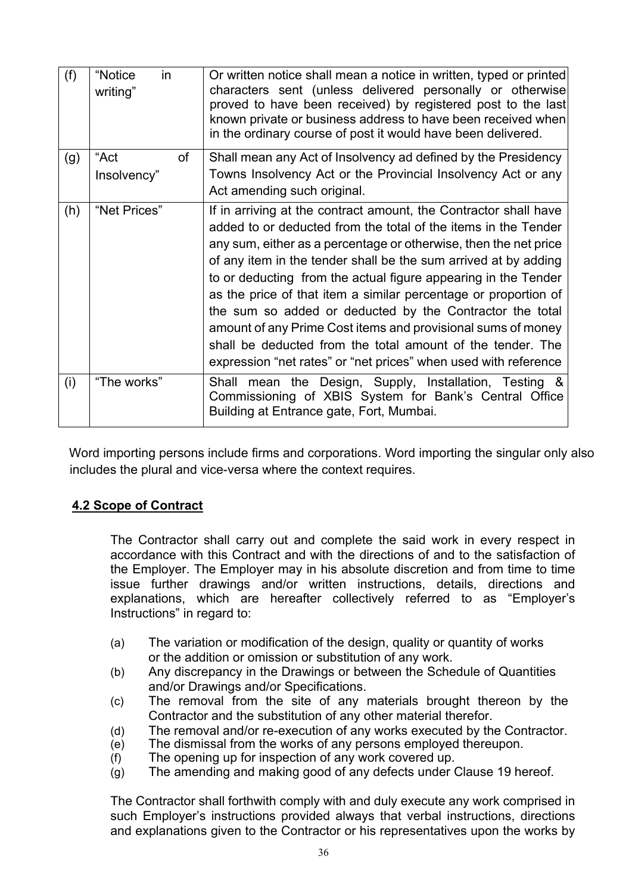| (f) | "Notice in writing" | Or written notice shall mean a notice in written, typed or printed characters sent (unless delivered personally or otherwise proved to have been received) by registered post to the last known private or business address to have been received when in the ordinary course of post it would have been delivered. |
|---|---|---|
| (g) | "Act of Insolvency" | Shall mean any Act of Insolvency ad defined by the Presidency Towns Insolvency Act or the Provincial Insolvency Act or any Act amending such original. |
| (h) | "Net Prices" | If in arriving at the contract amount, the Contractor shall have added to or deducted from the total of the items in the Tender any sum, either as a percentage or otherwise, then the net price of any item in the tender shall be the sum arrived at by adding to or deducting from the actual figure appearing in the Tender as the price of that item a similar percentage or proportion of the sum so added or deducted by the Contractor the total amount of any Prime Cost items and provisional sums of money shall be deducted from the total amount of the tender. The expression "net rates" or "net prices" when used with reference |
| (i) | "The works" | Shall mean the Design, Supply, Installation, Testing & Commissioning of XBIS System for Bank's Central Office Building at Entrance gate, Fort, Mumbai. |

Word importing persons include firms and corporations. Word importing the singular only also includes the plural and vice-versa where the context requires.

## 4.2 Scope of Contract

The Contractor shall carry out and complete the said work in every respect in accordance with this Contract and with the directions of and to the satisfaction of the Employer. The Employer may in his absolute discretion and from time to time issue further drawings and/or written instructions, details, directions and explanations, which are hereafter collectively referred to as "Employer's Instructions" in regard to:

(a) The variation or modification of the design, quality or quantity of works or the addition or omission or substitution of any work.
(b) Any discrepancy in the Drawings or between the Schedule of Quantities and/or Drawings and/or Specifications.
(c) The removal from the site of any materials brought thereon by the Contractor and the substitution of any other material therefor.
(d) The removal and/or re-execution of any works executed by the Contractor.
(e) The dismissal from the works of any persons employed thereupon.
(f) The opening up for inspection of any work covered up.
(g) The amending and making good of any defects under Clause 19 hereof.

The Contractor shall forthwith comply with and duly execute any work comprised in such Employer's instructions provided always that verbal instructions, directions and explanations given to the Contractor or his representatives upon the works by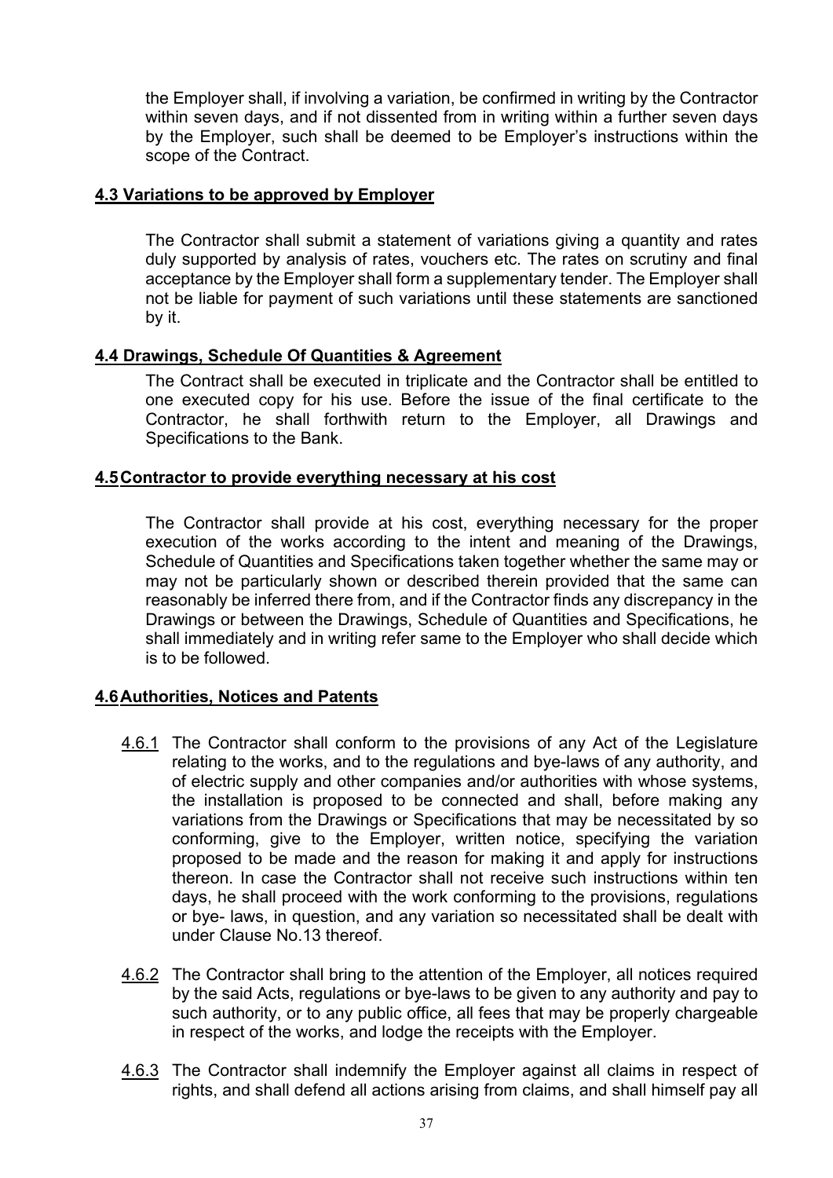the Employer shall, if involving a variation, be confirmed in writing by the Contractor within seven days, and if not dissented from in writing within a further seven days by the Employer, such shall be deemed to be Employer's instructions within the scope of the Contract.

### 4.3 Variations to be approved by Employer

The Contractor shall submit a statement of variations giving a quantity and rates duly supported by analysis of rates, vouchers etc. The rates on scrutiny and final acceptance by the Employer shall form a supplementary tender. The Employer shall not be liable for payment of such variations until these statements are sanctioned by it.

### 4.4 Drawings, Schedule Of Quantities & Agreement

The Contract shall be executed in triplicate and the Contractor shall be entitled to one executed copy for his use. Before the issue of the final certificate to the Contractor, he shall forthwith return to the Employer, all Drawings and Specifications to the Bank.

### 4.5 Contractor to provide everything necessary at his cost

The Contractor shall provide at his cost, everything necessary for the proper execution of the works according to the intent and meaning of the Drawings, Schedule of Quantities and Specifications taken together whether the same may or may not be particularly shown or described therein provided that the same can reasonably be inferred there from, and if the Contractor finds any discrepancy in the Drawings or between the Drawings, Schedule of Quantities and Specifications, he shall immediately and in writing refer same to the Employer who shall decide which is to be followed.

### 4.6 Authorities, Notices and Patents

4.6.1 The Contractor shall conform to the provisions of any Act of the Legislature relating to the works, and to the regulations and bye-laws of any authority, and of electric supply and other companies and/or authorities with whose systems, the installation is proposed to be connected and shall, before making any variations from the Drawings or Specifications that may be necessitated by so conforming, give to the Employer, written notice, specifying the variation proposed to be made and the reason for making it and apply for instructions thereon. In case the Contractor shall not receive such instructions within ten days, he shall proceed with the work conforming to the provisions, regulations or bye- laws, in question, and any variation so necessitated shall be dealt with under Clause No.13 thereof.

4.6.2 The Contractor shall bring to the attention of the Employer, all notices required by the said Acts, regulations or bye-laws to be given to any authority and pay to such authority, or to any public office, all fees that may be properly chargeable in respect of the works, and lodge the receipts with the Employer.

4.6.3 The Contractor shall indemnify the Employer against all claims in respect of rights, and shall defend all actions arising from claims, and shall himself pay all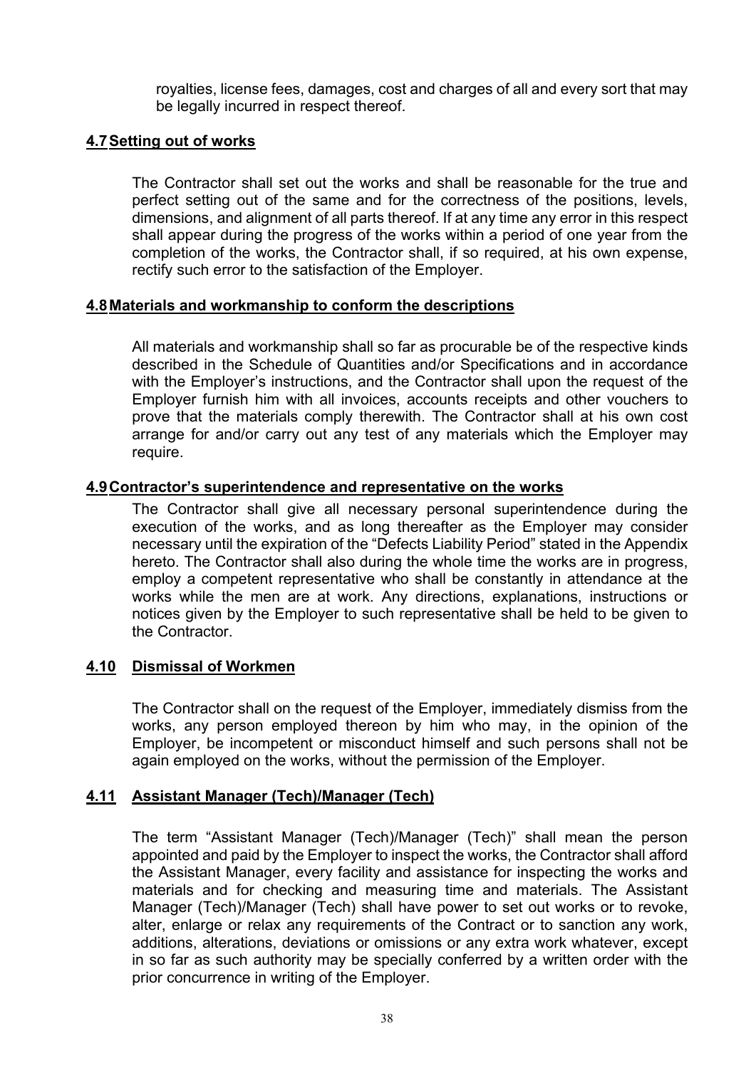royalties, license fees, damages, cost and charges of all and every sort that may be legally incurred in respect thereof.

### 4.7 Setting out of works

The Contractor shall set out the works and shall be reasonable for the true and perfect setting out of the same and for the correctness of the positions, levels, dimensions, and alignment of all parts thereof. If at any time any error in this respect shall appear during the progress of the works within a period of one year from the completion of the works, the Contractor shall, if so required, at his own expense, rectify such error to the satisfaction of the Employer.

### 4.8 Materials and workmanship to conform the descriptions

All materials and workmanship shall so far as procurable be of the respective kinds described in the Schedule of Quantities and/or Specifications and in accordance with the Employer's instructions, and the Contractor shall upon the request of the Employer furnish him with all invoices, accounts receipts and other vouchers to prove that the materials comply therewith. The Contractor shall at his own cost arrange for and/or carry out any test of any materials which the Employer may require.

### 4.9 Contractor's superintendence and representative on the works

The Contractor shall give all necessary personal superintendence during the execution of the works, and as long thereafter as the Employer may consider necessary until the expiration of the "Defects Liability Period" stated in the Appendix hereto. The Contractor shall also during the whole time the works are in progress, employ a competent representative who shall be constantly in attendance at the works while the men are at work. Any directions, explanations, instructions or notices given by the Employer to such representative shall be held to be given to the Contractor.

### 4.10 Dismissal of Workmen

The Contractor shall on the request of the Employer, immediately dismiss from the works, any person employed thereon by him who may, in the opinion of the Employer, be incompetent or misconduct himself and such persons shall not be again employed on the works, without the permission of the Employer.

### 4.11 Assistant Manager (Tech)/Manager (Tech)

The term "Assistant Manager (Tech)/Manager (Tech)" shall mean the person appointed and paid by the Employer to inspect the works, the Contractor shall afford the Assistant Manager, every facility and assistance for inspecting the works and materials and for checking and measuring time and materials. The Assistant Manager (Tech)/Manager (Tech) shall have power to set out works or to revoke, alter, enlarge or relax any requirements of the Contract or to sanction any work, additions, alterations, deviations or omissions or any extra work whatever, except in so far as such authority may be specially conferred by a written order with the prior concurrence in writing of the Employer.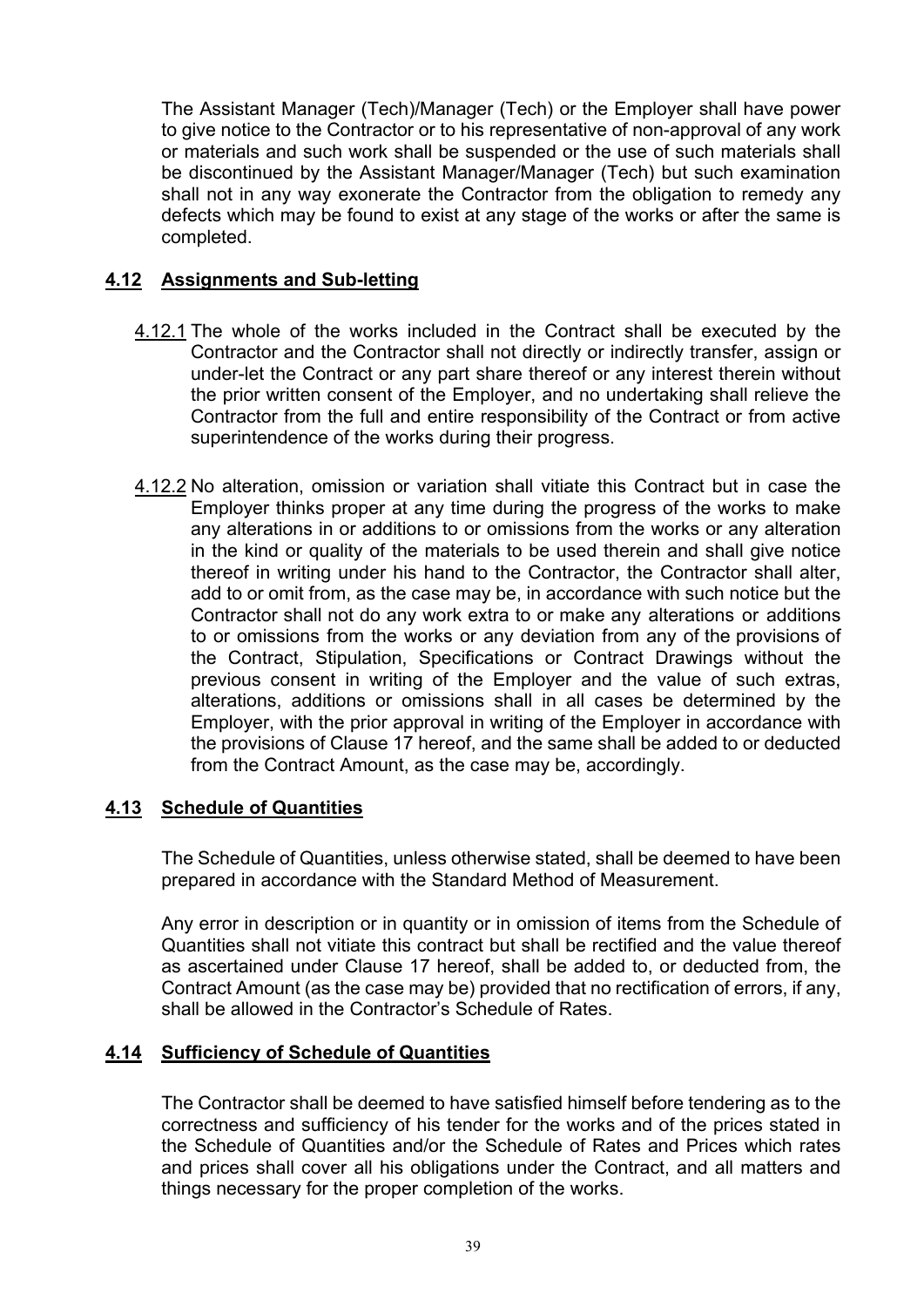The Assistant Manager (Tech)/Manager (Tech) or the Employer shall have power to give notice to the Contractor or to his representative of non-approval of any work or materials and such work shall be suspended or the use of such materials shall be discontinued by the Assistant Manager/Manager (Tech) but such examination shall not in any way exonerate the Contractor from the obligation to remedy any defects which may be found to exist at any stage of the works or after the same is completed.

## 4.12 Assignments and Sub-letting

4.12.1 The whole of the works included in the Contract shall be executed by the Contractor and the Contractor shall not directly or indirectly transfer, assign or under-let the Contract or any part share thereof or any interest therein without the prior written consent of the Employer, and no undertaking shall relieve the Contractor from the full and entire responsibility of the Contract or from active superintendence of the works during their progress.

4.12.2 No alteration, omission or variation shall vitiate this Contract but in case the Employer thinks proper at any time during the progress of the works to make any alterations in or additions to or omissions from the works or any alteration in the kind or quality of the materials to be used therein and shall give notice thereof in writing under his hand to the Contractor, the Contractor shall alter, add to or omit from, as the case may be, in accordance with such notice but the Contractor shall not do any work extra to or make any alterations or additions to or omissions from the works or any deviation from any of the provisions of the Contract, Stipulation, Specifications or Contract Drawings without the previous consent in writing of the Employer and the value of such extras, alterations, additions or omissions shall in all cases be determined by the Employer, with the prior approval in writing of the Employer in accordance with the provisions of Clause 17 hereof, and the same shall be added to or deducted from the Contract Amount, as the case may be, accordingly.

## 4.13 Schedule of Quantities

The Schedule of Quantities, unless otherwise stated, shall be deemed to have been prepared in accordance with the Standard Method of Measurement.

Any error in description or in quantity or in omission of items from the Schedule of Quantities shall not vitiate this contract but shall be rectified and the value thereof as ascertained under Clause 17 hereof, shall be added to, or deducted from, the Contract Amount (as the case may be) provided that no rectification of errors, if any, shall be allowed in the Contractor's Schedule of Rates.

## 4.14 Sufficiency of Schedule of Quantities

The Contractor shall be deemed to have satisfied himself before tendering as to the correctness and sufficiency of his tender for the works and of the prices stated in the Schedule of Quantities and/or the Schedule of Rates and Prices which rates and prices shall cover all his obligations under the Contract, and all matters and things necessary for the proper completion of the works.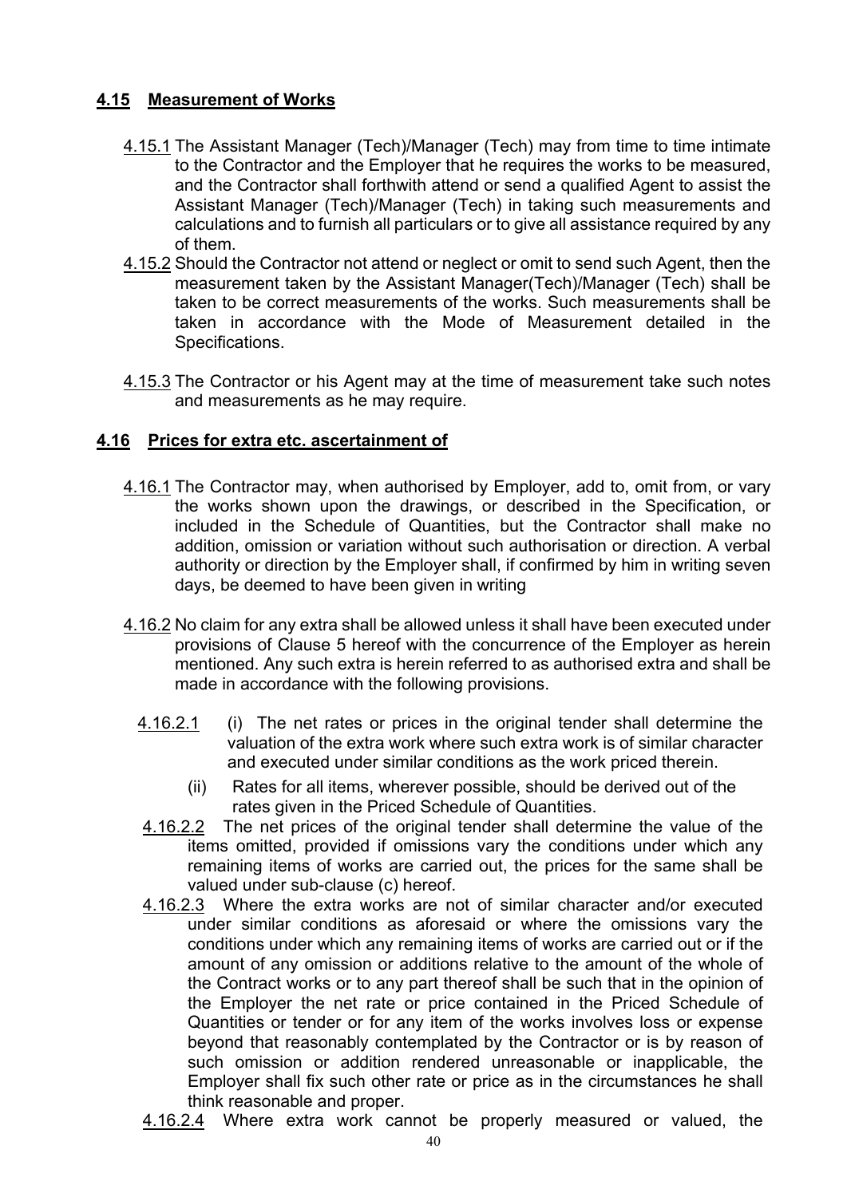### 4.15 Measurement of Works

4.15.1 The Assistant Manager (Tech)/Manager (Tech) may from time to time intimate to the Contractor and the Employer that he requires the works to be measured, and the Contractor shall forthwith attend or send a qualified Agent to assist the Assistant Manager (Tech)/Manager (Tech) in taking such measurements and calculations and to furnish all particulars or to give all assistance required by any of them.

4.15.2 Should the Contractor not attend or neglect or omit to send such Agent, then the measurement taken by the Assistant Manager(Tech)/Manager (Tech) shall be taken to be correct measurements of the works. Such measurements shall be taken in accordance with the Mode of Measurement detailed in the Specifications.

4.15.3 The Contractor or his Agent may at the time of measurement take such notes and measurements as he may require.

### 4.16 Prices for extra etc. ascertainment of

4.16.1 The Contractor may, when authorised by Employer, add to, omit from, or vary the works shown upon the drawings, or described in the Specification, or included in the Schedule of Quantities, but the Contractor shall make no addition, omission or variation without such authorisation or direction. A verbal authority or direction by the Employer shall, if confirmed by him in writing seven days, be deemed to have been given in writing

4.16.2 No claim for any extra shall be allowed unless it shall have been executed under provisions of Clause 5 hereof with the concurrence of the Employer as herein mentioned. Any such extra is herein referred to as authorised extra and shall be made in accordance with the following provisions.

4.16.2.1 (i) The net rates or prices in the original tender shall determine the valuation of the extra work where such extra work is of similar character and executed under similar conditions as the work priced therein.

(ii) Rates for all items, wherever possible, should be derived out of the rates given in the Priced Schedule of Quantities.

4.16.2.2 The net prices of the original tender shall determine the value of the items omitted, provided if omissions vary the conditions under which any remaining items of works are carried out, the prices for the same shall be valued under sub-clause (c) hereof.

4.16.2.3 Where the extra works are not of similar character and/or executed under similar conditions as aforesaid or where the omissions vary the conditions under which any remaining items of works are carried out or if the amount of any omission or additions relative to the amount of the whole of the Contract works or to any part thereof shall be such that in the opinion of the Employer the net rate or price contained in the Priced Schedule of Quantities or tender or for any item of the works involves loss or expense beyond that reasonably contemplated by the Contractor or is by reason of such omission or addition rendered unreasonable or inapplicable, the Employer shall fix such other rate or price as in the circumstances he shall think reasonable and proper.

4.16.2.4 Where extra work cannot be properly measured or valued, the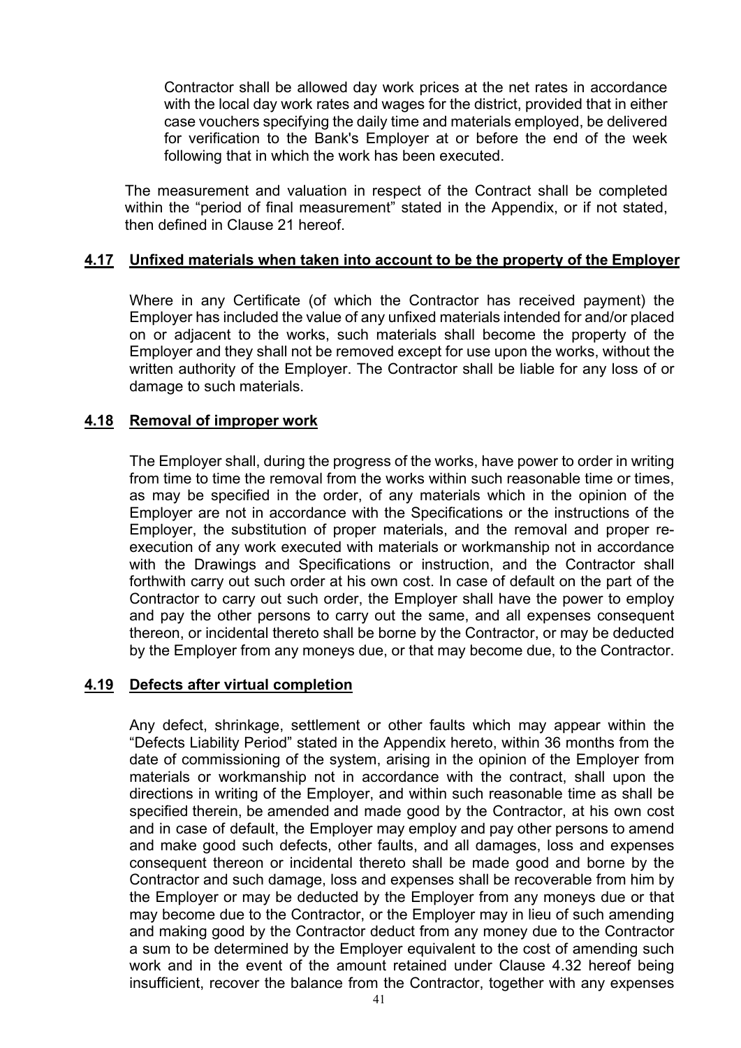Contractor shall be allowed day work prices at the net rates in accordance with the local day work rates and wages for the district, provided that in either case vouchers specifying the daily time and materials employed, be delivered for verification to the Bank's Employer at or before the end of the week following that in which the work has been executed.

The measurement and valuation in respect of the Contract shall be completed within the "period of final measurement" stated in the Appendix, or if not stated, then defined in Clause 21 hereof.

### 4.17 Unfixed materials when taken into account to be the property of the Employer

Where in any Certificate (of which the Contractor has received payment) the Employer has included the value of any unfixed materials intended for and/or placed on or adjacent to the works, such materials shall become the property of the Employer and they shall not be removed except for use upon the works, without the written authority of the Employer. The Contractor shall be liable for any loss of or damage to such materials.

### 4.18 Removal of improper work

The Employer shall, during the progress of the works, have power to order in writing from time to time the removal from the works within such reasonable time or times, as may be specified in the order, of any materials which in the opinion of the Employer are not in accordance with the Specifications or the instructions of the Employer, the substitution of proper materials, and the removal and proper re-execution of any work executed with materials or workmanship not in accordance with the Drawings and Specifications or instruction, and the Contractor shall forthwith carry out such order at his own cost. In case of default on the part of the Contractor to carry out such order, the Employer shall have the power to employ and pay the other persons to carry out the same, and all expenses consequent thereon, or incidental thereto shall be borne by the Contractor, or may be deducted by the Employer from any moneys due, or that may become due, to the Contractor.

### 4.19 Defects after virtual completion

Any defect, shrinkage, settlement or other faults which may appear within the "Defects Liability Period" stated in the Appendix hereto, within 36 months from the date of commissioning of the system, arising in the opinion of the Employer from materials or workmanship not in accordance with the contract, shall upon the directions in writing of the Employer, and within such reasonable time as shall be specified therein, be amended and made good by the Contractor, at his own cost and in case of default, the Employer may employ and pay other persons to amend and make good such defects, other faults, and all damages, loss and expenses consequent thereon or incidental thereto shall be made good and borne by the Contractor and such damage, loss and expenses shall be recoverable from him by the Employer or may be deducted by the Employer from any moneys due or that may become due to the Contractor, or the Employer may in lieu of such amending and making good by the Contractor deduct from any money due to the Contractor a sum to be determined by the Employer equivalent to the cost of amending such work and in the event of the amount retained under Clause 4.32 hereof being insufficient, recover the balance from the Contractor, together with any expenses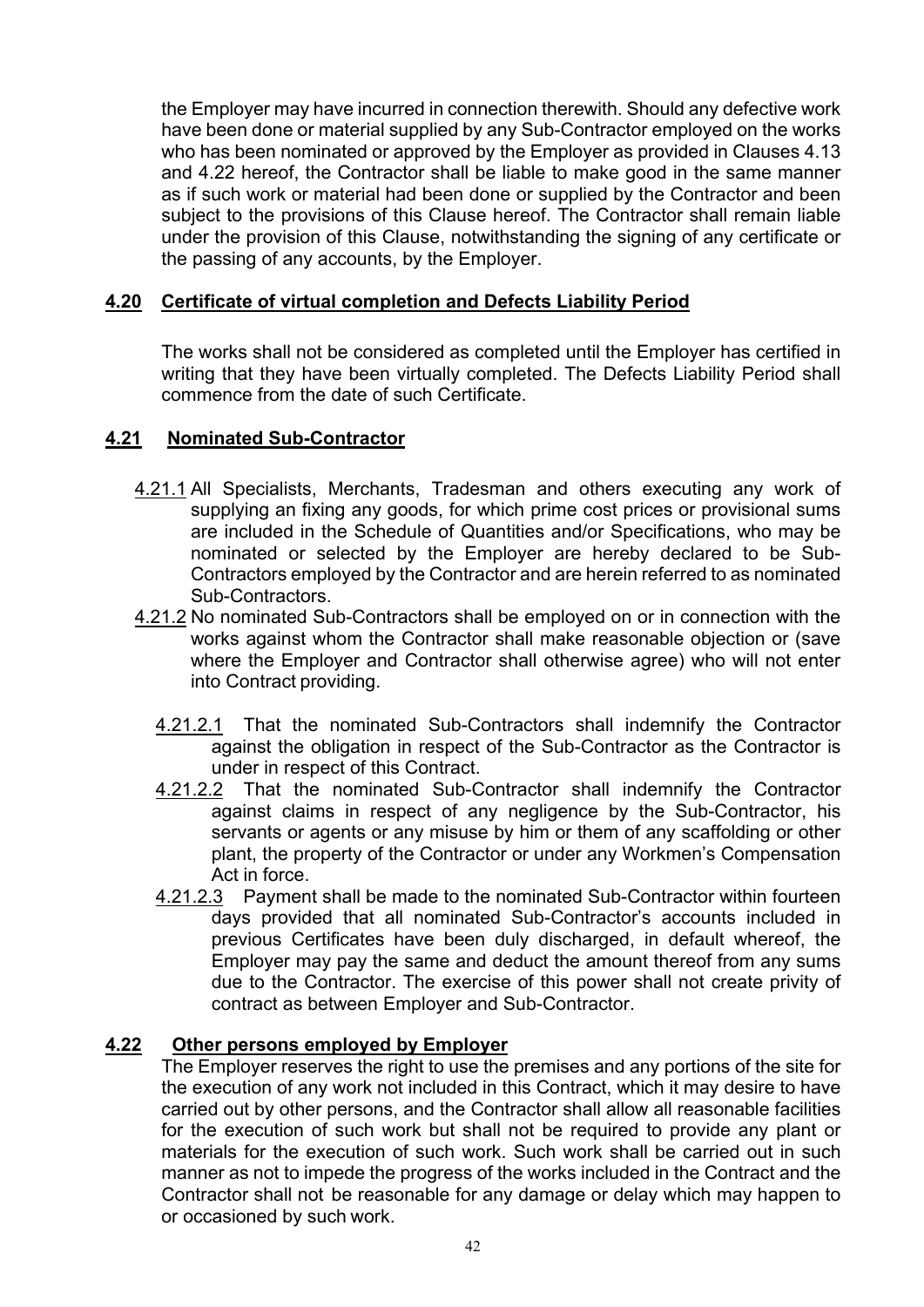the Employer may have incurred in connection therewith. Should any defective work have been done or material supplied by any Sub-Contractor employed on the works who has been nominated or approved by the Employer as provided in Clauses 4.13 and 4.22 hereof, the Contractor shall be liable to make good in the same manner as if such work or material had been done or supplied by the Contractor and been subject to the provisions of this Clause hereof. The Contractor shall remain liable under the provision of this Clause, notwithstanding the signing of any certificate or the passing of any accounts, by the Employer.

## 4.20 Certificate of virtual completion and Defects Liability Period

The works shall not be considered as completed until the Employer has certified in writing that they have been virtually completed. The Defects Liability Period shall commence from the date of such Certificate.

## 4.21 Nominated Sub-Contractor

4.21.1 All Specialists, Merchants, Tradesman and others executing any work of supplying an fixing any goods, for which prime cost prices or provisional sums are included in the Schedule of Quantities and/or Specifications, who may be nominated or selected by the Employer are hereby declared to be Sub-Contractors employed by the Contractor and are herein referred to as nominated Sub-Contractors.

4.21.2 No nominated Sub-Contractors shall be employed on or in connection with the works against whom the Contractor shall make reasonable objection or (save where the Employer and Contractor shall otherwise agree) who will not enter into Contract providing.

4.21.2.1 That the nominated Sub-Contractors shall indemnify the Contractor against the obligation in respect of the Sub-Contractor as the Contractor is under in respect of this Contract.

4.21.2.2 That the nominated Sub-Contractor shall indemnify the Contractor against claims in respect of any negligence by the Sub-Contractor, his servants or agents or any misuse by him or them of any scaffolding or other plant, the property of the Contractor or under any Workmen's Compensation Act in force.

4.21.2.3 Payment shall be made to the nominated Sub-Contractor within fourteen days provided that all nominated Sub-Contractor's accounts included in previous Certificates have been duly discharged, in default whereof, the Employer may pay the same and deduct the amount thereof from any sums due to the Contractor. The exercise of this power shall not create privity of contract as between Employer and Sub-Contractor.

## 4.22 Other persons employed by Employer

The Employer reserves the right to use the premises and any portions of the site for the execution of any work not included in this Contract, which it may desire to have carried out by other persons, and the Contractor shall allow all reasonable facilities for the execution of such work but shall not be required to provide any plant or materials for the execution of such work. Such work shall be carried out in such manner as not to impede the progress of the works included in the Contract and the Contractor shall not be reasonable for any damage or delay which may happen to or occasioned by such work.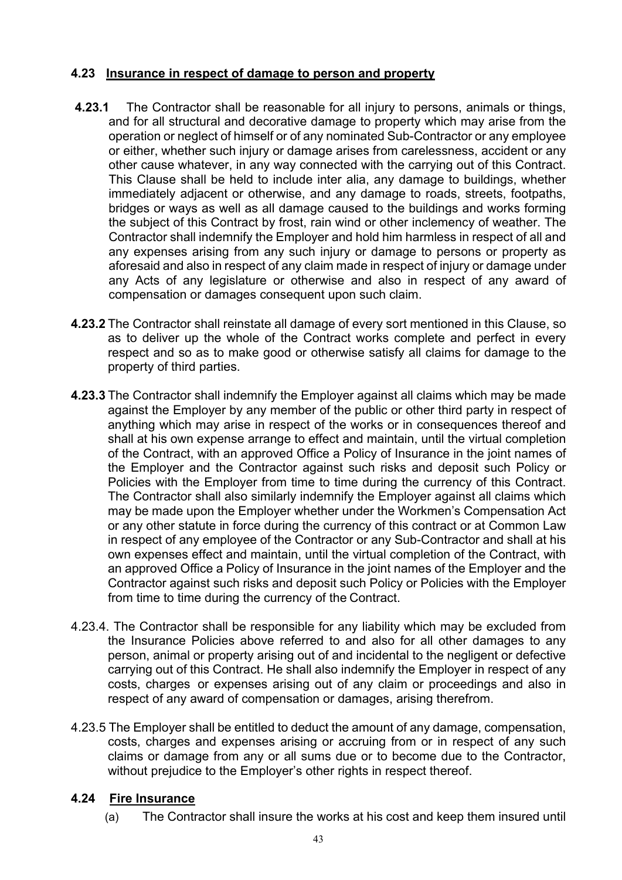## 4.23 Insurance in respect of damage to person and property

**4.23.1** The Contractor shall be reasonable for all injury to persons, animals or things, and for all structural and decorative damage to property which may arise from the operation or neglect of himself or of any nominated Sub-Contractor or any employee or either, whether such injury or damage arises from carelessness, accident or any other cause whatever, in any way connected with the carrying out of this Contract. This Clause shall be held to include inter alia, any damage to buildings, whether immediately adjacent or otherwise, and any damage to roads, streets, footpaths, bridges or ways as well as all damage caused to the buildings and works forming the subject of this Contract by frost, rain wind or other inclemency of weather. The Contractor shall indemnify the Employer and hold him harmless in respect of all and any expenses arising from any such injury or damage to persons or property as aforesaid and also in respect of any claim made in respect of injury or damage under any Acts of any legislature or otherwise and also in respect of any award of compensation or damages consequent upon such claim.

**4.23.2** The Contractor shall reinstate all damage of every sort mentioned in this Clause, so as to deliver up the whole of the Contract works complete and perfect in every respect and so as to make good or otherwise satisfy all claims for damage to the property of third parties.

**4.23.3** The Contractor shall indemnify the Employer against all claims which may be made against the Employer by any member of the public or other third party in respect of anything which may arise in respect of the works or in consequences thereof and shall at his own expense arrange to effect and maintain, until the virtual completion of the Contract, with an approved Office a Policy of Insurance in the joint names of the Employer and the Contractor against such risks and deposit such Policy or Policies with the Employer from time to time during the currency of this Contract. The Contractor shall also similarly indemnify the Employer against all claims which may be made upon the Employer whether under the Workmen's Compensation Act or any other statute in force during the currency of this contract or at Common Law in respect of any employee of the Contractor or any Sub-Contractor and shall at his own expenses effect and maintain, until the virtual completion of the Contract, with an approved Office a Policy of Insurance in the joint names of the Employer and the Contractor against such risks and deposit such Policy or Policies with the Employer from time to time during the currency of the Contract.

4.23.4. The Contractor shall be responsible for any liability which may be excluded from the Insurance Policies above referred to and also for all other damages to any person, animal or property arising out of and incidental to the negligent or defective carrying out of this Contract. He shall also indemnify the Employer in respect of any costs, charges or expenses arising out of any claim or proceedings and also in respect of any award of compensation or damages, arising therefrom.

4.23.5 The Employer shall be entitled to deduct the amount of any damage, compensation, costs, charges and expenses arising or accruing from or in respect of any such claims or damage from any or all sums due or to become due to the Contractor, without prejudice to the Employer's other rights in respect thereof.

## 4.24 Fire Insurance

(a) The Contractor shall insure the works at his cost and keep them insured until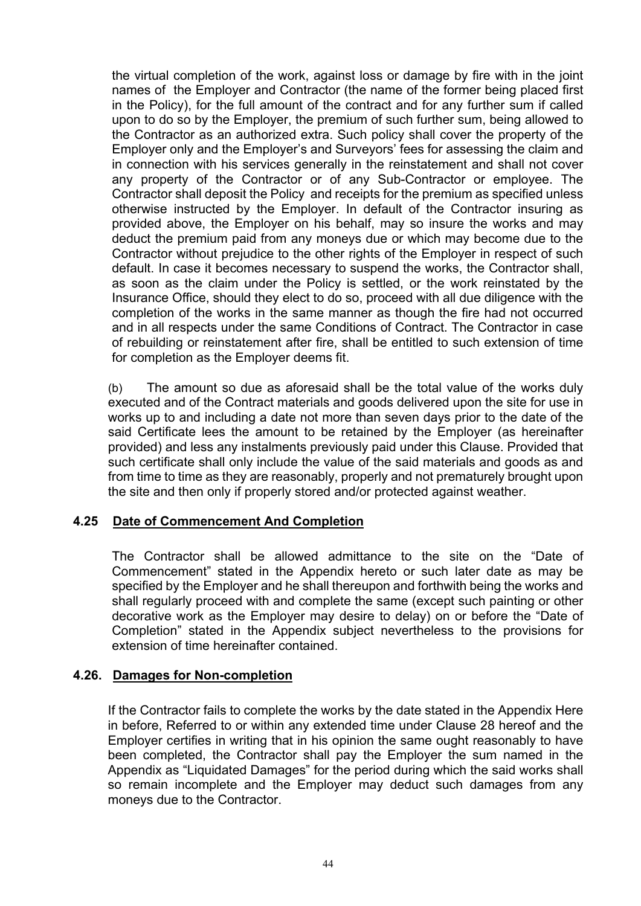the virtual completion of the work, against loss or damage by fire with in the joint names of the Employer and Contractor (the name of the former being placed first in the Policy), for the full amount of the contract and for any further sum if called upon to do so by the Employer, the premium of such further sum, being allowed to the Contractor as an authorized extra. Such policy shall cover the property of the Employer only and the Employer's and Surveyors' fees for assessing the claim and in connection with his services generally in the reinstatement and shall not cover any property of the Contractor or of any Sub-Contractor or employee. The Contractor shall deposit the Policy and receipts for the premium as specified unless otherwise instructed by the Employer. In default of the Contractor insuring as provided above, the Employer on his behalf, may so insure the works and may deduct the premium paid from any moneys due or which may become due to the Contractor without prejudice to the other rights of the Employer in respect of such default. In case it becomes necessary to suspend the works, the Contractor shall, as soon as the claim under the Policy is settled, or the work reinstated by the Insurance Office, should they elect to do so, proceed with all due diligence with the completion of the works in the same manner as though the fire had not occurred and in all respects under the same Conditions of Contract. The Contractor in case of rebuilding or reinstatement after fire, shall be entitled to such extension of time for completion as the Employer deems fit.

(b) The amount so due as aforesaid shall be the total value of the works duly executed and of the Contract materials and goods delivered upon the site for use in works up to and including a date not more than seven days prior to the date of the said Certificate lees the amount to be retained by the Employer (as hereinafter provided) and less any instalments previously paid under this Clause. Provided that such certificate shall only include the value of the said materials and goods as and from time to time as they are reasonably, properly and not prematurely brought upon the site and then only if properly stored and/or protected against weather.

### 4.25 Date of Commencement And Completion

The Contractor shall be allowed admittance to the site on the "Date of Commencement" stated in the Appendix hereto or such later date as may be specified by the Employer and he shall thereupon and forthwith being the works and shall regularly proceed with and complete the same (except such painting or other decorative work as the Employer may desire to delay) on or before the "Date of Completion" stated in the Appendix subject nevertheless to the provisions for extension of time hereinafter contained.

### 4.26. Damages for Non-completion

If the Contractor fails to complete the works by the date stated in the Appendix Here in before, Referred to or within any extended time under Clause 28 hereof and the Employer certifies in writing that in his opinion the same ought reasonably to have been completed, the Contractor shall pay the Employer the sum named in the Appendix as "Liquidated Damages" for the period during which the said works shall so remain incomplete and the Employer may deduct such damages from any moneys due to the Contractor.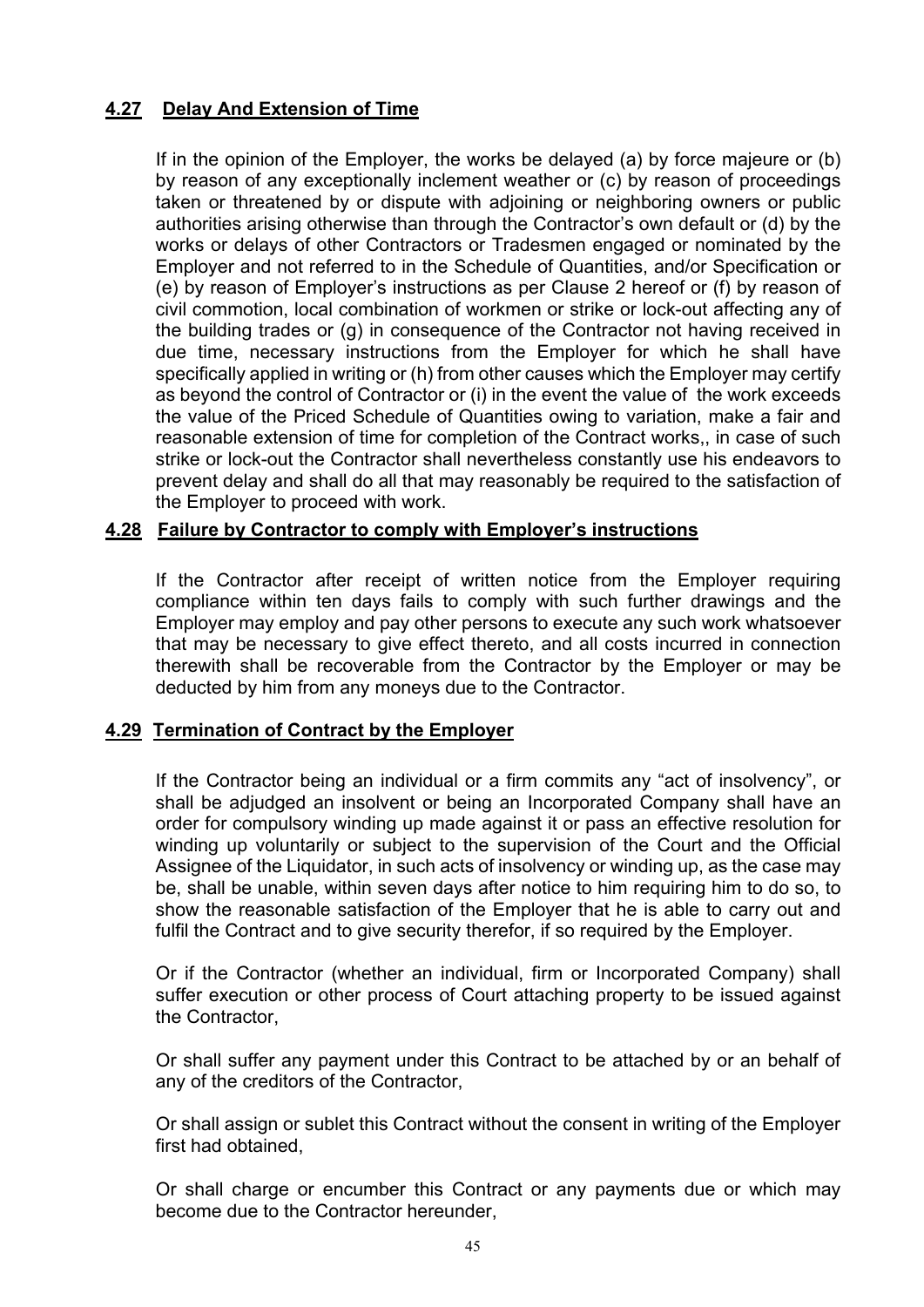## **4.27 Delay And Extension of Time**

If in the opinion of the Employer, the works be delayed (a) by force majeure or (b) by reason of any exceptionally inclement weather or (c) by reason of proceedings taken or threatened by or dispute with adjoining or neighboring owners or public authorities arising otherwise than through the Contractor's own default or (d) by the works or delays of other Contractors or Tradesmen engaged or nominated by the Employer and not referred to in the Schedule of Quantities, and/or Specification or (e) by reason of Employer's instructions as per Clause 2 hereof or (f) by reason of civil commotion, local combination of workmen or strike or lock-out affecting any of the building trades or (g) in consequence of the Contractor not having received in due time, necessary instructions from the Employer for which he shall have specifically applied in writing or (h) from other causes which the Employer may certify as beyond the control of Contractor or (i) in the event the value of the work exceeds the value of the Priced Schedule of Quantities owing to variation, make a fair and reasonable extension of time for completion of the Contract works,, in case of such strike or lock-out the Contractor shall nevertheless constantly use his endeavors to prevent delay and shall do all that may reasonably be required to the satisfaction of the Employer to proceed with work.

## **4.28 Failure by Contractor to comply with Employer's instructions**

If the Contractor after receipt of written notice from the Employer requiring compliance within ten days fails to comply with such further drawings and the Employer may employ and pay other persons to execute any such work whatsoever that may be necessary to give effect thereto, and all costs incurred in connection therewith shall be recoverable from the Contractor by the Employer or may be deducted by him from any moneys due to the Contractor.

## **4.29 Termination of Contract by the Employer**

If the Contractor being an individual or a firm commits any "act of insolvency", or shall be adjudged an insolvent or being an Incorporated Company shall have an order for compulsory winding up made against it or pass an effective resolution for winding up voluntarily or subject to the supervision of the Court and the Official Assignee of the Liquidator, in such acts of insolvency or winding up, as the case may be, shall be unable, within seven days after notice to him requiring him to do so, to show the reasonable satisfaction of the Employer that he is able to carry out and fulfil the Contract and to give security therefor, if so required by the Employer.

Or if the Contractor (whether an individual, firm or Incorporated Company) shall suffer execution or other process of Court attaching property to be issued against the Contractor,

Or shall suffer any payment under this Contract to be attached by or an behalf of any of the creditors of the Contractor,

Or shall assign or sublet this Contract without the consent in writing of the Employer first had obtained,

Or shall charge or encumber this Contract or any payments due or which may become due to the Contractor hereunder,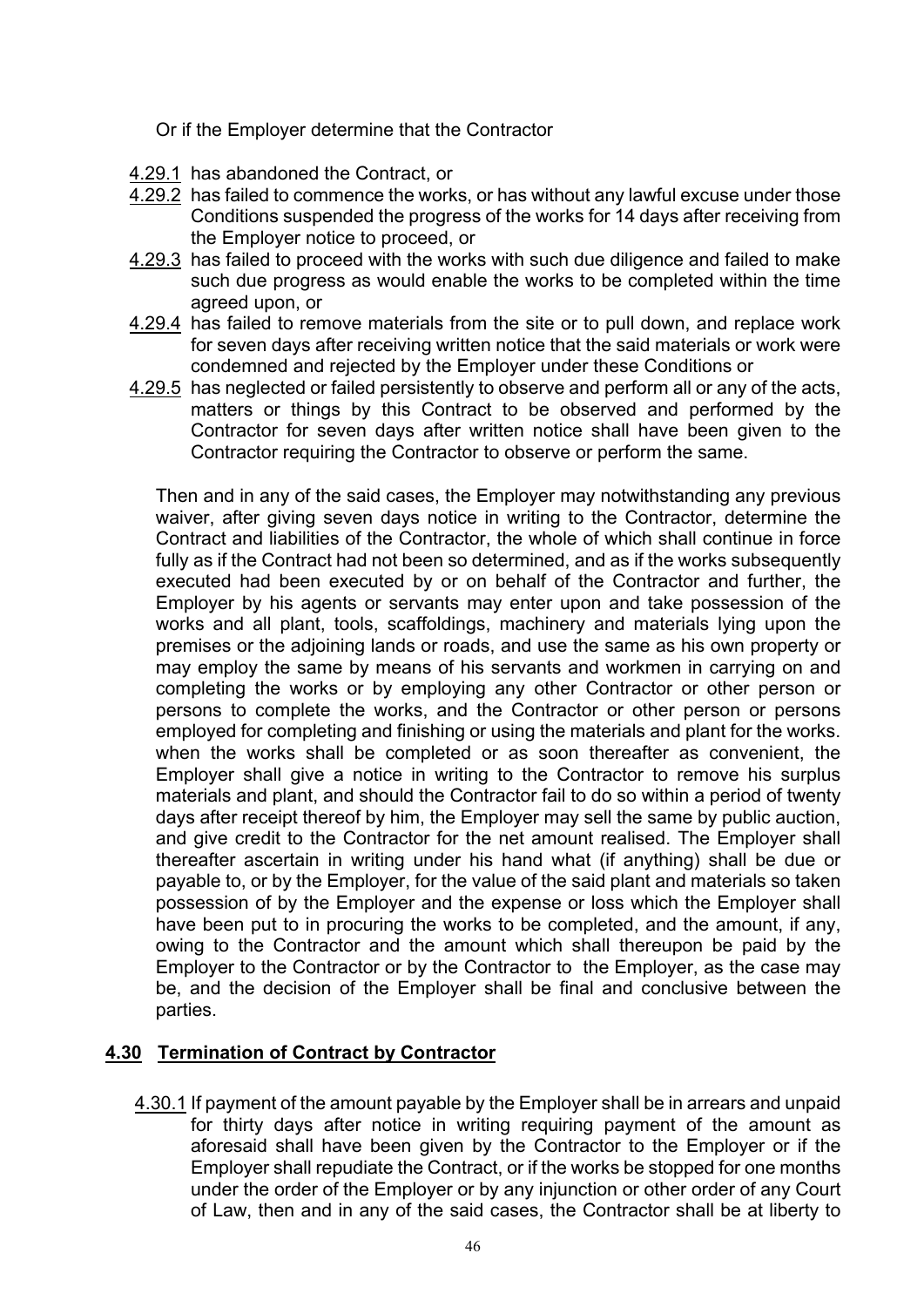Or if the Employer determine that the Contractor

- 4.29.1 has abandoned the Contract, or
- 4.29.2 has failed to commence the works, or has without any lawful excuse under those Conditions suspended the progress of the works for 14 days after receiving from the Employer notice to proceed, or
- 4.29.3 has failed to proceed with the works with such due diligence and failed to make such due progress as would enable the works to be completed within the time agreed upon, or
- 4.29.4 has failed to remove materials from the site or to pull down, and replace work for seven days after receiving written notice that the said materials or work were condemned and rejected by the Employer under these Conditions or
- 4.29.5 has neglected or failed persistently to observe and perform all or any of the acts, matters or things by this Contract to be observed and performed by the Contractor for seven days after written notice shall have been given to the Contractor requiring the Contractor to observe or perform the same.

Then and in any of the said cases, the Employer may notwithstanding any previous waiver, after giving seven days notice in writing to the Contractor, determine the Contract and liabilities of the Contractor, the whole of which shall continue in force fully as if the Contract had not been so determined, and as if the works subsequently executed had been executed by or on behalf of the Contractor and further, the Employer by his agents or servants may enter upon and take possession of the works and all plant, tools, scaffoldings, machinery and materials lying upon the premises or the adjoining lands or roads, and use the same as his own property or may employ the same by means of his servants and workmen in carrying on and completing the works or by employing any other Contractor or other person or persons to complete the works, and the Contractor or other person or persons employed for completing and finishing or using the materials and plant for the works. when the works shall be completed or as soon thereafter as convenient, the Employer shall give a notice in writing to the Contractor to remove his surplus materials and plant, and should the Contractor fail to do so within a period of twenty days after receipt thereof by him, the Employer may sell the same by public auction, and give credit to the Contractor for the net amount realised. The Employer shall thereafter ascertain in writing under his hand what (if anything) shall be due or payable to, or by the Employer, for the value of the said plant and materials so taken possession of by the Employer and the expense or loss which the Employer shall have been put to in procuring the works to be completed, and the amount, if any, owing to the Contractor and the amount which shall thereupon be paid by the Employer to the Contractor or by the Contractor to the Employer, as the case may be, and the decision of the Employer shall be final and conclusive between the parties.

## 4.30 Termination of Contract by Contractor

4.30.1 If payment of the amount payable by the Employer shall be in arrears and unpaid for thirty days after notice in writing requiring payment of the amount as aforesaid shall have been given by the Contractor to the Employer or if the Employer shall repudiate the Contract, or if the works be stopped for one months under the order of the Employer or by any injunction or other order of any Court of Law, then and in any of the said cases, the Contractor shall be at liberty to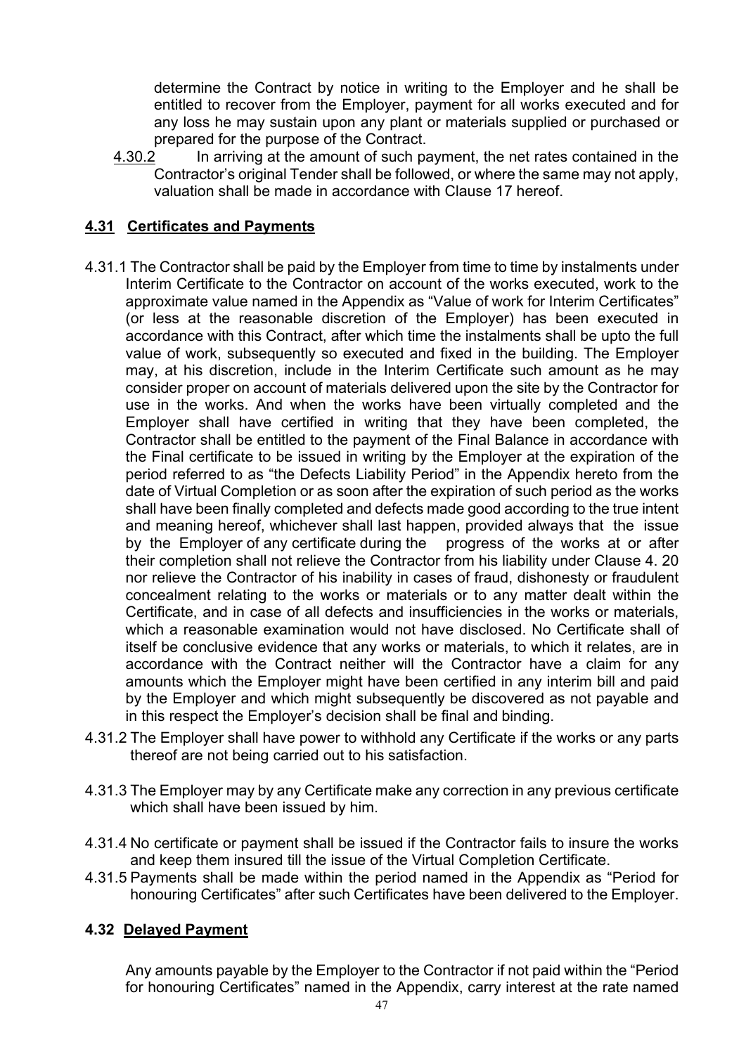determine the Contract by notice in writing to the Employer and he shall be entitled to recover from the Employer, payment for all works executed and for any loss he may sustain upon any plant or materials supplied or purchased or prepared for the purpose of the Contract.

4.30.2 In arriving at the amount of such payment, the net rates contained in the Contractor's original Tender shall be followed, or where the same may not apply, valuation shall be made in accordance with Clause 17 hereof.

## 4.31 Certificates and Payments

4.31.1 The Contractor shall be paid by the Employer from time to time by instalments under Interim Certificate to the Contractor on account of the works executed, work to the approximate value named in the Appendix as "Value of work for Interim Certificates" (or less at the reasonable discretion of the Employer) has been executed in accordance with this Contract, after which time the instalments shall be upto the full value of work, subsequently so executed and fixed in the building. The Employer may, at his discretion, include in the Interim Certificate such amount as he may consider proper on account of materials delivered upon the site by the Contractor for use in the works. And when the works have been virtually completed and the Employer shall have certified in writing that they have been completed, the Contractor shall be entitled to the payment of the Final Balance in accordance with the Final certificate to be issued in writing by the Employer at the expiration of the period referred to as "the Defects Liability Period" in the Appendix hereto from the date of Virtual Completion or as soon after the expiration of such period as the works shall have been finally completed and defects made good according to the true intent and meaning hereof, whichever shall last happen, provided always that the issue by the Employer of any certificate during the progress of the works at or after their completion shall not relieve the Contractor from his liability under Clause 4. 20 nor relieve the Contractor of his inability in cases of fraud, dishonesty or fraudulent concealment relating to the works or materials or to any matter dealt within the Certificate, and in case of all defects and insufficiencies in the works or materials, which a reasonable examination would not have disclosed. No Certificate shall of itself be conclusive evidence that any works or materials, to which it relates, are in accordance with the Contract neither will the Contractor have a claim for any amounts which the Employer might have been certified in any interim bill and paid by the Employer and which might subsequently be discovered as not payable and in this respect the Employer's decision shall be final and binding.

4.31.2 The Employer shall have power to withhold any Certificate if the works or any parts thereof are not being carried out to his satisfaction.

4.31.3 The Employer may by any Certificate make any correction in any previous certificate which shall have been issued by him.

4.31.4 No certificate or payment shall be issued if the Contractor fails to insure the works and keep them insured till the issue of the Virtual Completion Certificate.

4.31.5 Payments shall be made within the period named in the Appendix as "Period for honouring Certificates" after such Certificates have been delivered to the Employer.

## 4.32 Delayed Payment

Any amounts payable by the Employer to the Contractor if not paid within the "Period for honouring Certificates" named in the Appendix, carry interest at the rate named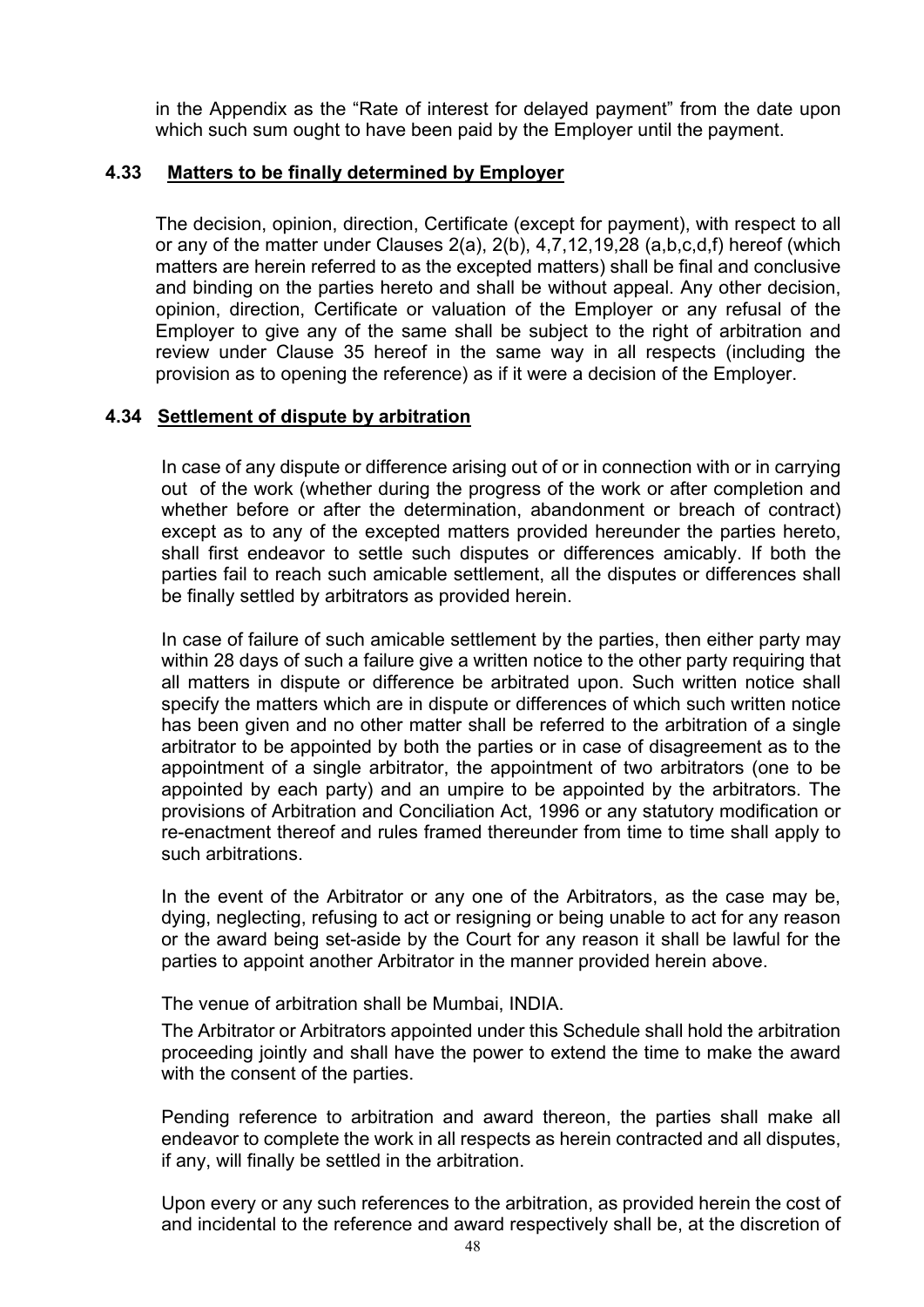in the Appendix as the "Rate of interest for delayed payment" from the date upon which such sum ought to have been paid by the Employer until the payment.

### 4.33 Matters to be finally determined by Employer

The decision, opinion, direction, Certificate (except for payment), with respect to all or any of the matter under Clauses 2(a), 2(b), 4,7,12,19,28 (a,b,c,d,f) hereof (which matters are herein referred to as the excepted matters) shall be final and conclusive and binding on the parties hereto and shall be without appeal. Any other decision, opinion, direction, Certificate or valuation of the Employer or any refusal of the Employer to give any of the same shall be subject to the right of arbitration and review under Clause 35 hereof in the same way in all respects (including the provision as to opening the reference) as if it were a decision of the Employer.

### 4.34 Settlement of dispute by arbitration

In case of any dispute or difference arising out of or in connection with or in carrying out of the work (whether during the progress of the work or after completion and whether before or after the determination, abandonment or breach of contract) except as to any of the excepted matters provided hereunder the parties hereto, shall first endeavor to settle such disputes or differences amicably. If both the parties fail to reach such amicable settlement, all the disputes or differences shall be finally settled by arbitrators as provided herein.

In case of failure of such amicable settlement by the parties, then either party may within 28 days of such a failure give a written notice to the other party requiring that all matters in dispute or difference be arbitrated upon. Such written notice shall specify the matters which are in dispute or differences of which such written notice has been given and no other matter shall be referred to the arbitration of a single arbitrator to be appointed by both the parties or in case of disagreement as to the appointment of a single arbitrator, the appointment of two arbitrators (one to be appointed by each party) and an umpire to be appointed by the arbitrators. The provisions of Arbitration and Conciliation Act, 1996 or any statutory modification or re-enactment thereof and rules framed thereunder from time to time shall apply to such arbitrations.

In the event of the Arbitrator or any one of the Arbitrators, as the case may be, dying, neglecting, refusing to act or resigning or being unable to act for any reason or the award being set-aside by the Court for any reason it shall be lawful for the parties to appoint another Arbitrator in the manner provided herein above.

The venue of arbitration shall be Mumbai, INDIA.

The Arbitrator or Arbitrators appointed under this Schedule shall hold the arbitration proceeding jointly and shall have the power to extend the time to make the award with the consent of the parties.

Pending reference to arbitration and award thereon, the parties shall make all endeavor to complete the work in all respects as herein contracted and all disputes, if any, will finally be settled in the arbitration.

Upon every or any such references to the arbitration, as provided herein the cost of and incidental to the reference and award respectively shall be, at the discretion of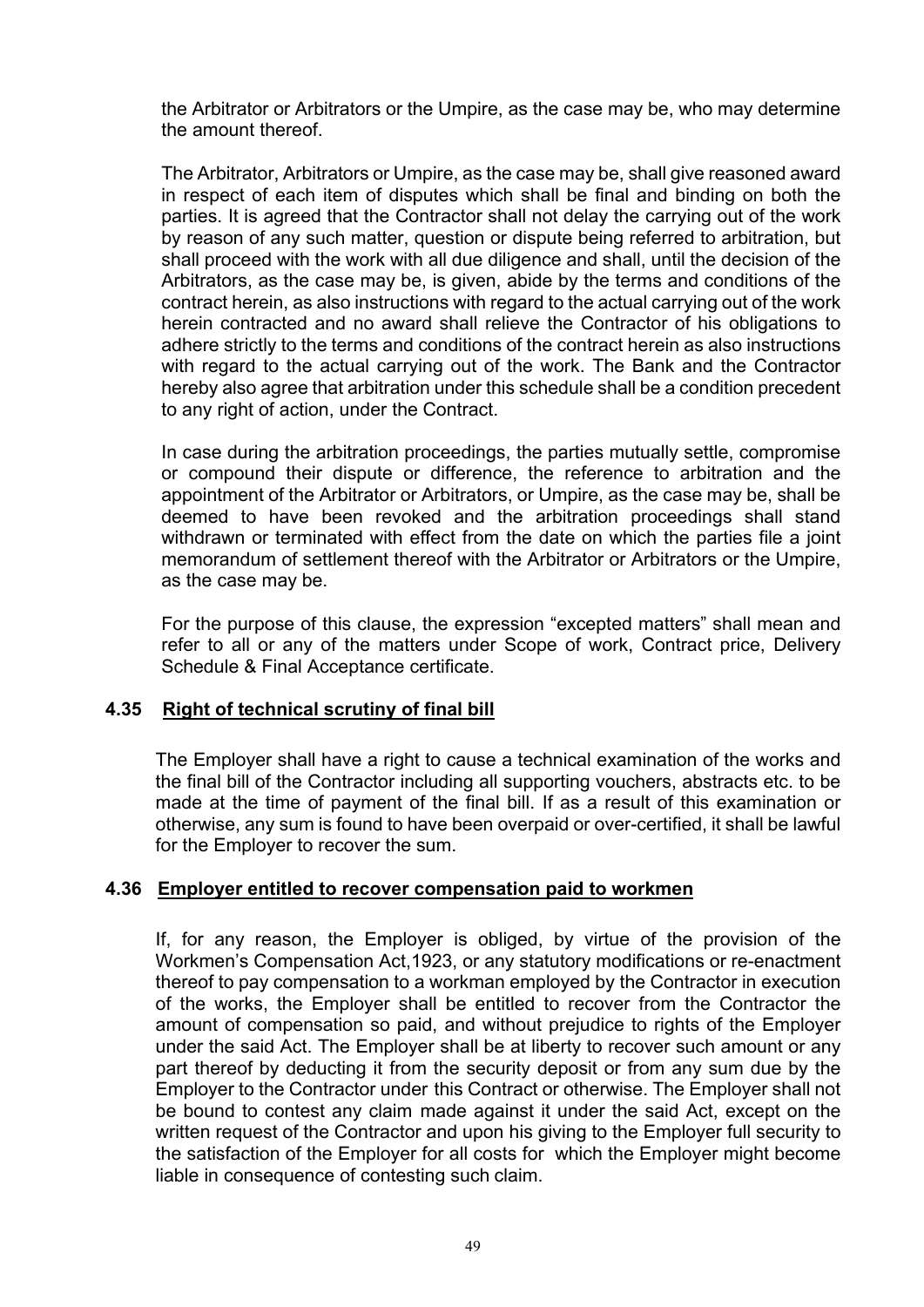the Arbitrator or Arbitrators or the Umpire, as the case may be, who may determine the amount thereof.

The Arbitrator, Arbitrators or Umpire, as the case may be, shall give reasoned award in respect of each item of disputes which shall be final and binding on both the parties. It is agreed that the Contractor shall not delay the carrying out of the work by reason of any such matter, question or dispute being referred to arbitration, but shall proceed with the work with all due diligence and shall, until the decision of the Arbitrators, as the case may be, is given, abide by the terms and conditions of the contract herein, as also instructions with regard to the actual carrying out of the work herein contracted and no award shall relieve the Contractor of his obligations to adhere strictly to the terms and conditions of the contract herein as also instructions with regard to the actual carrying out of the work. The Bank and the Contractor hereby also agree that arbitration under this schedule shall be a condition precedent to any right of action, under the Contract.

In case during the arbitration proceedings, the parties mutually settle, compromise or compound their dispute or difference, the reference to arbitration and the appointment of the Arbitrator or Arbitrators, or Umpire, as the case may be, shall be deemed to have been revoked and the arbitration proceedings shall stand withdrawn or terminated with effect from the date on which the parties file a joint memorandum of settlement thereof with the Arbitrator or Arbitrators or the Umpire, as the case may be.

For the purpose of this clause, the expression “excepted matters” shall mean and refer to all or any of the matters under Scope of work, Contract price, Delivery Schedule & Final Acceptance certificate.

### 4.35 Right of technical scrutiny of final bill

The Employer shall have a right to cause a technical examination of the works and the final bill of the Contractor including all supporting vouchers, abstracts etc. to be made at the time of payment of the final bill. If as a result of this examination or otherwise, any sum is found to have been overpaid or over-certified, it shall be lawful for the Employer to recover the sum.

### 4.36 Employer entitled to recover compensation paid to workmen

If, for any reason, the Employer is obliged, by virtue of the provision of the Workmen’s Compensation Act,1923, or any statutory modifications or re-enactment thereof to pay compensation to a workman employed by the Contractor in execution of the works, the Employer shall be entitled to recover from the Contractor the amount of compensation so paid, and without prejudice to rights of the Employer under the said Act. The Employer shall be at liberty to recover such amount or any part thereof by deducting it from the security deposit or from any sum due by the Employer to the Contractor under this Contract or otherwise. The Employer shall not be bound to contest any claim made against it under the said Act, except on the written request of the Contractor and upon his giving to the Employer full security to the satisfaction of the Employer for all costs for which the Employer might become liable in consequence of contesting such claim.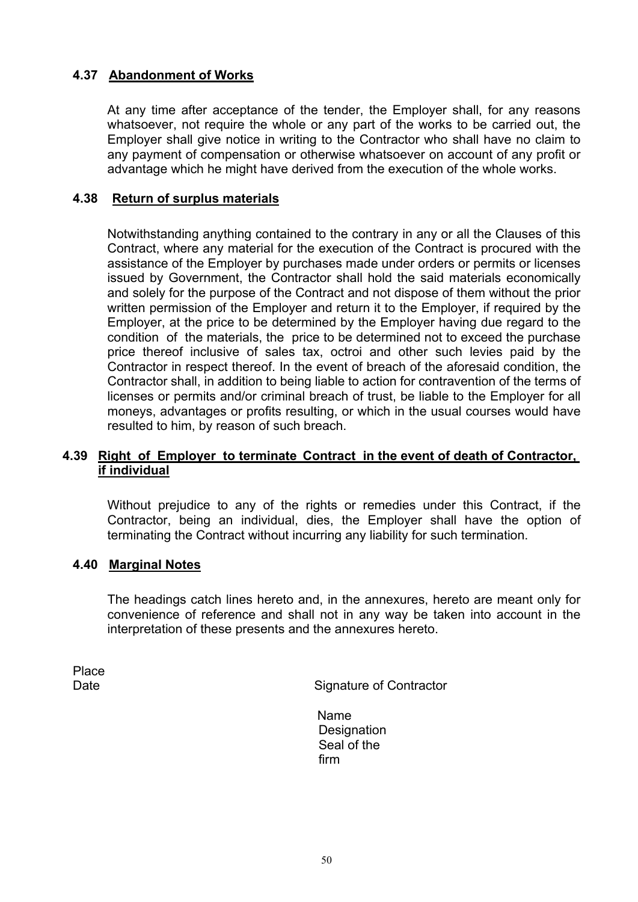### 4.37 Abandonment of Works

At any time after acceptance of the tender, the Employer shall, for any reasons whatsoever, not require the whole or any part of the works to be carried out, the Employer shall give notice in writing to the Contractor who shall have no claim to any payment of compensation or otherwise whatsoever on account of any profit or advantage which he might have derived from the execution of the whole works.

### 4.38 Return of surplus materials

Notwithstanding anything contained to the contrary in any or all the Clauses of this Contract, where any material for the execution of the Contract is procured with the assistance of the Employer by purchases made under orders or permits or licenses issued by Government, the Contractor shall hold the said materials economically and solely for the purpose of the Contract and not dispose of them without the prior written permission of the Employer and return it to the Employer, if required by the Employer, at the price to be determined by the Employer having due regard to the condition of the materials, the price to be determined not to exceed the purchase price thereof inclusive of sales tax, octroi and other such levies paid by the Contractor in respect thereof. In the event of breach of the aforesaid condition, the Contractor shall, in addition to being liable to action for contravention of the terms of licenses or permits and/or criminal breach of trust, be liable to the Employer for all moneys, advantages or profits resulting, or which in the usual courses would have resulted to him, by reason of such breach.

### 4.39 Right of Employer to terminate Contract in the event of death of Contractor, if individual

Without prejudice to any of the rights or remedies under this Contract, if the Contractor, being an individual, dies, the Employer shall have the option of terminating the Contract without incurring any liability for such termination.

### 4.40 Marginal Notes

The headings catch lines hereto and, in the annexures, hereto are meant only for convenience of reference and shall not in any way be taken into account in the interpretation of these presents and the annexures hereto.

Place

Date

Signature of Contractor

Name

Designation

Seal of the firm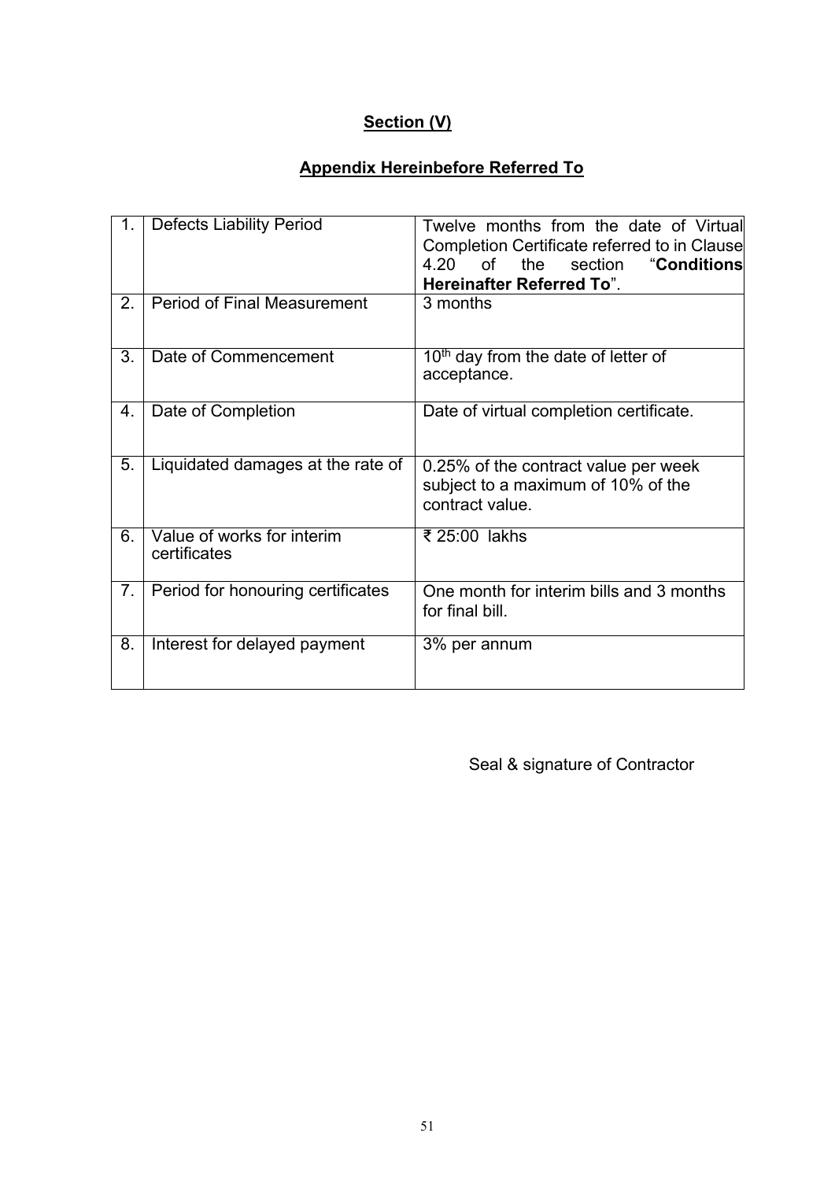## Section (V)

## Appendix Hereinbefore Referred To

| 1. | Defects Liability Period | Twelve months from the date of Virtual Completion Certificate referred to in Clause 4.20 of the section "**Conditions Hereinafter Referred To**". |
|---|---|---|
| 2. | Period of Final Measurement | 3 months |
| 3. | Date of Commencement | $10^{th}$ day from the date of letter of acceptance. |
| 4. | Date of Completion | Date of virtual completion certificate. |
| 5. | Liquidated damages at the rate of | 0.25% of the contract value per week subject to a maximum of 10% of the contract value. |
| 6. | Value of works for interim certificates | ₹ 25:00 lakhs |
| 7. | Period for honouring certificates | One month for interim bills and 3 months for final bill. |
| 8. | Interest for delayed payment | 3% per annum |

Seal & signature of Contractor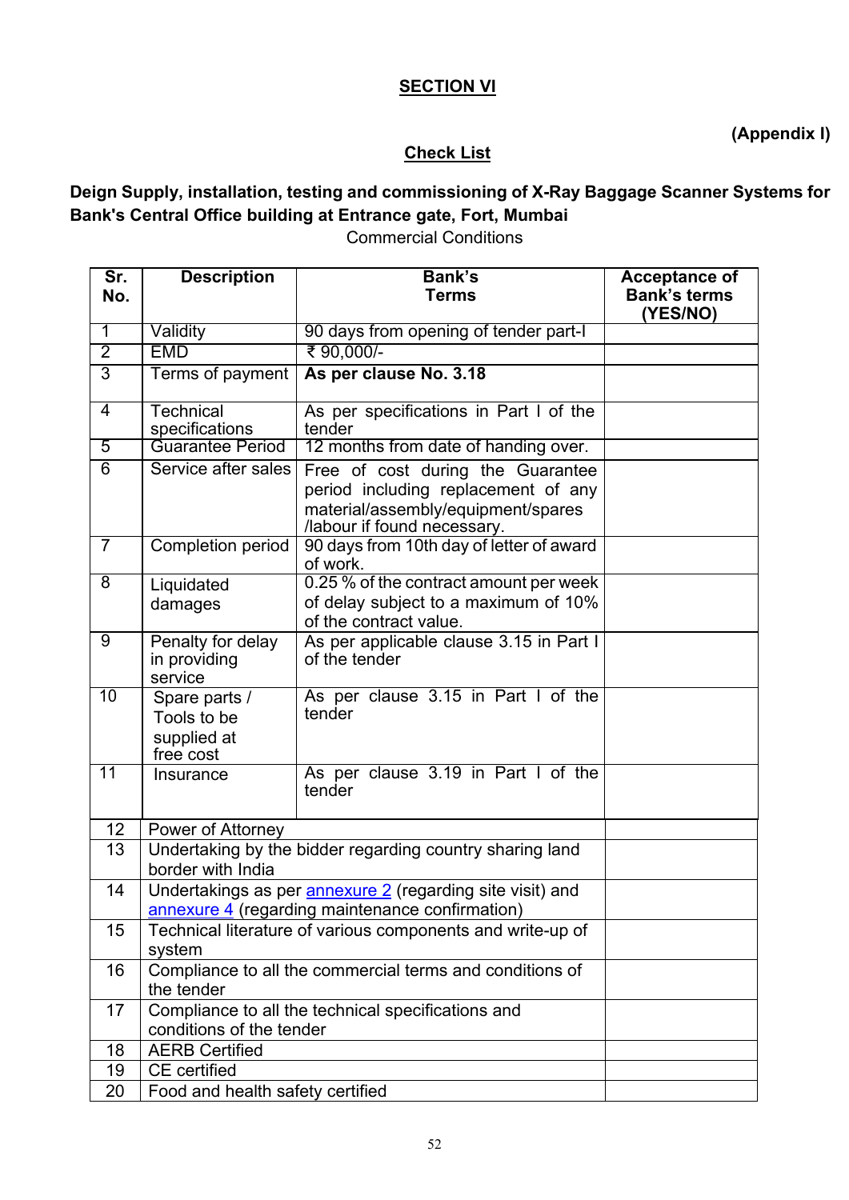## SECTION VI

**(Appendix I)**

## Check List

**Deign Supply, installation, testing and commissioning of X-Ray Baggage Scanner Systems for Bank's Central Office building at Entrance gate, Fort, Mumbai**

Commercial Conditions

| Sr. No. | Description | Bank's Terms | Acceptance of Bank's terms (YES/NO) |
|---|---|---|---|
| 1 | Validity | 90 days from opening of tender part-I | |
| 2 | EMD | ₹ 90,000/- | |
| 3 | Terms of payment | **As per clause No. 3.18** | |
| 4 | Technical specifications | As per specifications in Part I of the tender | |
| 5 | Guarantee Period | 12 months from date of handing over. | |
| 6 | Service after sales | Free of cost during the Guarantee period including replacement of any material/assembly/equipment/spares /labour if found necessary. | |
| 7 | Completion period | 90 days from 10th day of letter of award of work. | |
| 8 | Liquidated damages | 0.25 % of the contract amount per week of delay subject to a maximum of 10% of the contract value. | |
| 9 | Penalty for delay in providing service | As per applicable clause 3.15 in Part I of the tender | |
| 10 | Spare parts / Tools to be supplied at free cost | As per clause 3.15 in Part I of the tender | |
| 11 | Insurance | As per clause 3.19 in Part I of the tender | |
| 12 | Power of Attorney | | |
| 13 | Undertaking by the bidder regarding country sharing land border with India | | |
| 14 | Undertakings as per annexure 2 (regarding site visit) and annexure 4 (regarding maintenance confirmation) | | |
| 15 | Technical literature of various components and write-up of system | | |
| 16 | Compliance to all the commercial terms and conditions of the tender | | |
| 17 | Compliance to all the technical specifications and conditions of the tender | | |
| 18 | AERB Certified | | |
| 19 | CE certified | | |
| 20 | Food and health safety certified | | |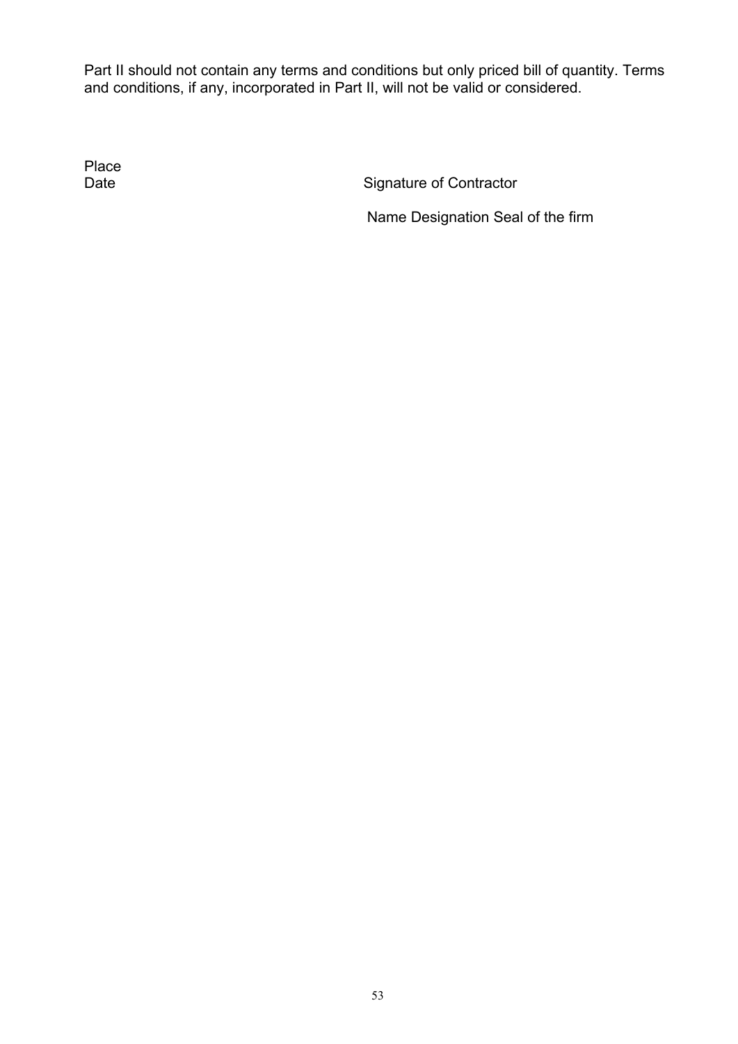Part II should not contain any terms and conditions but only priced bill of quantity. Terms and conditions, if any, incorporated in Part II, will not be valid or considered.

Place

Date

Signature of Contractor

Name Designation Seal of the firm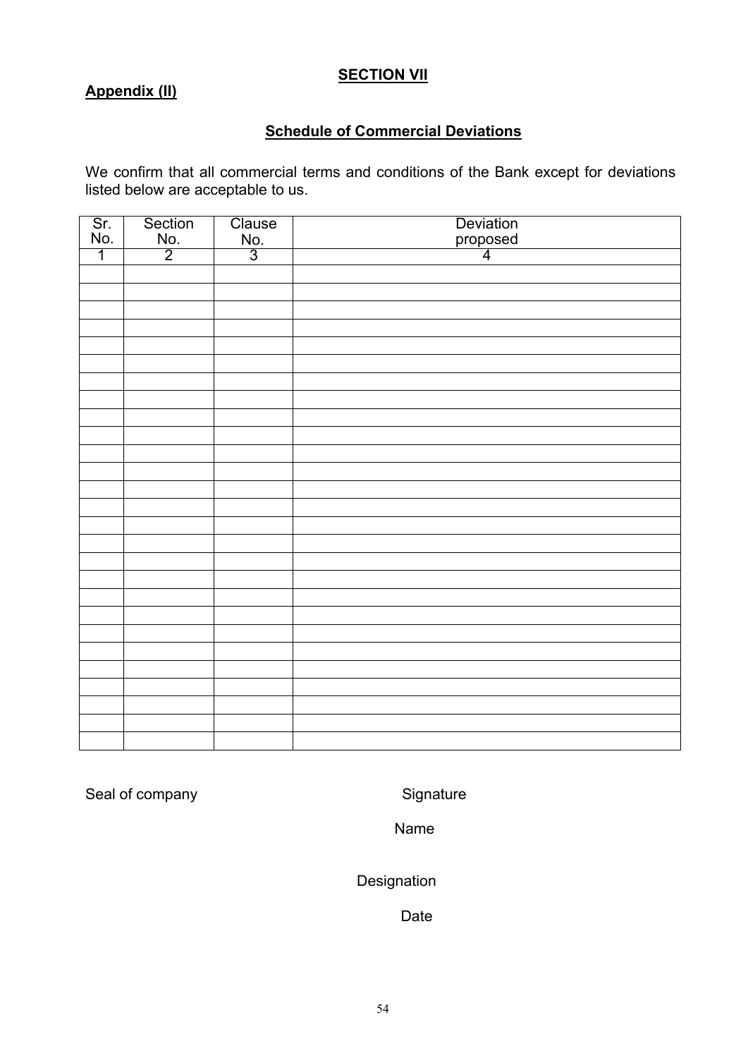## SECTION VII

**Appendix (II)**

### Schedule of Commercial Deviations

We confirm that all commercial terms and conditions of the Bank except for deviations listed below are acceptable to us.

| Sr. No. | Section No. | Clause No. | Deviation proposed |
|---|---|---|---|
| 1 | 2 | 3 | 4 |
| | | | |
| | | | |
| | | | |
| | | | |
| | | | |
| | | | |
| | | | |
| | | | |
| | | | |
| | | | |
| | | | |
| | | | |
| | | | |
| | | | |
| | | | |
| | | | |
| | | | |
| | | | |
| | | | |
| | | | |
| | | | |
| | | | |
| | | | |
| | | | |
| | | | |
| | | | |
| | | | |

Seal of company

Signature

Name

Designation

Date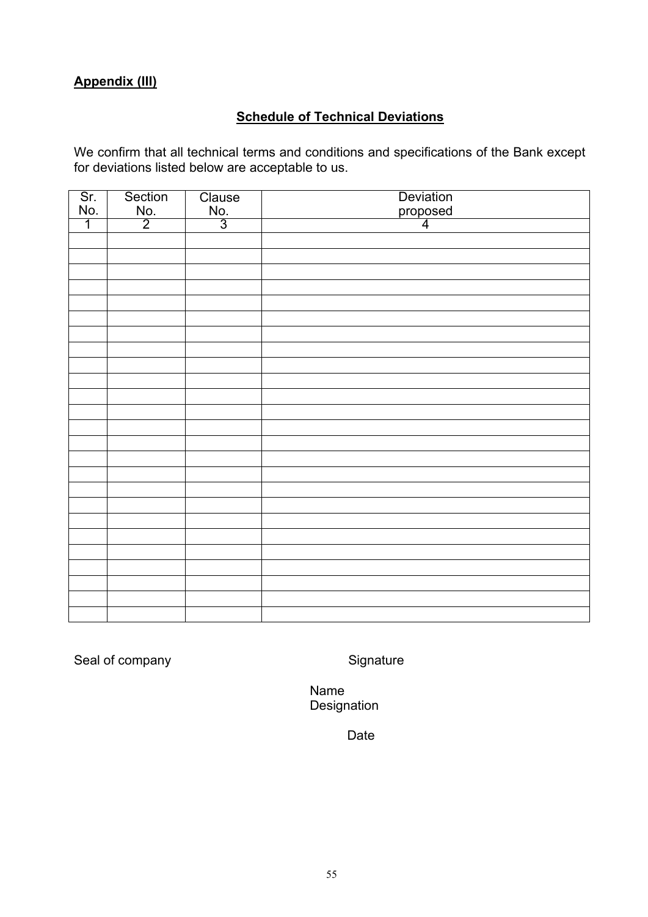**Appendix (III)**

## Schedule of Technical Deviations

We confirm that all technical terms and conditions and specifications of the Bank except for deviations listed below are acceptable to us.

| Sr. No. | Section No. | Clause No. | Deviation proposed |
|---|---|---|---|
| 1 | 2 | 3 | 4 |
| | | | |
| | | | |
| | | | |
| | | | |
| | | | |
| | | | |
| | | | |
| | | | |
| | | | |
| | | | |
| | | | |
| | | | |
| | | | |
| | | | |
| | | | |
| | | | |
| | | | |
| | | | |
| | | | |
| | | | |
| | | | |
| | | | |
| | | | |
| | | | |
| | | | |

Seal of company

Signature

Name
Designation

Date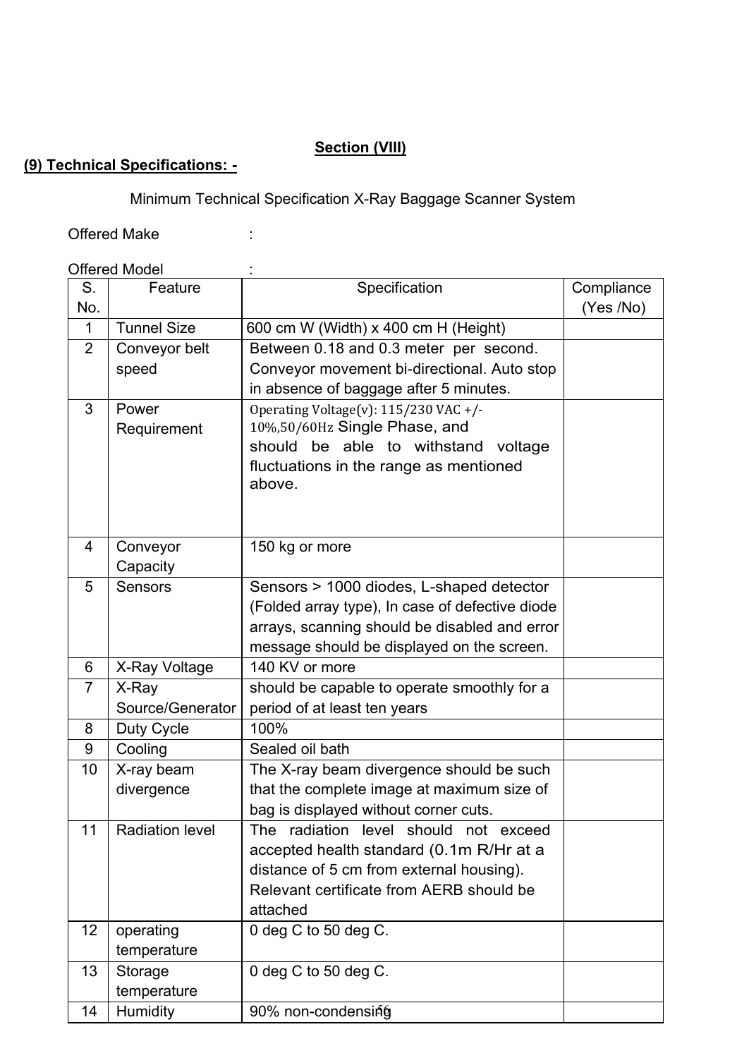**Section (VIII)**

**(9) Technical Specifications: -**

Minimum Technical Specification X-Ray Baggage Scanner System

Offered Make :

Offered Model :

| S. No. | Feature | Specification | Compliance (Yes /No) |
|---|---|---|---|
| 1 | Tunnel Size | 600 cm W (Width) x 400 cm H (Height) | |
| 2 | Conveyor belt speed | Between 0.18 and 0.3 meter per second. Conveyor movement bi-directional. Auto stop in absence of baggage after 5 minutes. | |
| 3 | Power Requirement | Operating Voltage(v): 115/230 VAC +/- 10%,50/60Hz Single Phase, and should be able to withstand voltage fluctuations in the range as mentioned above. | |
| 4 | Conveyor Capacity | 150 kg or more | |
| 5 | Sensors | Sensors > 1000 diodes, L-shaped detector (Folded array type), In case of defective diode arrays, scanning should be disabled and error message should be displayed on the screen. | |
| 6 | X-Ray Voltage | 140 KV or more | |
| 7 | X-Ray Source/Generator | should be capable to operate smoothly for a period of at least ten years | |
| 8 | Duty Cycle | 100% | |
| 9 | Cooling | Sealed oil bath | |
| 10 | X-ray beam divergence | The X-ray beam divergence should be such that the complete image at maximum size of bag is displayed without corner cuts. | |
| 11 | Radiation level | The radiation level should not exceed accepted health standard (0.1m R/Hr at a distance of 5 cm from external housing). Relevant certificate from AERB should be attached | |
| 12 | operating temperature | 0 deg C to 50 deg C. | |
| 13 | Storage temperature | 0 deg C to 50 deg C. | |
| 14 | Humidity | 90% non-condensing | |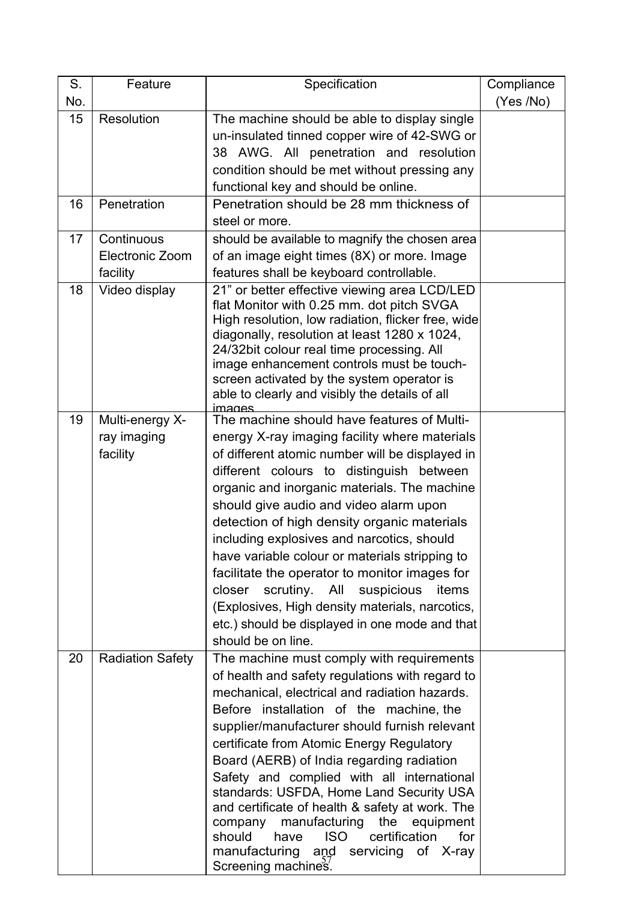| S. No. | Feature | Specification | Compliance (Yes /No) |
|---|---|---|---|
| 15 | Resolution | The machine should be able to display single un-insulated tinned copper wire of 42-SWG or 38 AWG. All penetration and resolution condition should be met without pressing any functional key and should be online. | |
| 16 | Penetration | Penetration should be 28 mm thickness of steel or more. | |
| 17 | Continuous Electronic Zoom facility | should be available to magnify the chosen area of an image eight times (8X) or more. Image features shall be keyboard controllable. | |
| 18 | Video display | 21" or better effective viewing area LCD/LED flat Monitor with 0.25 mm. dot pitch SVGA High resolution, low radiation, flicker free, wide diagonally, resolution at least 1280 x 1024, 24/32bit colour real time processing. All image enhancement controls must be touch-screen activated by the system operator is able to clearly and visibly the details of all images | |
| 19 | Multi-energy X-ray imaging facility | The machine should have features of Multi-energy X-ray imaging facility where materials of different atomic number will be displayed in different colours to distinguish between organic and inorganic materials. The machine should give audio and video alarm upon detection of high density organic materials including explosives and narcotics, should have variable colour or materials stripping to facilitate the operator to monitor images for closer scrutiny. All suspicious items (Explosives, High density materials, narcotics, etc.) should be displayed in one mode and that should be on line. | |
| 20 | Radiation Safety | The machine must comply with requirements of health and safety regulations with regard to mechanical, electrical and radiation hazards. Before installation of the machine, the supplier/manufacturer should furnish relevant certificate from Atomic Energy Regulatory Board (AERB) of India regarding radiation Safety and complied with all international standards: USFDA, Home Land Security USA and certificate of health & safety at work. The company manufacturing the equipment should have ISO certification for manufacturing and servicing of X-ray Screening machines. | |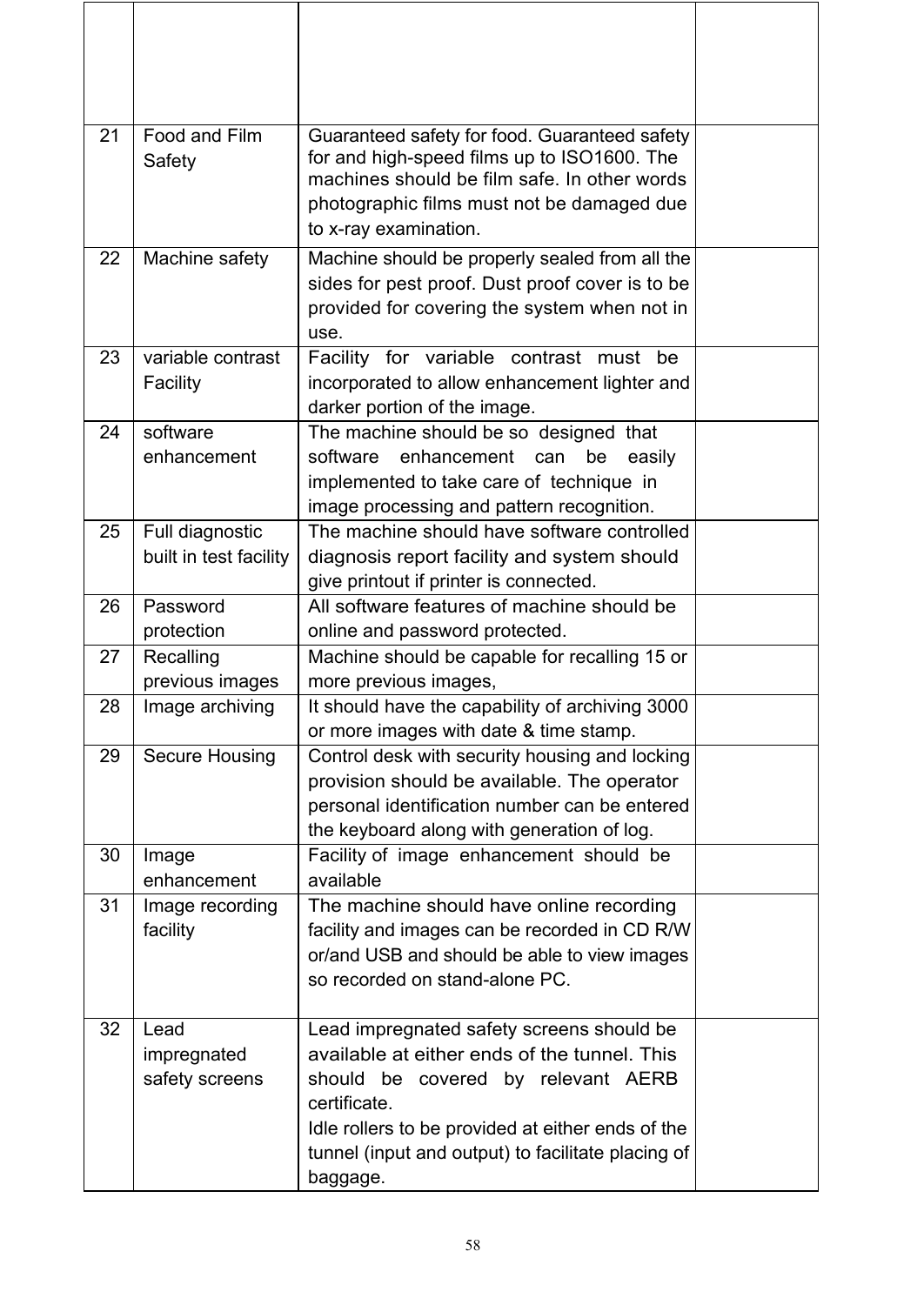| | | | |
|---|---|---|---|
| | | | |
| 21 | Food and Film Safety | Guaranteed safety for food. Guaranteed safety for and high-speed films up to ISO1600. The machines should be film safe. In other words photographic films must not be damaged due to x-ray examination. | |
| 22 | Machine safety | Machine should be properly sealed from all the sides for pest proof. Dust proof cover is to be provided for covering the system when not in use. | |
| 23 | variable contrast Facility | Facility for variable contrast must be incorporated to allow enhancement lighter and darker portion of the image. | |
| 24 | software enhancement | The machine should be so designed that software enhancement can be easily implemented to take care of technique in image processing and pattern recognition. | |
| 25 | Full diagnostic built in test facility | The machine should have software controlled diagnosis report facility and system should give printout if printer is connected. | |
| 26 | Password protection | All software features of machine should be online and password protected. | |
| 27 | Recalling previous images | Machine should be capable for recalling 15 or more previous images, | |
| 28 | Image archiving | It should have the capability of archiving 3000 or more images with date & time stamp. | |
| 29 | Secure Housing | Control desk with security housing and locking provision should be available. The operator personal identification number can be entered the keyboard along with generation of log. | |
| 30 | Image enhancement | Facility of image enhancement should be available | |
| 31 | Image recording facility | The machine should have online recording facility and images can be recorded in CD R/W or/and USB and should be able to view images so recorded on stand-alone PC. | |
| 32 | Lead impregnated safety screens | Lead impregnated safety screens should be available at either ends of the tunnel. This should be covered by relevant AERB certificate.<br>Idle rollers to be provided at either ends of the tunnel (input and output) to facilitate placing of baggage. | |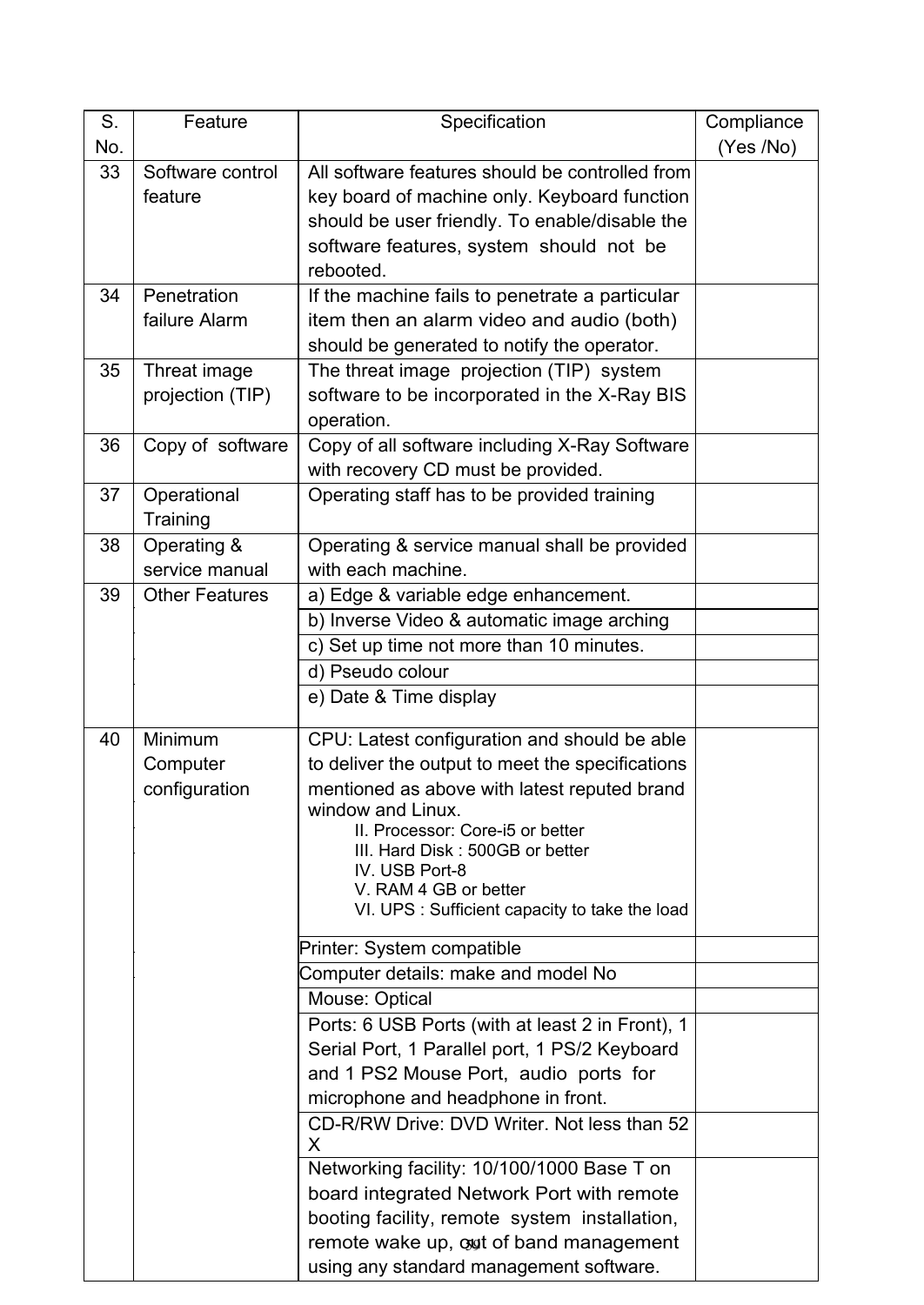| S. No. | Feature | Specification | Compliance (Yes /No) |
|---|---|---|---|
| 33 | Software control feature | All software features should be controlled from key board of machine only. Keyboard function should be user friendly. To enable/disable the software features, system should not be rebooted. | |
| 34 | Penetration failure Alarm | If the machine fails to penetrate a particular item then an alarm video and audio (both) should be generated to notify the operator. | |
| 35 | Threat image projection (TIP) | The threat image projection (TIP) system software to be incorporated in the X-Ray BIS operation. | |
| 36 | Copy of software | Copy of all software including X-Ray Software with recovery CD must be provided. | |
| 37 | Operational Training | Operating staff has to be provided training | |
| 38 | Operating & service manual | Operating & service manual shall be provided with each machine. | |
| 39 | Other Features | a) Edge & variable edge enhancement. | |
| | | b) Inverse Video & automatic image arching | |
| | | c) Set up time not more than 10 minutes. | |
| | | d) Pseudo colour | |
| | | e) Date & Time display | |
| 40 | Minimum Computer configuration | CPU: Latest configuration and should be able to deliver the output to meet the specifications mentioned as above with latest reputed brand window and Linux.<br>II. Processor: Core-i5 or better<br>III. Hard Disk : 500GB or better<br>IV. USB Port-8<br>V. RAM 4 GB or better<br>VI. UPS : Sufficient capacity to take the load | |
| | | Printer: System compatible | |
| | | Computer details: make and model No | |
| | | Mouse: Optical | |
| | | Ports: 6 USB Ports (with at least 2 in Front), 1 Serial Port, 1 Parallel port, 1 PS/2 Keyboard and 1 PS2 Mouse Port, audio ports for microphone and headphone in front. | |
| | | CD-R/RW Drive: DVD Writer. Not less than 52 X | |
| | | Networking facility: 10/100/1000 Base T on board integrated Network Port with remote booting facility, remote system installation, remote wake up, out of band management using any standard management software. | |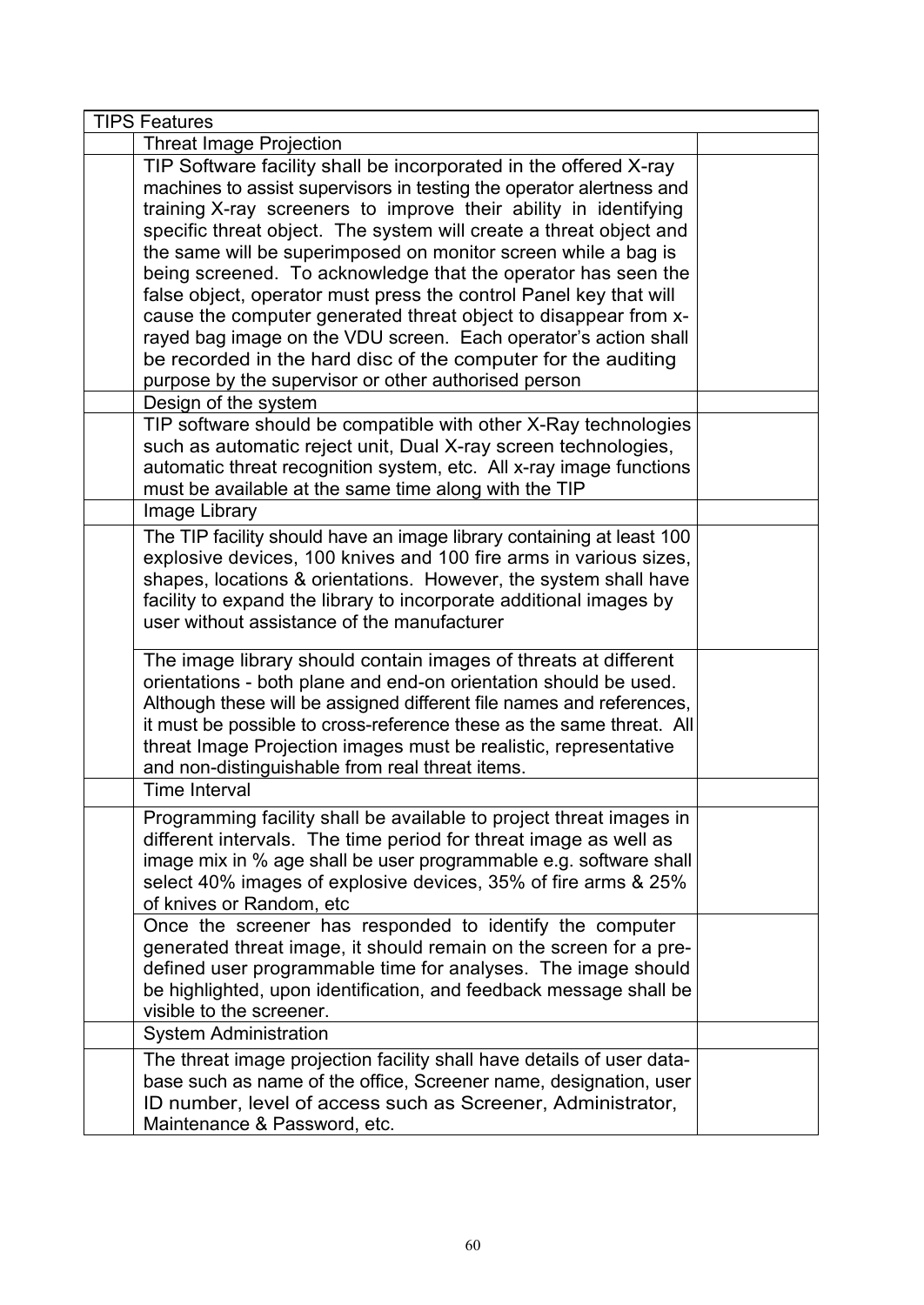| TIPS Features | | |
|---|---|---|
| | Threat Image Projection | |
| | TIP Software facility shall be incorporated in the offered X-ray machines to assist supervisors in testing the operator alertness and training X-ray screeners to improve their ability in identifying specific threat object. The system will create a threat object and the same will be superimposed on monitor screen while a bag is being screened. To acknowledge that the operator has seen the false object, operator must press the control Panel key that will cause the computer generated threat object to disappear from x-rayed bag image on the VDU screen. Each operator's action shall be recorded in the hard disc of the computer for the auditing purpose by the supervisor or other authorised person | |
| | Design of the system | |
| | TIP software should be compatible with other X-Ray technologies such as automatic reject unit, Dual X-ray screen technologies, automatic threat recognition system, etc. All x-ray image functions must be available at the same time along with the TIP | |
| | Image Library | |
| | The TIP facility should have an image library containing at least 100 explosive devices, 100 knives and 100 fire arms in various sizes, shapes, locations & orientations. However, the system shall have facility to expand the library to incorporate additional images by user without assistance of the manufacturer | |
| | The image library should contain images of threats at different orientations - both plane and end-on orientation should be used. Although these will be assigned different file names and references, it must be possible to cross-reference these as the same threat. All threat Image Projection images must be realistic, representative and non-distinguishable from real threat items. | |
| | Time Interval | |
| | Programming facility shall be available to project threat images in different intervals. The time period for threat image as well as image mix in % age shall be user programmable e.g. software shall select 40% images of explosive devices, 35% of fire arms & 25% of knives or Random, etc | |
| | Once the screener has responded to identify the computer generated threat image, it should remain on the screen for a pre-defined user programmable time for analyses. The image should be highlighted, upon identification, and feedback message shall be visible to the screener. | |
| | System Administration | |
| | The threat image projection facility shall have details of user data-base such as name of the office, Screener name, designation, user ID number, level of access such as Screener, Administrator, Maintenance & Password, etc. | |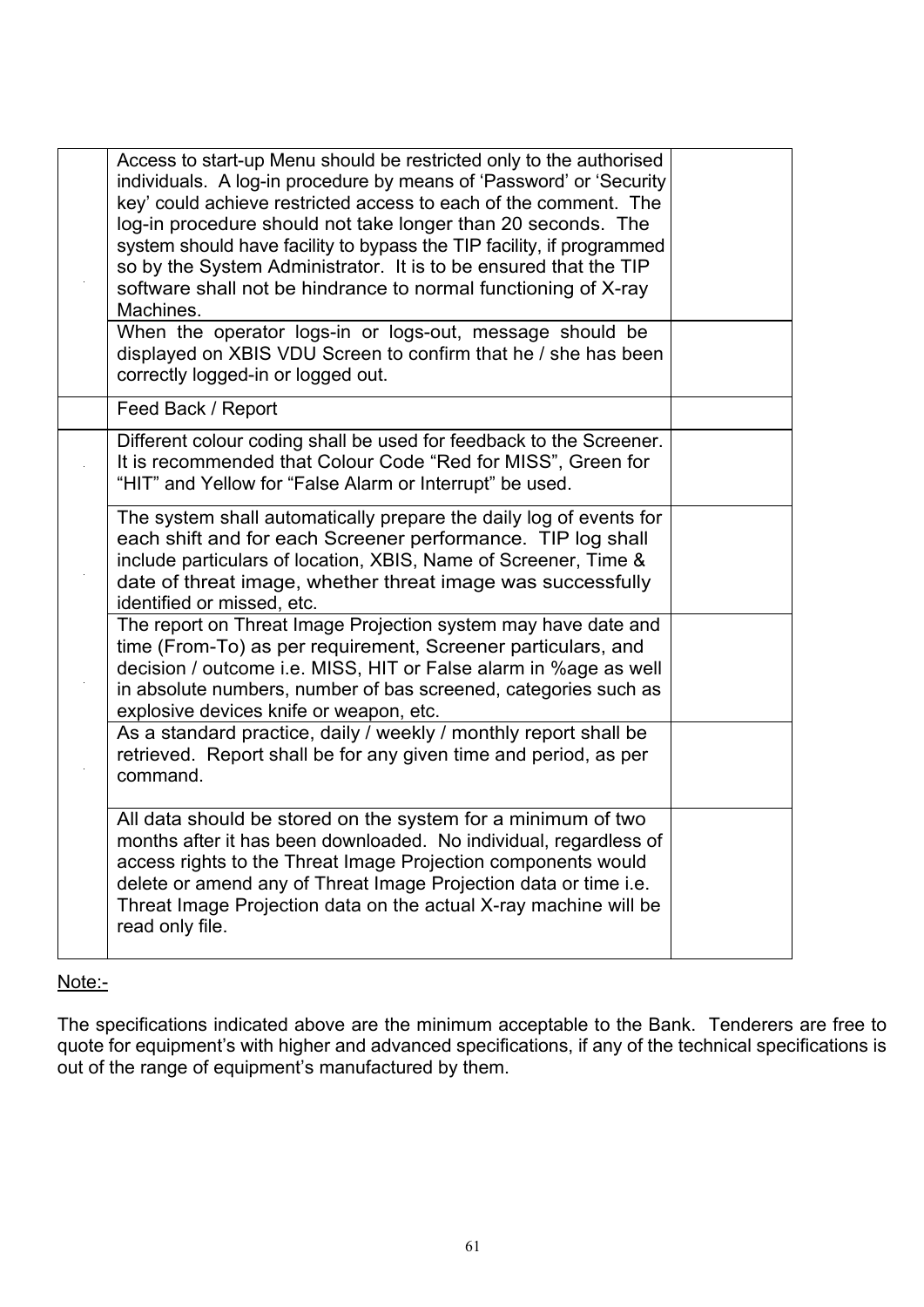|  | Access to start-up Menu should be restricted only to the authorised individuals. A log-in procedure by means of 'Password' or 'Security key' could achieve restricted access to each of the comment. The log-in procedure should not take longer than 20 seconds. The system should have facility to bypass the TIP facility, if programmed so by the System Administrator. It is to be ensured that the TIP software shall not be hindrance to normal functioning of X-ray Machines. |  |
|---|---|---|
|  | When the operator logs-in or logs-out, message should be displayed on XBIS VDU Screen to confirm that he / she has been correctly logged-in or logged out. |  |
|  | Feed Back / Report |  |
|  | Different colour coding shall be used for feedback to the Screener. It is recommended that Colour Code "Red for MISS", Green for "HIT" and Yellow for "False Alarm or Interrupt" be used. |  |
|  | The system shall automatically prepare the daily log of events for each shift and for each Screener performance. TIP log shall include particulars of location, XBIS, Name of Screener, Time & date of threat image, whether threat image was successfully identified or missed, etc. |  |
|  | The report on Threat Image Projection system may have date and time (From-To) as per requirement, Screener particulars, and decision / outcome i.e. MISS, HIT or False alarm in %age as well in absolute numbers, number of bas screened, categories such as explosive devices knife or weapon, etc. |  |
|  | As a standard practice, daily / weekly / monthly report shall be retrieved. Report shall be for any given time and period, as per command. |  |
|  | All data should be stored on the system for a minimum of two months after it has been downloaded. No individual, regardless of access rights to the Threat Image Projection components would delete or amend any of Threat Image Projection data or time i.e. Threat Image Projection data on the actual X-ray machine will be read only file. |  |

Note:-

The specifications indicated above are the minimum acceptable to the Bank. Tenderers are free to quote for equipment's with higher and advanced specifications, if any of the technical specifications is out of the range of equipment's manufactured by them.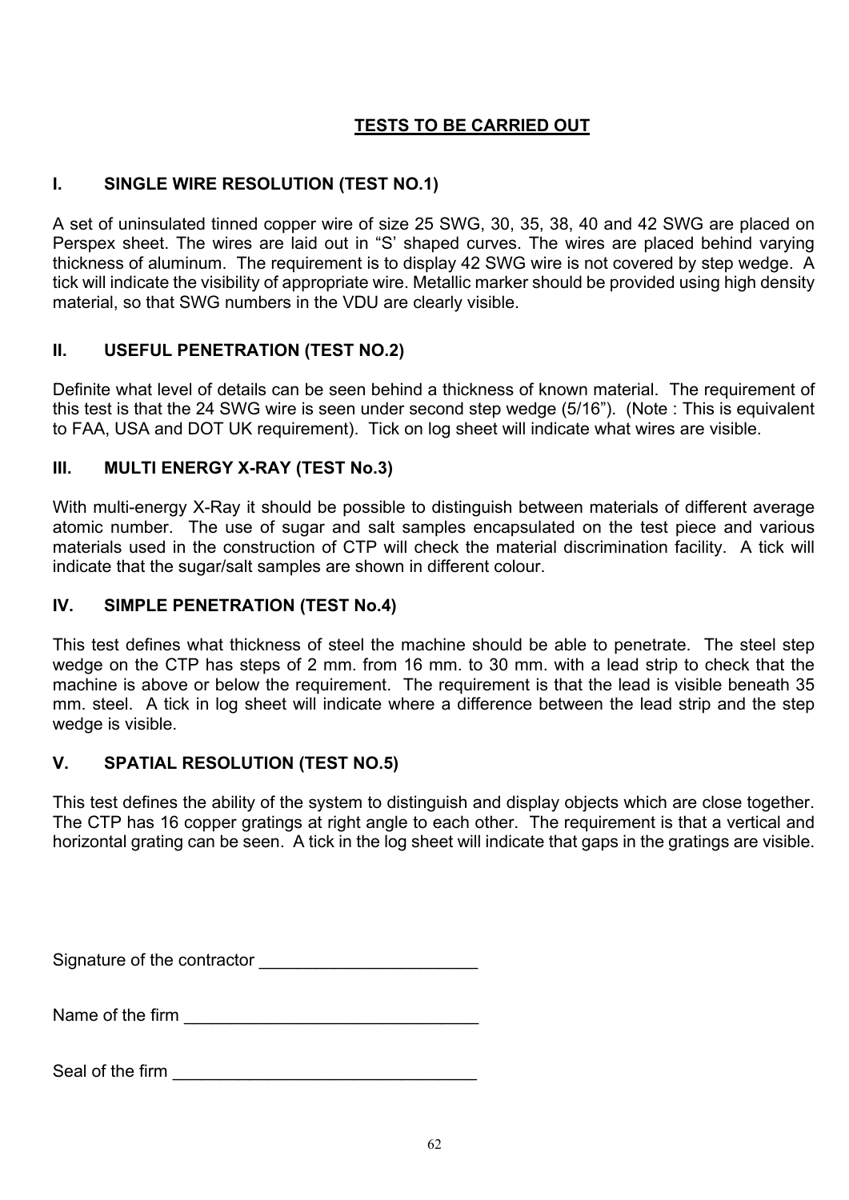## TESTS TO BE CARRIED OUT

### I. SINGLE WIRE RESOLUTION (TEST NO.1)

A set of uninsulated tinned copper wire of size 25 SWG, 30, 35, 38, 40 and 42 SWG are placed on Perspex sheet. The wires are laid out in "S' shaped curves. The wires are placed behind varying thickness of aluminum. The requirement is to display 42 SWG wire is not covered by step wedge. A tick will indicate the visibility of appropriate wire. Metallic marker should be provided using high density material, so that SWG numbers in the VDU are clearly visible.

### II. USEFUL PENETRATION (TEST NO.2)

Definite what level of details can be seen behind a thickness of known material. The requirement of this test is that the 24 SWG wire is seen under second step wedge (5/16"). (Note : This is equivalent to FAA, USA and DOT UK requirement). Tick on log sheet will indicate what wires are visible.

### III. MULTI ENERGY X-RAY (TEST No.3)

With multi-energy X-Ray it should be possible to distinguish between materials of different average atomic number. The use of sugar and salt samples encapsulated on the test piece and various materials used in the construction of CTP will check the material discrimination facility. A tick will indicate that the sugar/salt samples are shown in different colour.

### IV. SIMPLE PENETRATION (TEST No.4)

This test defines what thickness of steel the machine should be able to penetrate. The steel step wedge on the CTP has steps of 2 mm. from 16 mm. to 30 mm. with a lead strip to check that the machine is above or below the requirement. The requirement is that the lead is visible beneath 35 mm. steel. A tick in log sheet will indicate where a difference between the lead strip and the step wedge is visible.

### V. SPATIAL RESOLUTION (TEST NO.5)

This test defines the ability of the system to distinguish and display objects which are close together. The CTP has 16 copper gratings at right angle to each other. The requirement is that a vertical and horizontal grating can be seen. A tick in the log sheet will indicate that gaps in the gratings are visible.

Signature of the contractor _______________________

Name of the firm _______________________________

Seal of the firm ________________________________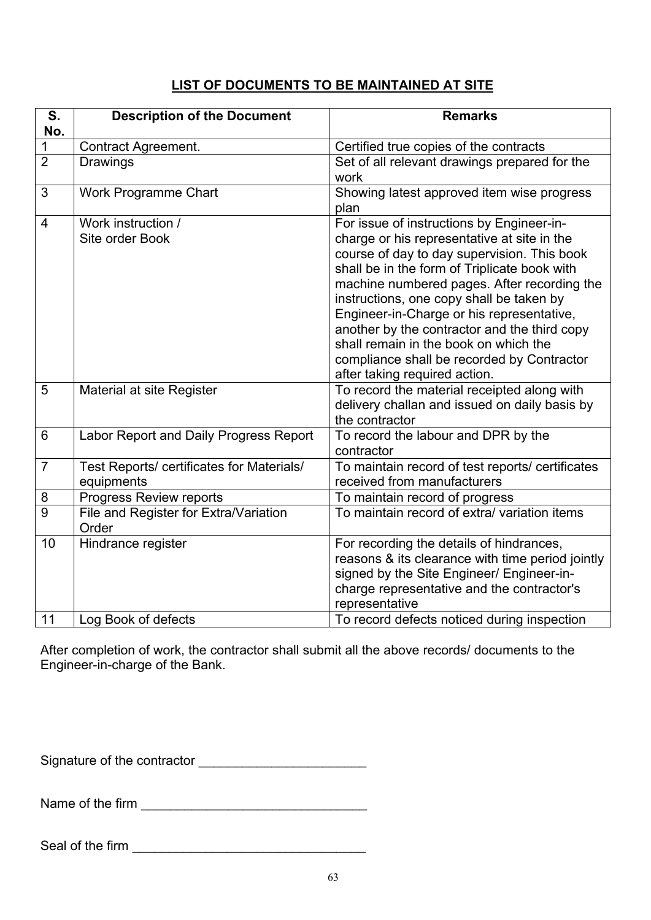## LIST OF DOCUMENTS TO BE MAINTAINED AT SITE

| S. No. | Description of the Document | Remarks |
|---|---|---|
| 1 | Contract Agreement. | Certified true copies of the contracts |
| 2 | Drawings | Set of all relevant drawings prepared for the work |
| 3 | Work Programme Chart | Showing latest approved item wise progress plan |
| 4 | Work instruction / Site order Book | For issue of instructions by Engineer-in-charge or his representative at site in the course of day to day supervision. This book shall be in the form of Triplicate book with machine numbered pages. After recording the instructions, one copy shall be taken by Engineer-in-Charge or his representative, another by the contractor and the third copy shall remain in the book on which the compliance shall be recorded by Contractor after taking required action. |
| 5 | Material at site Register | To record the material receipted along with delivery challan and issued on daily basis by the contractor |
| 6 | Labor Report and Daily Progress Report | To record the labour and DPR by the contractor |
| 7 | Test Reports/ certificates for Materials/ equipments | To maintain record of test reports/ certificates received from manufacturers |
| 8 | Progress Review reports | To maintain record of progress |
| 9 | File and Register for Extra/Variation Order | To maintain record of extra/ variation items |
| 10 | Hindrance register | For recording the details of hindrances, reasons & its clearance with time period jointly signed by the Site Engineer/ Engineer-in-charge representative and the contractor's representative |
| 11 | Log Book of defects | To record defects noticed during inspection |

After completion of work, the contractor shall submit all the above records/ documents to the Engineer-in-charge of the Bank.

Signature of the contractor ______________________

Name of the firm ______________________________

Seal of the firm _______________________________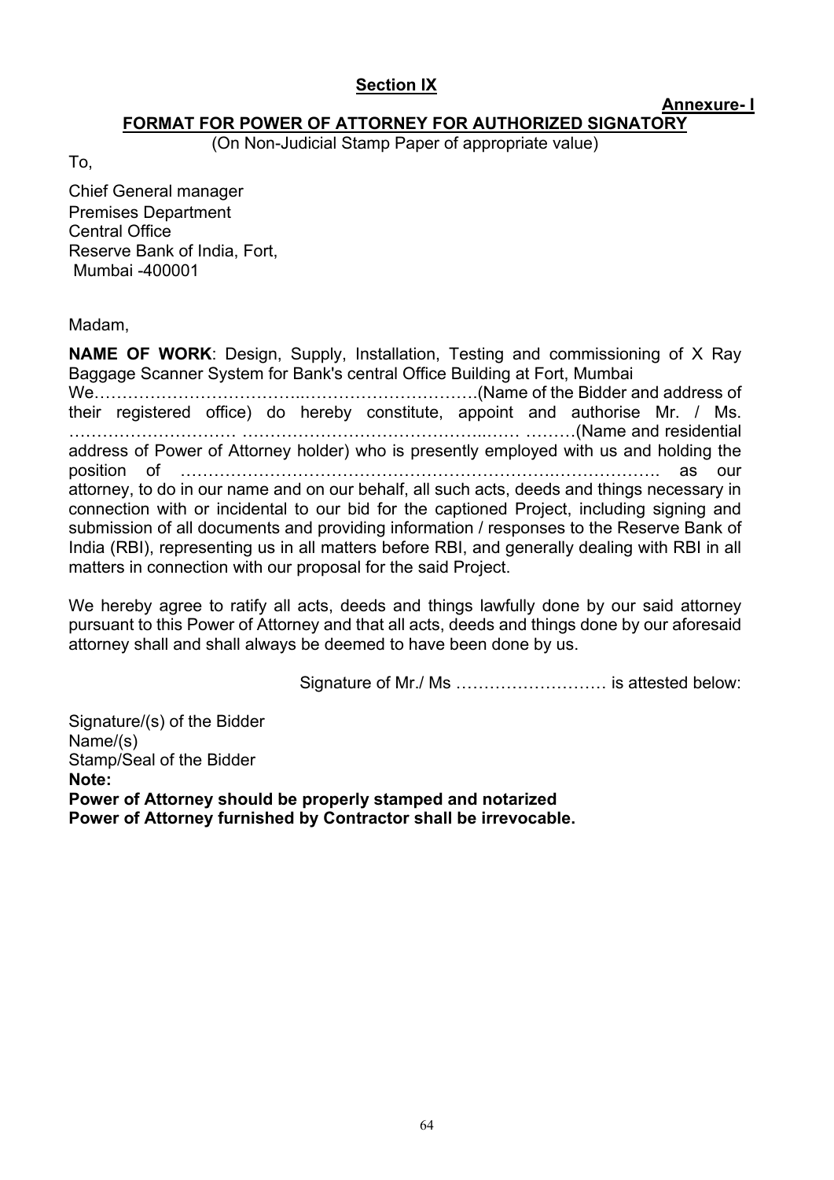## **Section IX**

**Annexure- I**

### **FORMAT FOR POWER OF ATTORNEY FOR AUTHORIZED SIGNATORY**

(On Non-Judicial Stamp Paper of appropriate value)

To,

Chief General manager
Premises Department
Central Office
Reserve Bank of India, Fort,
Mumbai -400001

Madam,

**NAME OF WORK**: Design, Supply, Installation, Testing and commissioning of X Ray Baggage Scanner System for Bank's central Office Building at Fort, Mumbai

We……………………………..………………………….(Name of the Bidder and address of their registered office) do hereby constitute, appoint and authorise Mr. / Ms. ………………………… ………………………………………..…… ………(Name and residential address of Power of Attorney holder) who is presently employed with us and holding the position of ……………………………….………………………..………………. as our attorney, to do in our name and on our behalf, all such acts, deeds and things necessary in connection with or incidental to our bid for the captioned Project, including signing and submission of all documents and providing information / responses to the Reserve Bank of India (RBI), representing us in all matters before RBI, and generally dealing with RBI in all matters in connection with our proposal for the said Project.

We hereby agree to ratify all acts, deeds and things lawfully done by our said attorney pursuant to this Power of Attorney and that all acts, deeds and things done by our aforesaid attorney shall and shall always be deemed to have been done by us.

Signature of Mr./ Ms ……………………… is attested below:

Signature/(s) of the Bidder
Name/(s)
Stamp/Seal of the Bidder
**Note:**
**Power of Attorney should be properly stamped and notarized**
**Power of Attorney furnished by Contractor shall be irrevocable.**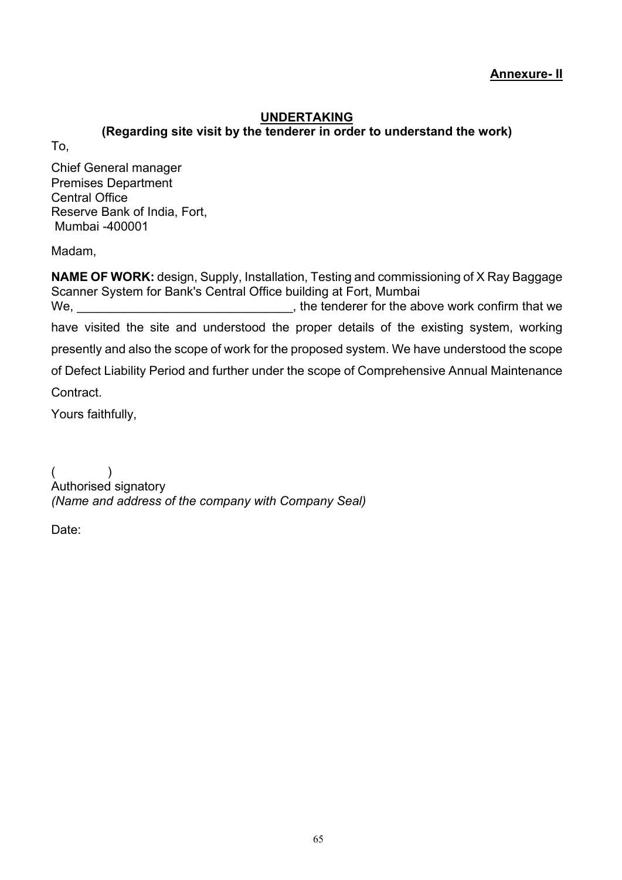**Annexure- II**

## UNDERTAKING

**(Regarding site visit by the tenderer in order to understand the work)**

To,

Chief General manager
Premises Department
Central Office
Reserve Bank of India, Fort,
Mumbai -400001

Madam,

**NAME OF WORK:** design, Supply, Installation, Testing and commissioning of X Ray Baggage Scanner System for Bank's Central Office building at Fort, Mumbai

We, _______________________________, the tenderer for the above work confirm that we have visited the site and understood the proper details of the existing system, working presently and also the scope of work for the proposed system. We have understood the scope of Defect Liability Period and further under the scope of Comprehensive Annual Maintenance Contract.

Yours faithfully,

(              )
Authorised signatory
*(Name and address of the company with Company Seal)*

Date: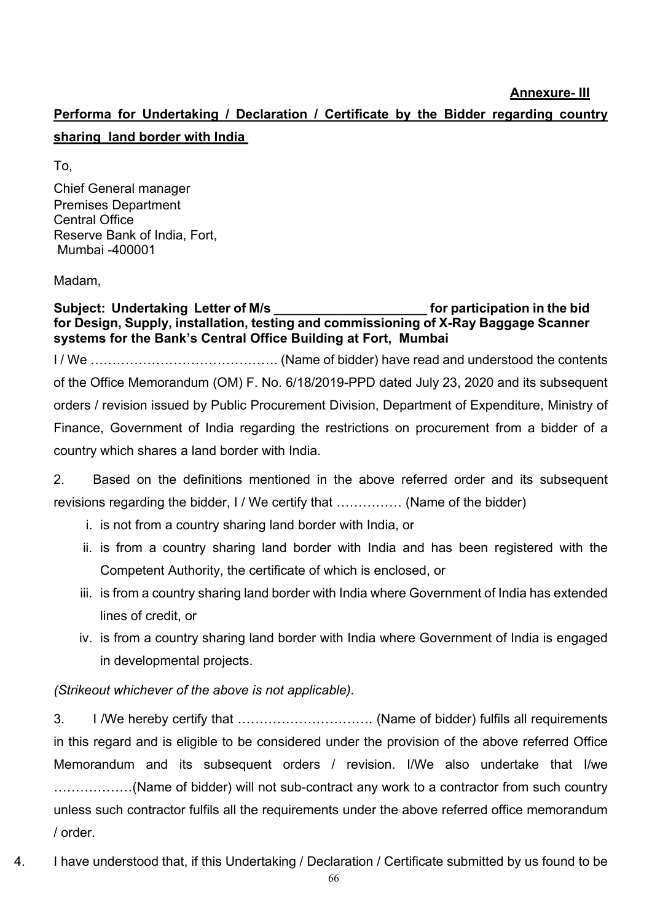**Annexure- III**

**Performa for Undertaking / Declaration / Certificate by the Bidder regarding country sharing land border with India**

To,

Chief General manager
Premises Department
Central Office
Reserve Bank of India, Fort,
Mumbai -400001

Madam,

**Subject: Undertaking Letter of M/s _____________________ for participation in the bid for Design, Supply, installation, testing and commissioning of X-Ray Baggage Scanner systems for the Bank's Central Office Building at Fort, Mumbai**

I / We ……………………………………. (Name of bidder) have read and understood the contents of the Office Memorandum (OM) F. No. 6/18/2019-PPD dated July 23, 2020 and its subsequent orders / revision issued by Public Procurement Division, Department of Expenditure, Ministry of Finance, Government of India regarding the restrictions on procurement from a bidder of a country which shares a land border with India.

2. Based on the definitions mentioned in the above referred order and its subsequent revisions regarding the bidder, I / We certify that …………… (Name of the bidder)

i. is not from a country sharing land border with India, or
ii. is from a country sharing land border with India and has been registered with the Competent Authority, the certificate of which is enclosed, or
iii. is from a country sharing land border with India where Government of India has extended lines of credit, or
iv. is from a country sharing land border with India where Government of India is engaged in developmental projects.

*(Strikeout whichever of the above is not applicable).*

3. I /We hereby certify that …………………………. (Name of bidder) fulfils all requirements in this regard and is eligible to be considered under the provision of the above referred Office Memorandum and its subsequent orders / revision. I/We also undertake that I/we ………………(Name of bidder) will not sub-contract any work to a contractor from such country unless such contractor fulfils all the requirements under the above referred office memorandum / order.

4. I have understood that, if this Undertaking / Declaration / Certificate submitted by us found to be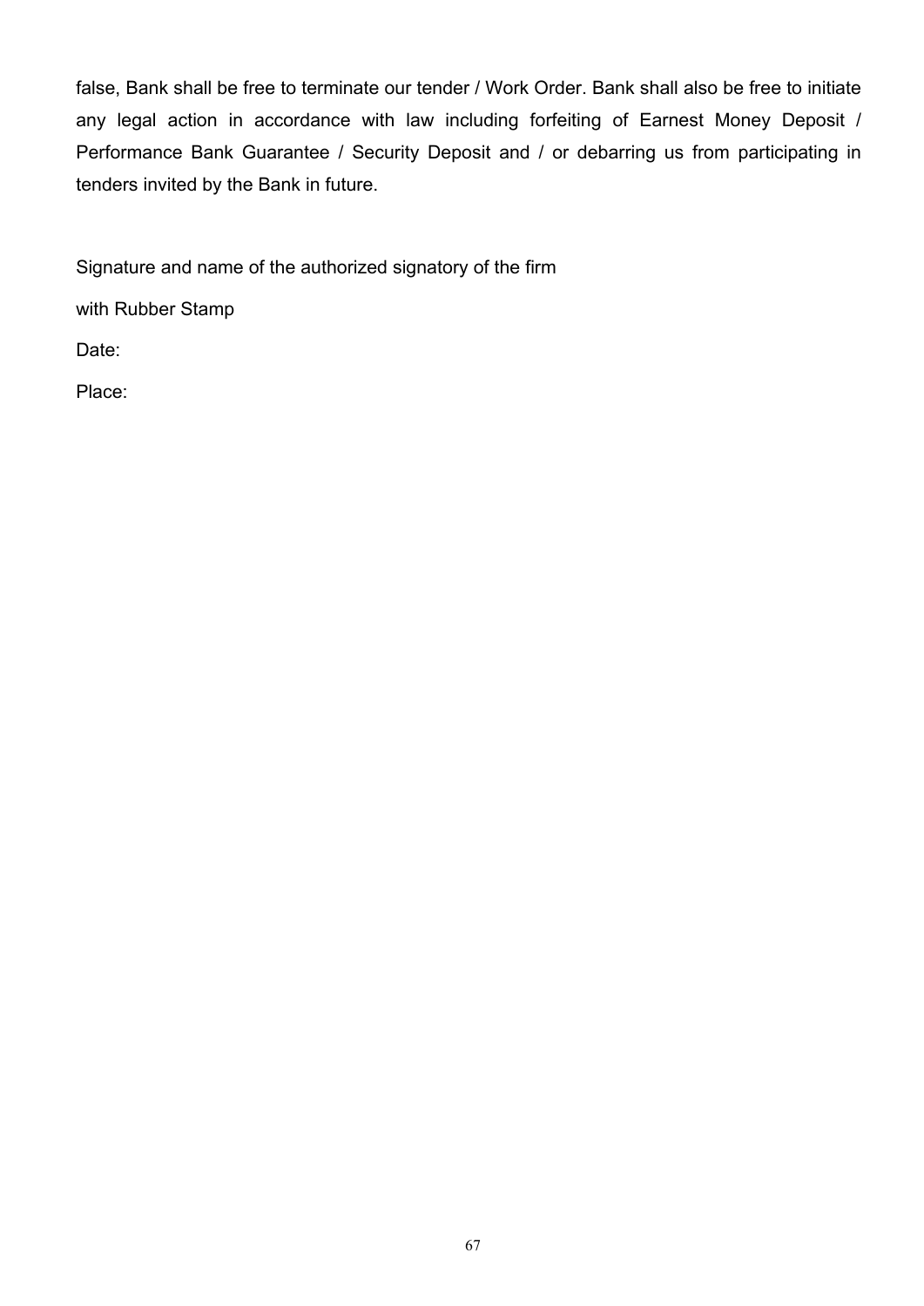false, Bank shall be free to terminate our tender / Work Order. Bank shall also be free to initiate any legal action in accordance with law including forfeiting of Earnest Money Deposit / Performance Bank Guarantee / Security Deposit and / or debarring us from participating in tenders invited by the Bank in future.

Signature and name of the authorized signatory of the firm

with Rubber Stamp

Date:

Place: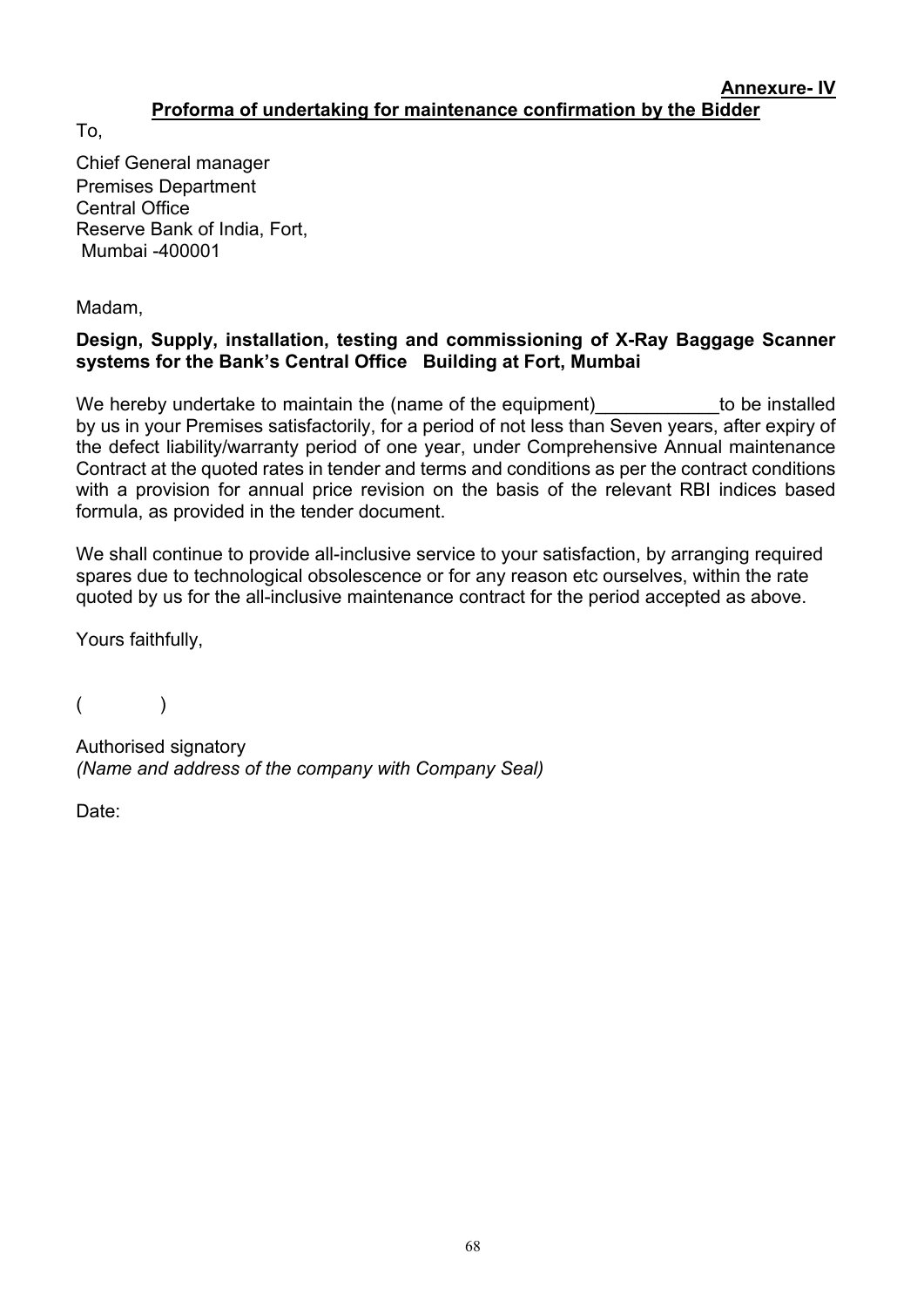**Annexure- IV**

**Proforma of undertaking for maintenance confirmation by the Bidder**

To,

Chief General manager
Premises Department
Central Office
Reserve Bank of India, Fort,
Mumbai -400001

Madam,

**Design, Supply, installation, testing and commissioning of X-Ray Baggage Scanner systems for the Bank's Central Office Building at Fort, Mumbai**

We hereby undertake to maintain the (name of the equipment)____________to be installed by us in your Premises satisfactorily, for a period of not less than Seven years, after expiry of the defect liability/warranty period of one year, under Comprehensive Annual maintenance Contract at the quoted rates in tender and terms and conditions as per the contract conditions with a provision for annual price revision on the basis of the relevant RBI indices based formula, as provided in the tender document.

We shall continue to provide all-inclusive service to your satisfaction, by arranging required spares due to technological obsolescence or for any reason etc ourselves, within the rate quoted by us for the all-inclusive maintenance contract for the period accepted as above.

Yours faithfully,

( )

Authorised signatory
*(Name and address of the company with Company Seal)*

Date: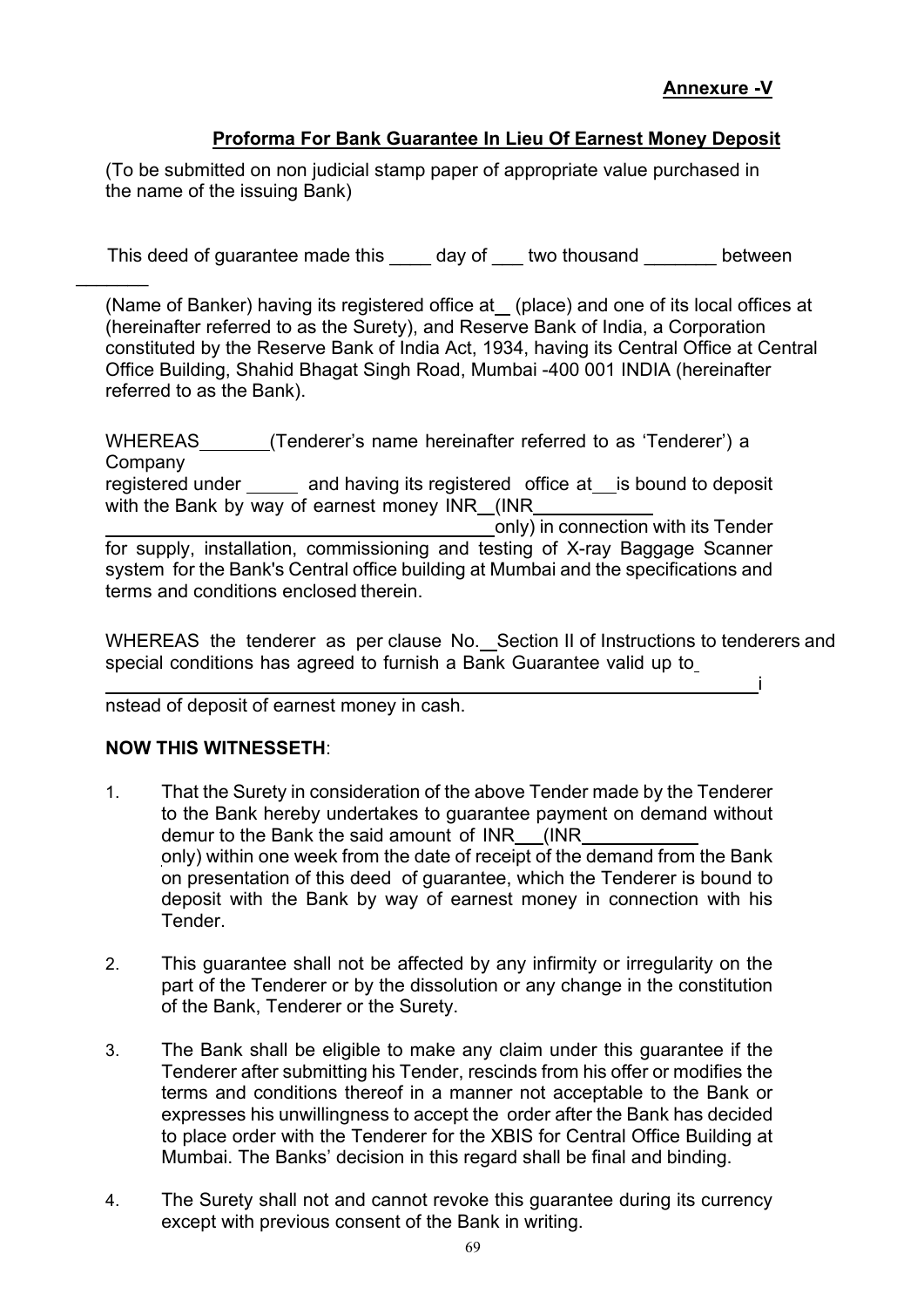**Annexure -V**

## Proforma For Bank Guarantee In Lieu Of Earnest Money Deposit

(To be submitted on non judicial stamp paper of appropriate value purchased in the name of the issuing Bank)

This deed of guarantee made this ____ day of ___ two thousand _______ between _______

(Name of Banker) having its registered office at __ (place) and one of its local offices at (hereinafter referred to as the Surety), and Reserve Bank of India, a Corporation constituted by the Reserve Bank of India Act, 1934, having its Central Office at Central Office Building, Shahid Bhagat Singh Road, Mumbai -400 001 INDIA (hereinafter referred to as the Bank).

WHEREAS _______ (Tenderer's name hereinafter referred to as 'Tenderer') a Company registered under _____ and having its registered office at __ is bound to deposit with the Bank by way of earnest money INR __ (INR ____________ ______________________________________ only) in connection with its Tender for supply, installation, commissioning and testing of X-ray Baggage Scanner system for the Bank's Central office building at Mumbai and the specifications and terms and conditions enclosed therein.

WHEREAS the tenderer as per clause No. __ Section II of Instructions to tenderers and special conditions has agreed to furnish a Bank Guarantee valid up to ______________________________________________ instead of deposit of earnest money in cash.

**NOW THIS WITNESSETH**:

1. That the Surety in consideration of the above Tender made by the Tenderer to the Bank hereby undertakes to guarantee payment on demand without demur to the Bank the said amount of INR ___ (INR ____________ only) within one week from the date of receipt of the demand from the Bank on presentation of this deed of guarantee, which the Tenderer is bound to deposit with the Bank by way of earnest money in connection with his Tender.

2. This guarantee shall not be affected by any infirmity or irregularity on the part of the Tenderer or by the dissolution or any change in the constitution of the Bank, Tenderer or the Surety.

3. The Bank shall be eligible to make any claim under this guarantee if the Tenderer after submitting his Tender, rescinds from his offer or modifies the terms and conditions thereof in a manner not acceptable to the Bank or expresses his unwillingness to accept the order after the Bank has decided to place order with the Tenderer for the XBIS for Central Office Building at Mumbai. The Banks' decision in this regard shall be final and binding.

4. The Surety shall not and cannot revoke this guarantee during its currency except with previous consent of the Bank in writing.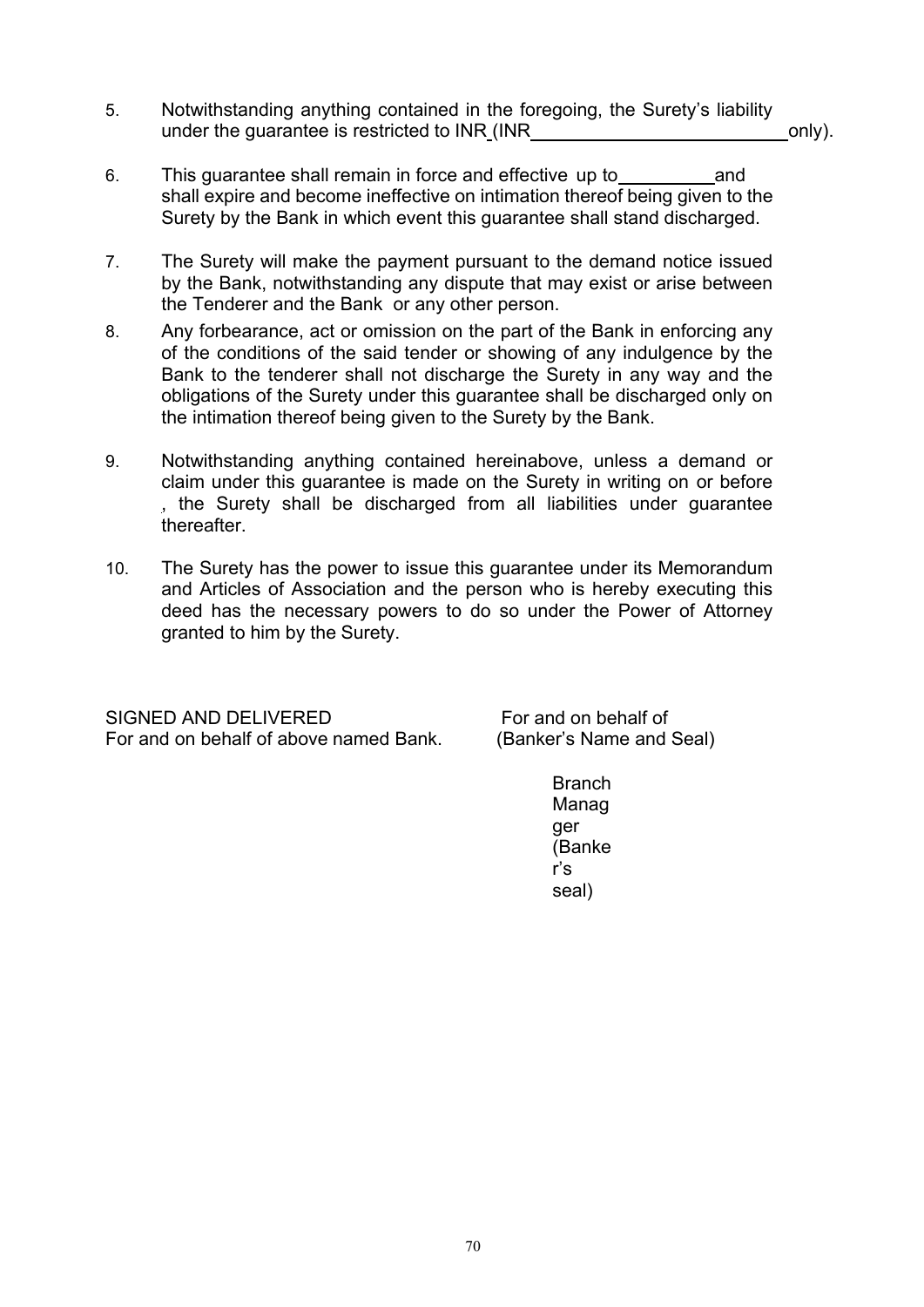5. Notwithstanding anything contained in the foregoing, the Surety's liability under the guarantee is restricted to INR (INR \_\_\_\_\_\_\_\_\_\_\_\_\_\_\_\_\_\_\_\_\_\_\_\_\_\_ only).

6. This guarantee shall remain in force and effective up to \_\_\_\_\_\_\_\_\_ and shall expire and become ineffective on intimation thereof being given to the Surety by the Bank in which event this guarantee shall stand discharged.

7. The Surety will make the payment pursuant to the demand notice issued by the Bank, notwithstanding any dispute that may exist or arise between the Tenderer and the Bank or any other person.

8. Any forbearance, act or omission on the part of the Bank in enforcing any of the conditions of the said tender or showing of any indulgence by the Bank to the tenderer shall not discharge the Surety in any way and the obligations of the Surety under this guarantee shall be discharged only on the intimation thereof being given to the Surety by the Bank.

9. Notwithstanding anything contained hereinabove, unless a demand or claim under this guarantee is made on the Surety in writing on or before , the Surety shall be discharged from all liabilities under guarantee thereafter.

10. The Surety has the power to issue this guarantee under its Memorandum and Articles of Association and the person who is hereby executing this deed has the necessary powers to do so under the Power of Attorney granted to him by the Surety.

SIGNED AND DELIVERED
For and on behalf of above named Bank.

For and on behalf of
(Banker's Name and Seal)

Branch Manager
(Banker's seal)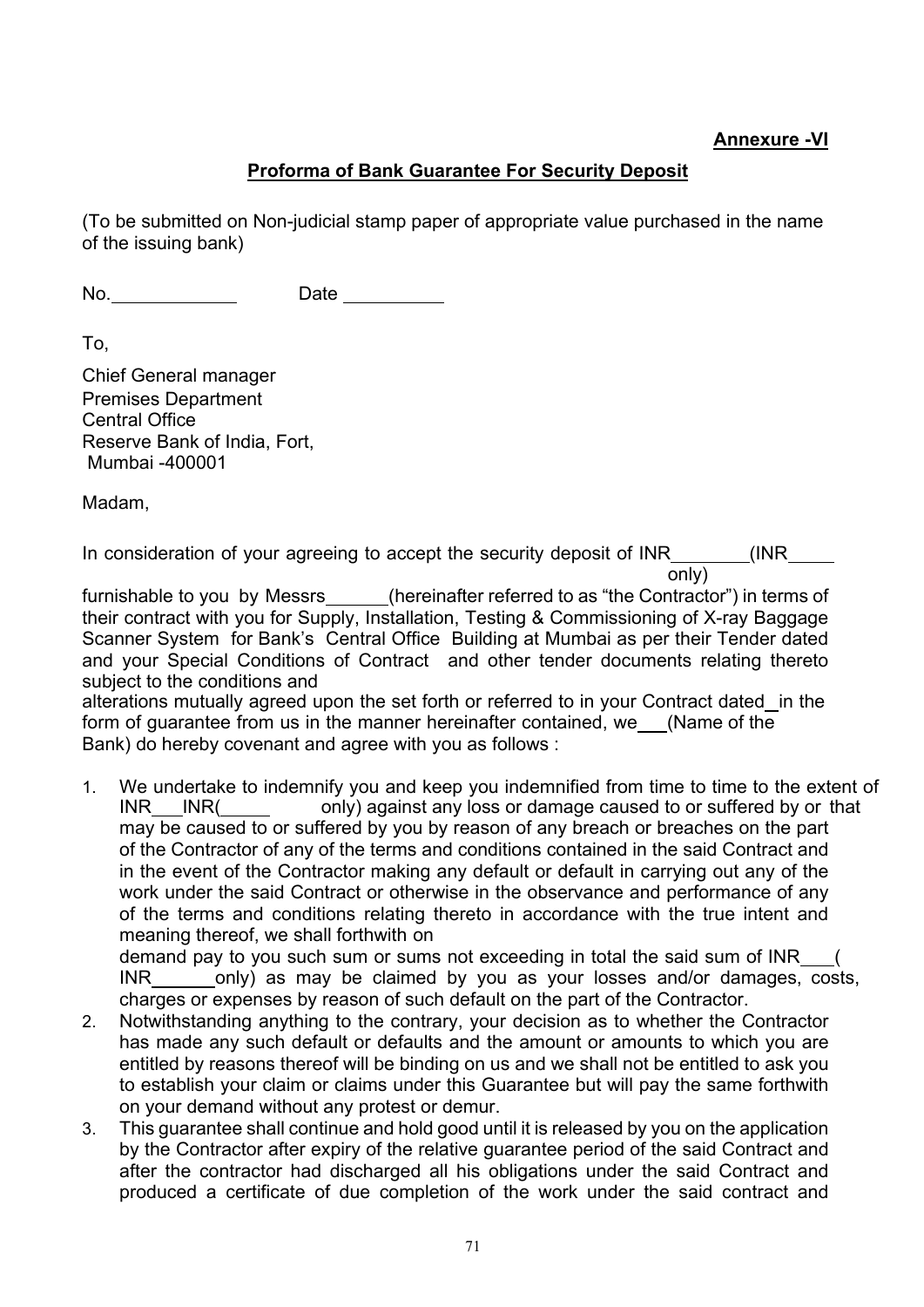**Annexure -VI**

**Proforma of Bank Guarantee For Security Deposit**

(To be submitted on Non-judicial stamp paper of appropriate value purchased in the name of the issuing bank)

No.\_\_\_\_\_\_\_\_\_\_\_\_ Date \_\_\_\_\_\_\_\_\_\_

To,

Chief General manager
Premises Department
Central Office
Reserve Bank of India, Fort,
Mumbai -400001

Madam,

In consideration of your agreeing to accept the security deposit of INR\_\_\_\_\_\_\_\_(INR\_\_\_\_\_ only) furnishable to you by Messrs\_\_\_\_\_\_(hereinafter referred to as "the Contractor") in terms of their contract with you for Supply, Installation, Testing & Commissioning of X-ray Baggage Scanner System for Bank's Central Office Building at Mumbai as per their Tender dated and your Special Conditions of Contract and other tender documents relating thereto subject to the conditions and alterations mutually agreed upon the set forth or referred to in your Contract dated\_in the form of guarantee from us in the manner hereinafter contained, we\_\_\_(Name of the Bank) do hereby covenant and agree with you as follows :

1. We undertake to indemnify you and keep you indemnified from time to time to the extent of INR\_\_\_INR(\_\_\_\_\_ only) against any loss or damage caused to or suffered by or that may be caused to or suffered by you by reason of any breach or breaches on the part of the Contractor of any of the terms and conditions contained in the said Contract and in the event of the Contractor making any default or default in carrying out any of the work under the said Contract or otherwise in the observance and performance of any of the terms and conditions relating thereto in accordance with the true intent and meaning thereof, we shall forthwith on demand pay to you such sum or sums not exceeding in total the said sum of INR\_\_\_( INR\_\_\_\_\_\_only) as may be claimed by you as your losses and/or damages, costs, charges or expenses by reason of such default on the part of the Contractor.
2. Notwithstanding anything to the contrary, your decision as to whether the Contractor has made any such default or defaults and the amount or amounts to which you are entitled by reasons thereof will be binding on us and we shall not be entitled to ask you to establish your claim or claims under this Guarantee but will pay the same forthwith on your demand without any protest or demur.
3. This guarantee shall continue and hold good until it is released by you on the application by the Contractor after expiry of the relative guarantee period of the said Contract and after the contractor had discharged all his obligations under the said Contract and produced a certificate of due completion of the work under the said contract and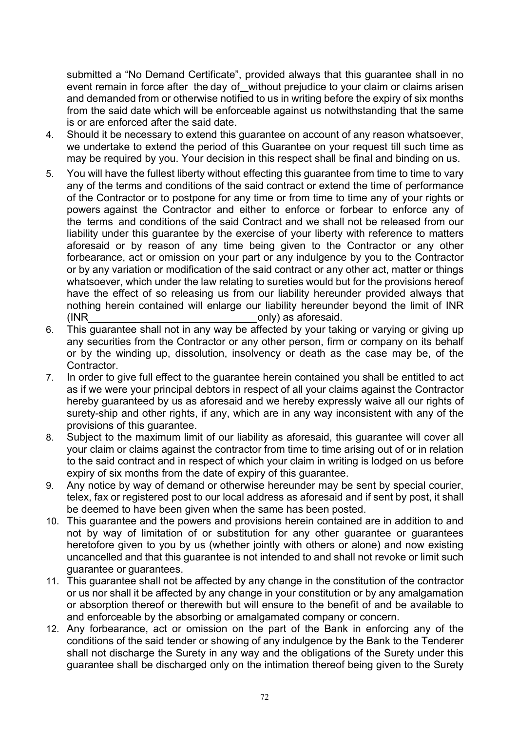submitted a "No Demand Certificate", provided always that this guarantee shall in no event remain in force after the day of \_\_ without prejudice to your claim or claims arisen and demanded from or otherwise notified to us in writing before the expiry of six months from the said date which will be enforceable against us notwithstanding that the same is or are enforced after the said date.

4. Should it be necessary to extend this guarantee on account of any reason whatsoever, we undertake to extend the period of this Guarantee on your request till such time as may be required by you. Your decision in this respect shall be final and binding on us.
5. You will have the fullest liberty without effecting this guarantee from time to time to vary any of the terms and conditions of the said contract or extend the time of performance of the Contractor or to postpone for any time or from time to time any of your rights or powers against the Contractor and either to enforce or forbear to enforce any of the terms and conditions of the said Contract and we shall not be released from our liability under this guarantee by the exercise of your liberty with reference to matters aforesaid or by reason of any time being given to the Contractor or any other forbearance, act or omission on your part or any indulgence by you to the Contractor or by any variation or modification of the said contract or any other act, matter or things whatsoever, which under the law relating to sureties would but for the provisions hereof have the effect of so releasing us from our liability hereunder provided always that nothing herein contained will enlarge our liability hereunder beyond the limit of INR (INR\_\_\_\_\_\_\_\_\_\_\_\_\_\_\_\_\_\_\_\_\_\_\_\_\_\_\_\_\_\_only) as aforesaid.
6. This guarantee shall not in any way be affected by your taking or varying or giving up any securities from the Contractor or any other person, firm or company on its behalf or by the winding up, dissolution, insolvency or death as the case may be, of the Contractor.
7. In order to give full effect to the guarantee herein contained you shall be entitled to act as if we were your principal debtors in respect of all your claims against the Contractor hereby guaranteed by us as aforesaid and we hereby expressly waive all our rights of surety-ship and other rights, if any, which are in any way inconsistent with any of the provisions of this guarantee.
8. Subject to the maximum limit of our liability as aforesaid, this guarantee will cover all your claim or claims against the contractor from time to time arising out of or in relation to the said contract and in respect of which your claim in writing is lodged on us before expiry of six months from the date of expiry of this guarantee.
9. Any notice by way of demand or otherwise hereunder may be sent by special courier, telex, fax or registered post to our local address as aforesaid and if sent by post, it shall be deemed to have been given when the same has been posted.
10. This guarantee and the powers and provisions herein contained are in addition to and not by way of limitation of or substitution for any other guarantee or guarantees heretofore given to you by us (whether jointly with others or alone) and now existing uncancelled and that this guarantee is not intended to and shall not revoke or limit such guarantee or guarantees.
11. This guarantee shall not be affected by any change in the constitution of the contractor or us nor shall it be affected by any change in your constitution or by any amalgamation or absorption thereof or therewith but will ensure to the benefit of and be available to and enforceable by the absorbing or amalgamated company or concern.
12. Any forbearance, act or omission on the part of the Bank in enforcing any of the conditions of the said tender or showing of any indulgence by the Bank to the Tenderer shall not discharge the Surety in any way and the obligations of the Surety under this guarantee shall be discharged only on the intimation thereof being given to the Surety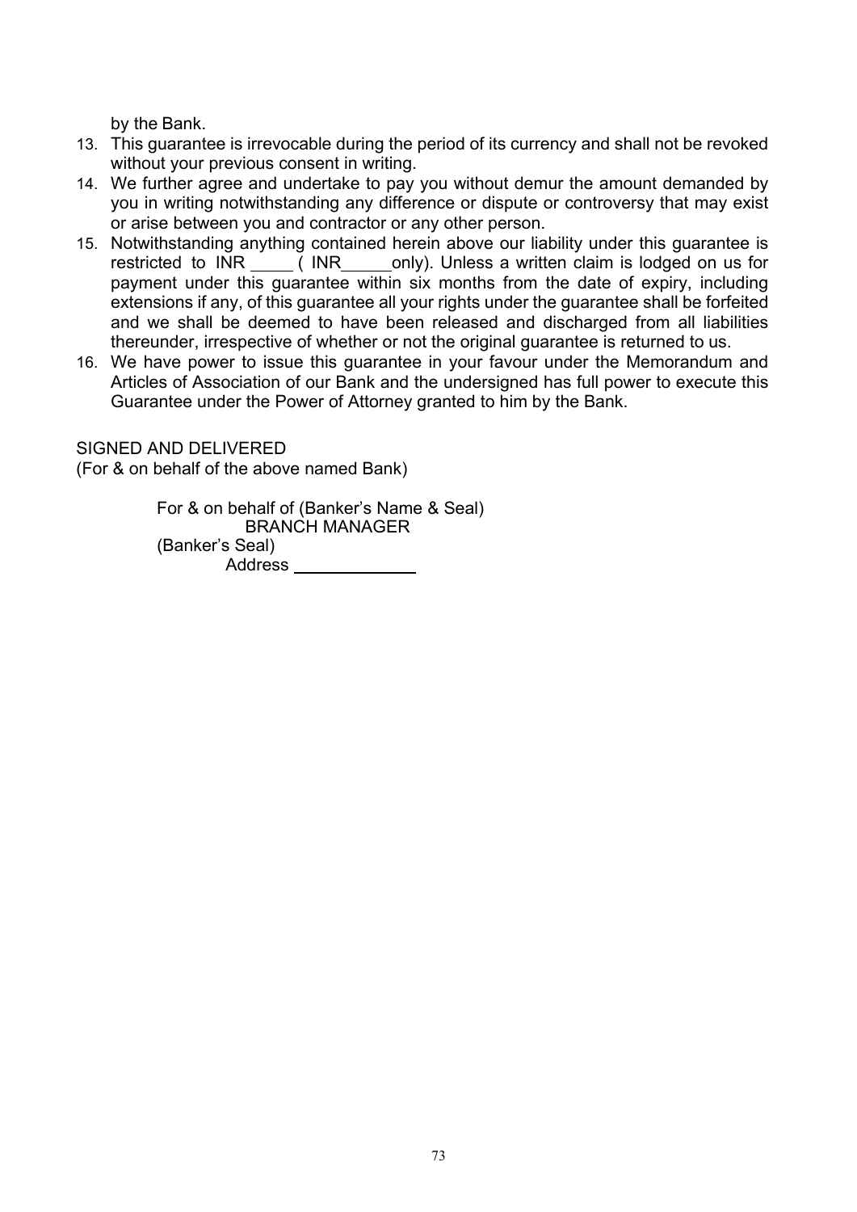by the Bank.

13. This guarantee is irrevocable during the period of its currency and shall not be revoked without your previous consent in writing.
14. We further agree and undertake to pay you without demur the amount demanded by you in writing notwithstanding any difference or dispute or controversy that may exist or arise between you and contractor or any other person.
15. Notwithstanding anything contained herein above our liability under this guarantee is restricted to INR _____ ( INR_____only). Unless a written claim is lodged on us for payment under this guarantee within six months from the date of expiry, including extensions if any, of this guarantee all your rights under the guarantee shall be forfeited and we shall be deemed to have been released and discharged from all liabilities thereunder, irrespective of whether or not the original guarantee is returned to us.
16. We have power to issue this guarantee in your favour under the Memorandum and Articles of Association of our Bank and the undersigned has full power to execute this Guarantee under the Power of Attorney granted to him by the Bank.

SIGNED AND DELIVERED
(For & on behalf of the above named Bank)

For & on behalf of (Banker's Name & Seal)
BRANCH MANAGER
(Banker's Seal)
Address _____________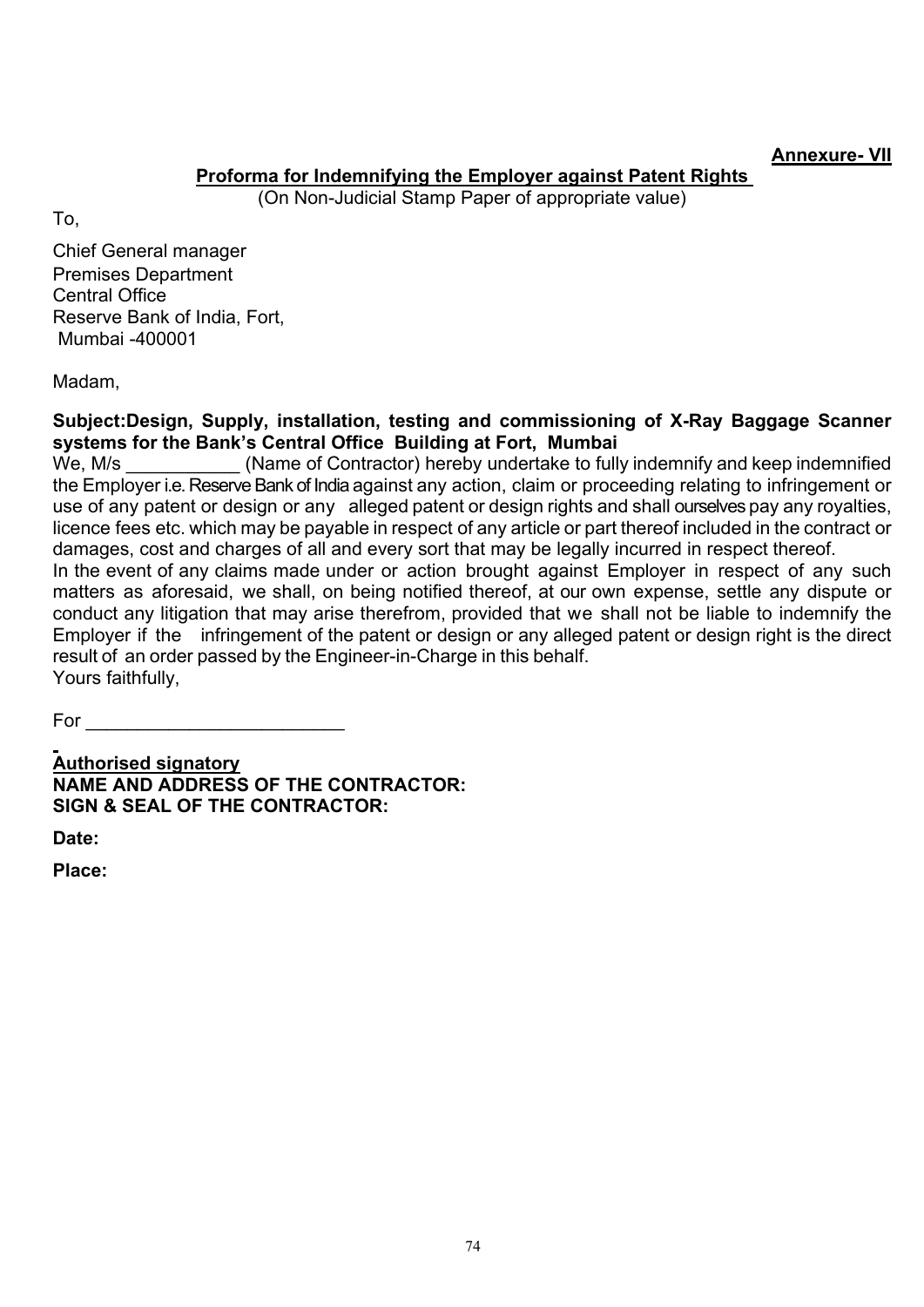**Annexure- VII**

**Proforma for Indemnifying the Employer against Patent Rights**

(On Non-Judicial Stamp Paper of appropriate value)

To,

Chief General manager
Premises Department
Central Office
Reserve Bank of India, Fort,
Mumbai -400001

Madam,

**Subject:Design, Supply, installation, testing and commissioning of X-Ray Baggage Scanner systems for the Bank's Central Office Building at Fort, Mumbai**

We, M/s ___________ (Name of Contractor) hereby undertake to fully indemnify and keep indemnified the Employer i.e. Reserve Bank of India against any action, claim or proceeding relating to infringement or use of any patent or design or any alleged patent or design rights and shall ourselves pay any royalties, licence fees etc. which may be payable in respect of any article or part thereof included in the contract or damages, cost and charges of all and every sort that may be legally incurred in respect thereof.

In the event of any claims made under or action brought against Employer in respect of any such matters as aforesaid, we shall, on being notified thereof, at our own expense, settle any dispute or conduct any litigation that may arise therefrom, provided that we shall not be liable to indemnify the Employer if the infringement of the patent or design or any alleged patent or design right is the direct result of an order passed by the Engineer-in-Charge in this behalf.

Yours faithfully,

For ________________________

**Authorised signatory**

**NAME AND ADDRESS OF THE CONTRACTOR:**

**SIGN & SEAL OF THE CONTRACTOR:**

**Date:**

**Place:**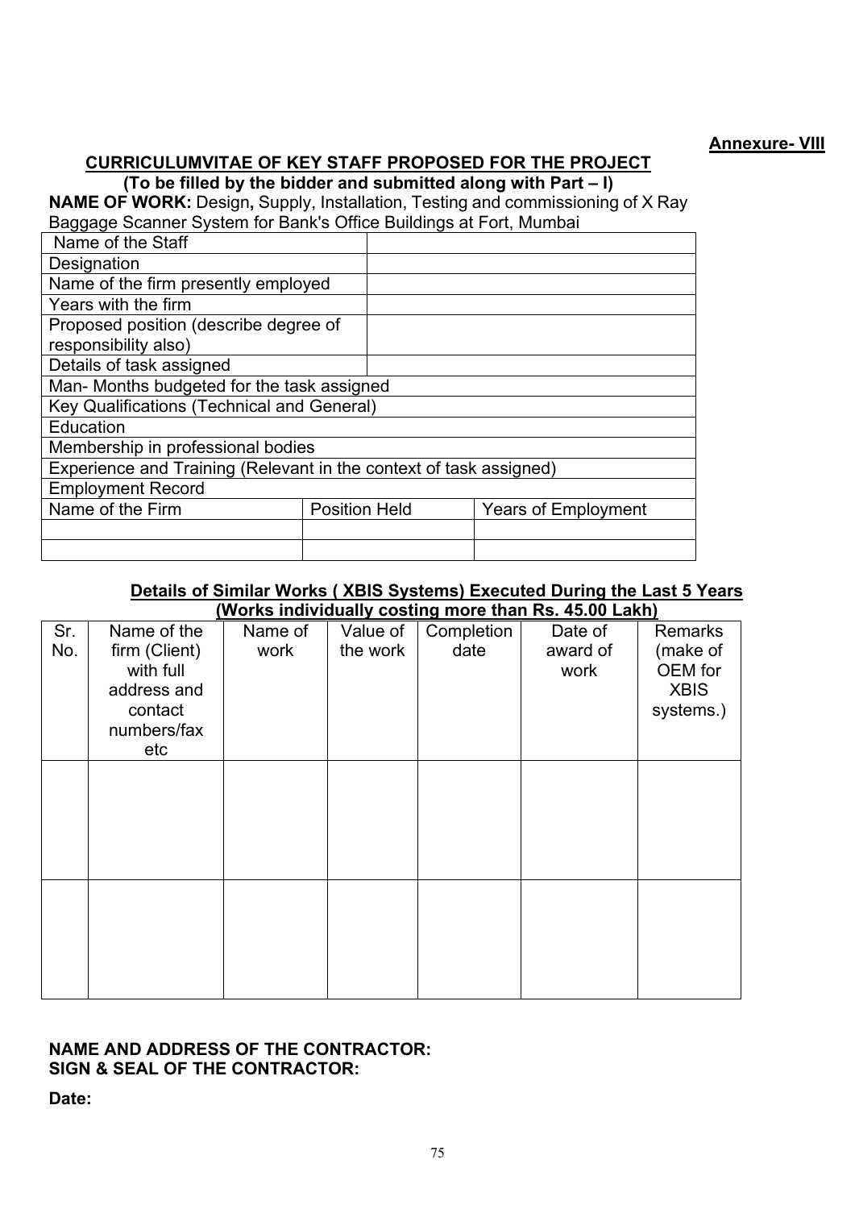**Annexure- VIII**

**CURRICULUMVITAE OF KEY STAFF PROPOSED FOR THE PROJECT**
**(To be filled by the bidder and submitted along with Part – I)**

**NAME OF WORK:** Design**,** Supply, Installation, Testing and commissioning of X Ray Baggage Scanner System for Bank's Office Buildings at Fort, Mumbai

| Name of the Staff | | |
|---|---|---|
| Designation | | |
| Name of the firm presently employed | | |
| Years with the firm | | |
| Proposed position (describe degree of responsibility also) | | |
| Details of task assigned | | |
| Man- Months budgeted for the task assigned | | |
| Key Qualifications (Technical and General) | | |
| Education | | |
| Membership in professional bodies | | |
| Experience and Training (Relevant in the context of task assigned) | | |
| Employment Record | | |
| Name of the Firm | Position Held | Years of Employment |
| | | |
| | | |

**Details of Similar Works ( XBIS Systems) Executed During the Last 5 Years (Works individually costing more than Rs. 45.00 Lakh)**

| Sr. No. | Name of the firm (Client) with full address and contact numbers/fax etc | Name of work | Value of the work | Completion date | Date of award of work | Remarks (make of OEM for XBIS systems.) |
|---|---|---|---|---|---|---|
| | | | | | | |
| | | | | | | |

**NAME AND ADDRESS OF THE CONTRACTOR:**
**SIGN & SEAL OF THE CONTRACTOR:**

**Date:**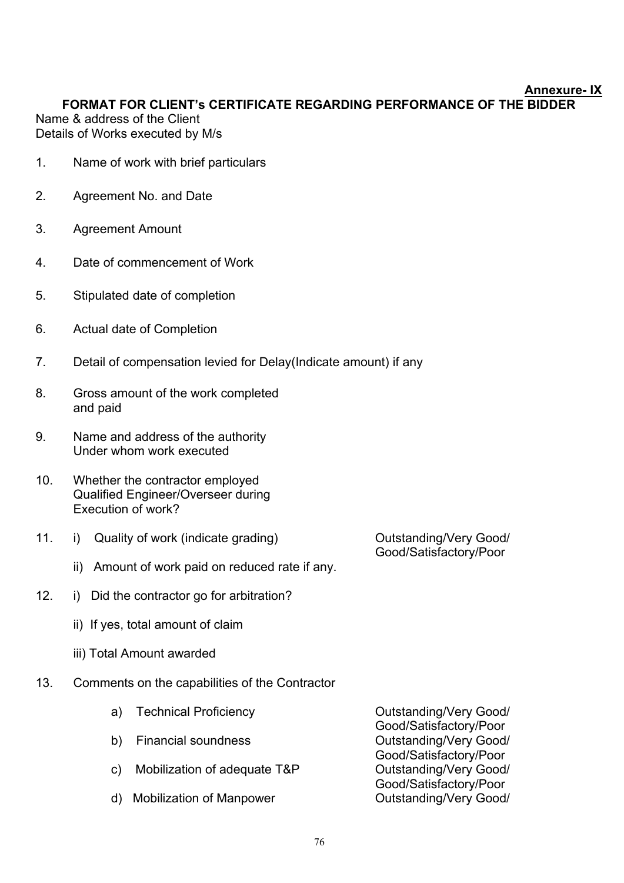**Annexure- IX**

## FORMAT FOR CLIENT's CERTIFICATE REGARDING PERFORMANCE OF THE BIDDER

Name & address of the Client
Details of Works executed by M/s

1. Name of work with brief particulars

2. Agreement No. and Date

3. Agreement Amount

4. Date of commencement of Work

5. Stipulated date of completion

6. Actual date of Completion

7. Detail of compensation levied for Delay(Indicate amount) if any

8. Gross amount of the work completed and paid

9. Name and address of the authority Under whom work executed

10. Whether the contractor employed Qualified Engineer/Overseer during Execution of work?

11. i) Quality of work (indicate grading) Outstanding/Very Good/Good/Satisfactory/Poor

    ii) Amount of work paid on reduced rate if any.

12. i) Did the contractor go for arbitration?

    ii) If yes, total amount of claim

    iii) Total Amount awarded

13. Comments on the capabilities of the Contractor

    a) Technical Proficiency Outstanding/Very Good/Good/Satisfactory/Poor

    b) Financial soundness Outstanding/Very Good/Good/Satisfactory/Poor

    c) Mobilization of adequate T&P Outstanding/Very Good/Good/Satisfactory/Poor

    d) Mobilization of Manpower Outstanding/Very Good/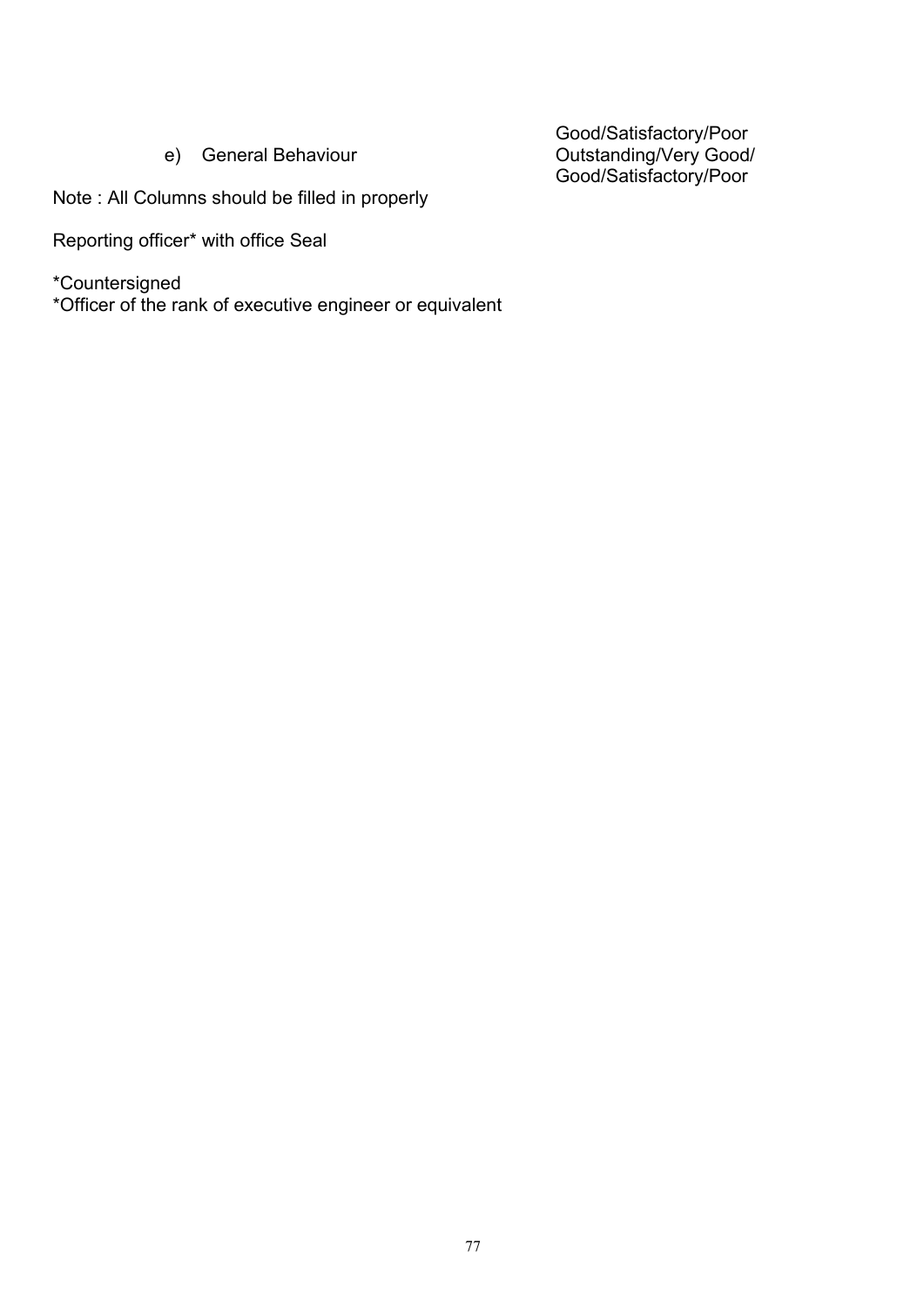| | Good/Satisfactory/Poor |
|---|---|
| e) General Behaviour | Outstanding/Very Good/ Good/Satisfactory/Poor |

Note : All Columns should be filled in properly

Reporting officer* with office Seal

*Countersigned

*Officer of the rank of executive engineer or equivalent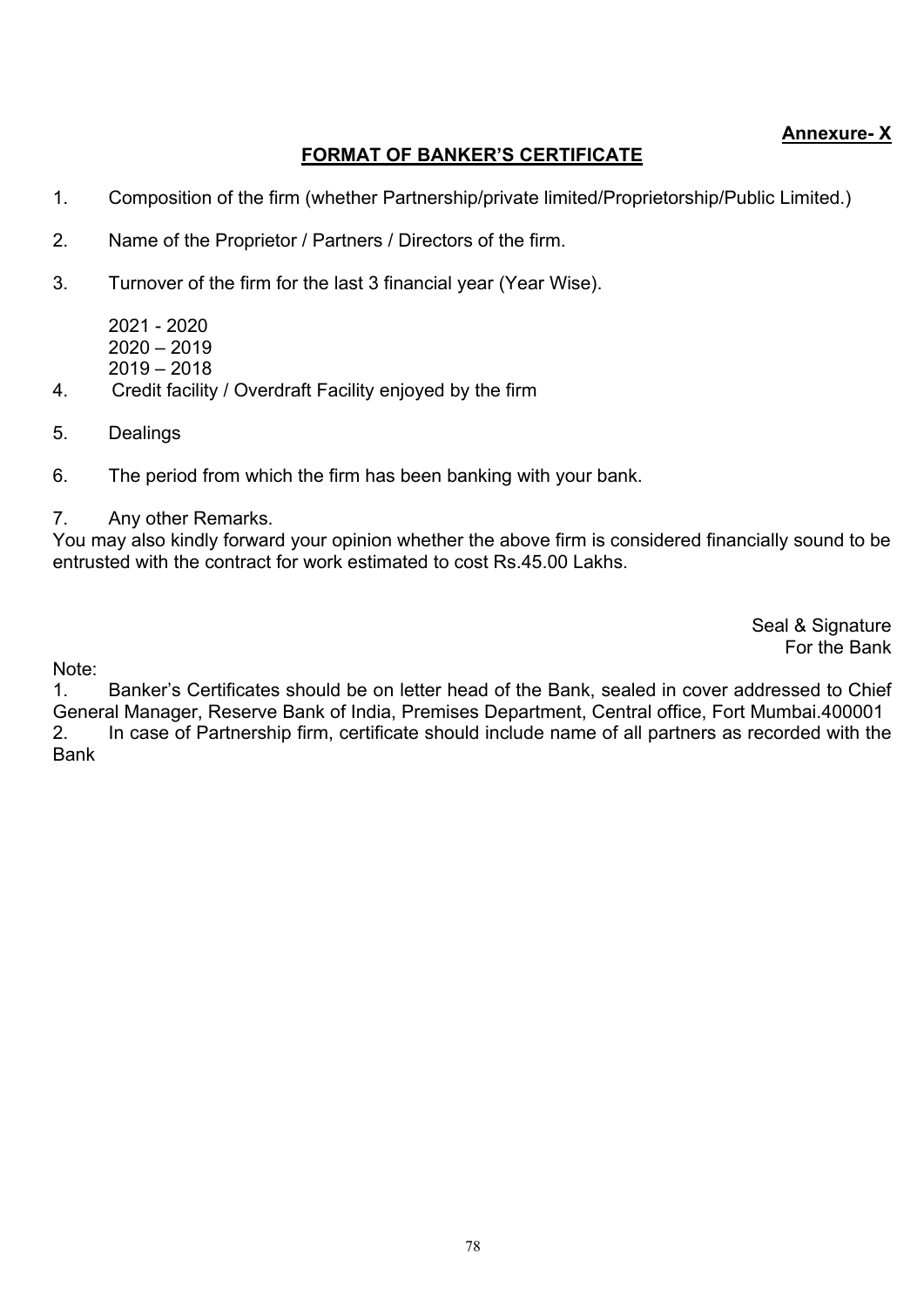**Annexure- X**

## FORMAT OF BANKER'S CERTIFICATE

1. Composition of the firm (whether Partnership/private limited/Proprietorship/Public Limited.)

2. Name of the Proprietor / Partners / Directors of the firm.

3. Turnover of the firm for the last 3 financial year (Year Wise).

   2021 - 2020
   2020 – 2019
   2019 – 2018

4. Credit facility / Overdraft Facility enjoyed by the firm

5. Dealings

6. The period from which the firm has been banking with your bank.

7. Any other Remarks.

You may also kindly forward your opinion whether the above firm is considered financially sound to be entrusted with the contract for work estimated to cost Rs.45.00 Lakhs.

Seal & Signature
For the Bank

Note:

1. Banker's Certificates should be on letter head of the Bank, sealed in cover addressed to Chief General Manager, Reserve Bank of India, Premises Department, Central office, Fort Mumbai.400001
2. In case of Partnership firm, certificate should include name of all partners as recorded with the Bank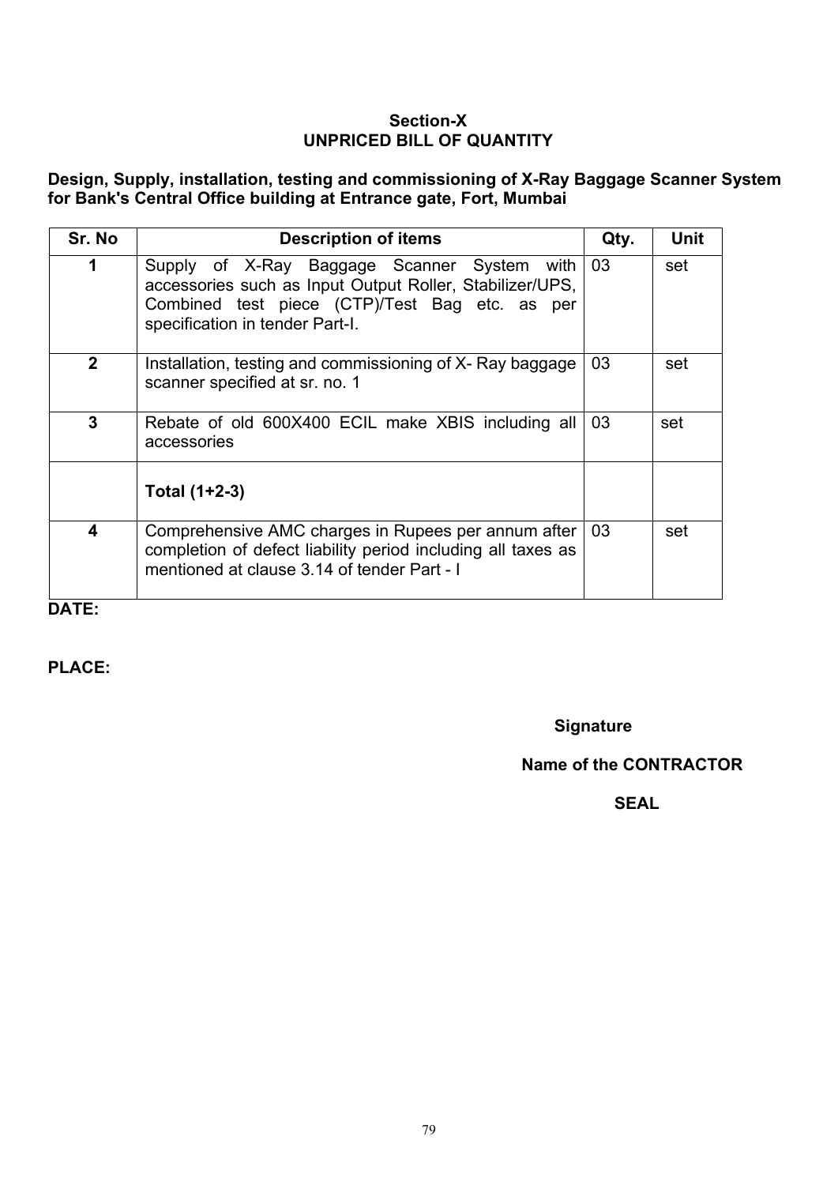## Section-X
## UNPRICED BILL OF QUANTITY

**Design, Supply, installation, testing and commissioning of X-Ray Baggage Scanner System for Bank's Central Office building at Entrance gate, Fort, Mumbai**

| Sr. No | Description of items | Qty. | Unit |
|---|---|---|---|
| 1 | Supply of X-Ray Baggage Scanner System with accessories such as Input Output Roller, Stabilizer/UPS, Combined test piece (CTP)/Test Bag etc. as per specification in tender Part-I. | 03 | set |
| 2 | Installation, testing and commissioning of X- Ray baggage scanner specified at sr. no. 1 | 03 | set |
| 3 | Rebate of old 600X400 ECIL make XBIS including all accessories | 03 | set |
| | **Total (1+2-3)** | | |
| 4 | Comprehensive AMC charges in Rupees per annum after completion of defect liability period including all taxes as mentioned at clause 3.14 of tender Part - I | 03 | set |

**DATE:**

**PLACE:**

**Signature**

**Name of the CONTRACTOR**

**SEAL**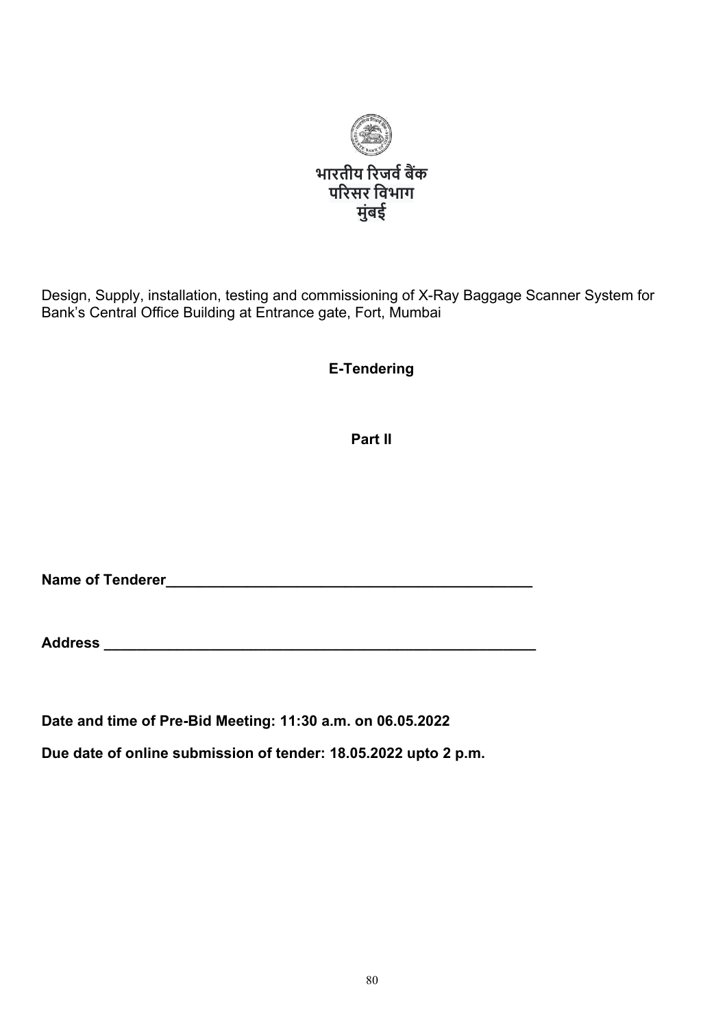भारतीय रिजर्व बैंक
परिसर विभाग
मुंबई

Design, Supply, installation, testing and commissioning of X-Ray Baggage Scanner System for Bank's Central Office Building at Entrance gate, Fort, Mumbai

**E-Tendering**

**Part II**

**Name of Tenderer**_______________________________________________

**Address** ______________________________________________________

**Date and time of Pre-Bid Meeting: 11:30 a.m. on 06.05.2022**

**Due date of online submission of tender: 18.05.2022 upto 2 p.m.**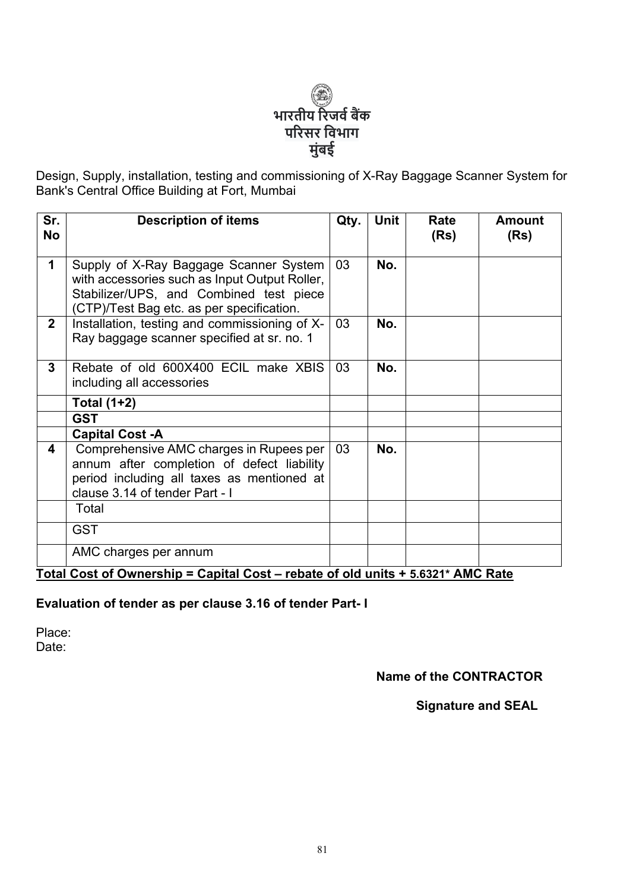भारतीय रिजर्व बैंक
परिसर विभाग
मुंबई

Design, Supply, installation, testing and commissioning of X-Ray Baggage Scanner System for Bank's Central Office Building at Fort, Mumbai

| Sr. No | Description of items | Qty. | Unit | Rate (Rs) | Amount (Rs) |
|---|---|---|---|---|---|
| **1** | Supply of X-Ray Baggage Scanner System with accessories such as Input Output Roller, Stabilizer/UPS, and Combined test piece (CTP)/Test Bag etc. as per specification. | 03 | **No.** | | |
| **2** | Installation, testing and commissioning of X-Ray baggage scanner specified at sr. no. 1 | 03 | **No.** | | |
| **3** | Rebate of old 600X400 ECIL make XBIS including all accessories | 03 | **No.** | | |
| | **Total (1+2)** | | | | |
| | **GST** | | | | |
| | **Capital Cost -A** | | | | |
| **4** | Comprehensive AMC charges in Rupees per annum after completion of defect liability period including all taxes as mentioned at clause 3.14 of tender Part - I | 03 | **No.** | | |
| | Total | | | | |
| | GST | | | | |
| | AMC charges per annum | | | | |

**Total Cost of Ownership = Capital Cost – rebate of old units + 5.6321* AMC Rate**

**Evaluation of tender as per clause 3.16 of tender Part- I**

Place:
Date:

**Name of the CONTRACTOR**

**Signature and SEAL**